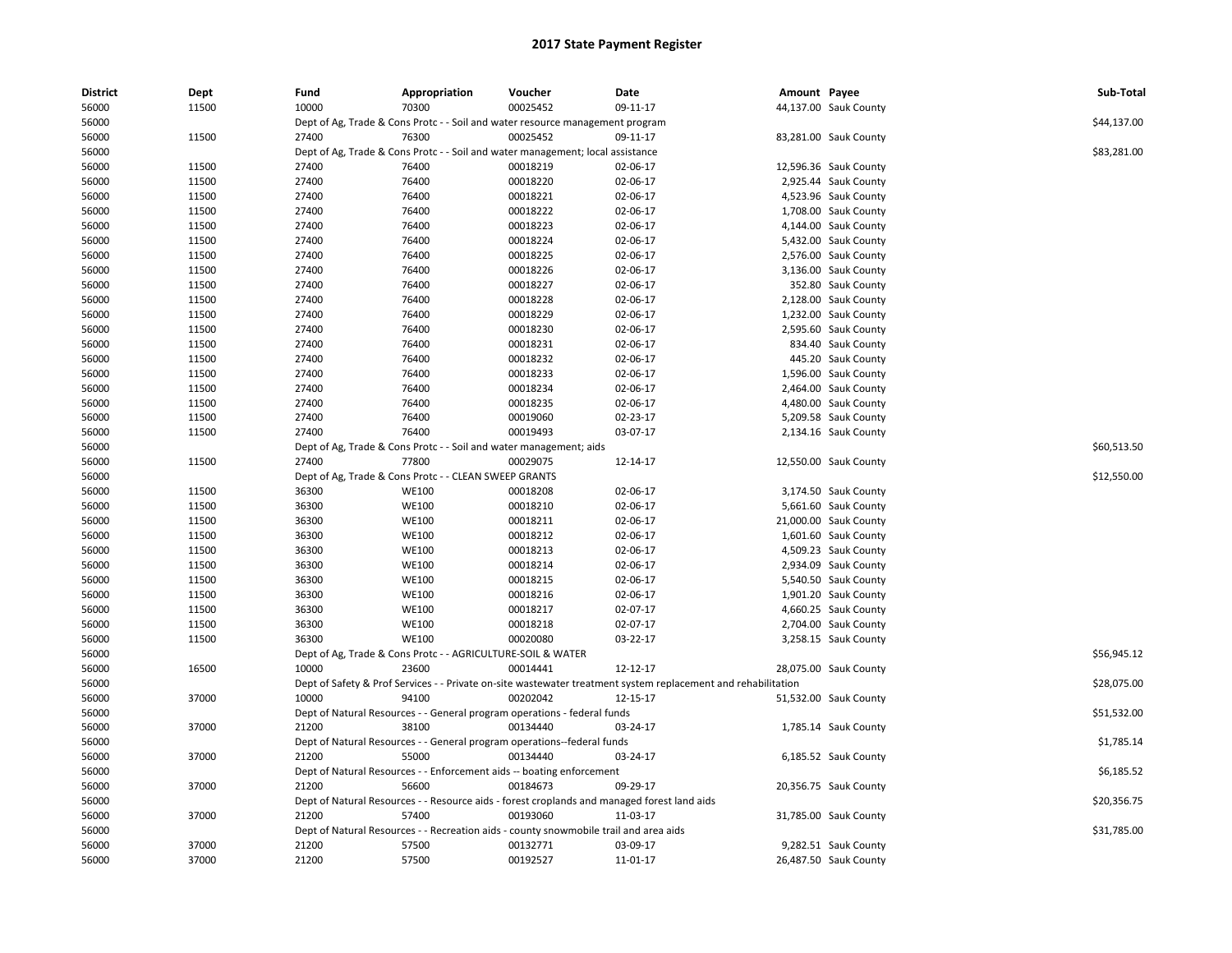# 2017 State Payment Register

| District | Dept | Fund | Appropriation | Voucher | Date | Amount | Payee | Sub-Total |
|---|---|---|---|---|---|---|---|---|
| 56000 | 11500 | 10000 | 70300 | 00025452 | 09-11-17 | 44,137.00 | Sauk County | |
| 56000 | | Dept of Ag, Trade & Cons Protc - - Soil and water resource management program | | | | | | $44,137.00 |
| 56000 | 11500 | 27400 | 76300 | 00025452 | 09-11-17 | 83,281.00 | Sauk County | |
| 56000 | | Dept of Ag, Trade & Cons Protc - - Soil and water management; local assistance | | | | | | $83,281.00 |
| 56000 | 11500 | 27400 | 76400 | 00018219 | 02-06-17 | 12,596.36 | Sauk County | |
| 56000 | 11500 | 27400 | 76400 | 00018220 | 02-06-17 | 2,925.44 | Sauk County | |
| 56000 | 11500 | 27400 | 76400 | 00018221 | 02-06-17 | 4,523.96 | Sauk County | |
| 56000 | 11500 | 27400 | 76400 | 00018222 | 02-06-17 | 1,708.00 | Sauk County | |
| 56000 | 11500 | 27400 | 76400 | 00018223 | 02-06-17 | 4,144.00 | Sauk County | |
| 56000 | 11500 | 27400 | 76400 | 00018224 | 02-06-17 | 5,432.00 | Sauk County | |
| 56000 | 11500 | 27400 | 76400 | 00018225 | 02-06-17 | 2,576.00 | Sauk County | |
| 56000 | 11500 | 27400 | 76400 | 00018226 | 02-06-17 | 3,136.00 | Sauk County | |
| 56000 | 11500 | 27400 | 76400 | 00018227 | 02-06-17 | 352.80 | Sauk County | |
| 56000 | 11500 | 27400 | 76400 | 00018228 | 02-06-17 | 2,128.00 | Sauk County | |
| 56000 | 11500 | 27400 | 76400 | 00018229 | 02-06-17 | 1,232.00 | Sauk County | |
| 56000 | 11500 | 27400 | 76400 | 00018230 | 02-06-17 | 2,595.60 | Sauk County | |
| 56000 | 11500 | 27400 | 76400 | 00018231 | 02-06-17 | 834.40 | Sauk County | |
| 56000 | 11500 | 27400 | 76400 | 00018232 | 02-06-17 | 445.20 | Sauk County | |
| 56000 | 11500 | 27400 | 76400 | 00018233 | 02-06-17 | 1,596.00 | Sauk County | |
| 56000 | 11500 | 27400 | 76400 | 00018234 | 02-06-17 | 2,464.00 | Sauk County | |
| 56000 | 11500 | 27400 | 76400 | 00018235 | 02-06-17 | 4,480.00 | Sauk County | |
| 56000 | 11500 | 27400 | 76400 | 00019060 | 02-23-17 | 5,209.58 | Sauk County | |
| 56000 | 11500 | 27400 | 76400 | 00019493 | 03-07-17 | 2,134.16 | Sauk County | |
| 56000 | | Dept of Ag, Trade & Cons Protc - - Soil and water management; aids | | | | | | $60,513.50 |
| 56000 | 11500 | 27400 | 77800 | 00029075 | 12-14-17 | 12,550.00 | Sauk County | |
| 56000 | | Dept of Ag, Trade & Cons Protc - - CLEAN SWEEP GRANTS | | | | | | $12,550.00 |
| 56000 | 11500 | 36300 | WE100 | 00018208 | 02-06-17 | 3,174.50 | Sauk County | |
| 56000 | 11500 | 36300 | WE100 | 00018210 | 02-06-17 | 5,661.60 | Sauk County | |
| 56000 | 11500 | 36300 | WE100 | 00018211 | 02-06-17 | 21,000.00 | Sauk County | |
| 56000 | 11500 | 36300 | WE100 | 00018212 | 02-06-17 | 1,601.60 | Sauk County | |
| 56000 | 11500 | 36300 | WE100 | 00018213 | 02-06-17 | 4,509.23 | Sauk County | |
| 56000 | 11500 | 36300 | WE100 | 00018214 | 02-06-17 | 2,934.09 | Sauk County | |
| 56000 | 11500 | 36300 | WE100 | 00018215 | 02-06-17 | 5,540.50 | Sauk County | |
| 56000 | 11500 | 36300 | WE100 | 00018216 | 02-06-17 | 1,901.20 | Sauk County | |
| 56000 | 11500 | 36300 | WE100 | 00018217 | 02-07-17 | 4,660.25 | Sauk County | |
| 56000 | 11500 | 36300 | WE100 | 00018218 | 02-07-17 | 2,704.00 | Sauk County | |
| 56000 | 11500 | 36300 | WE100 | 00020080 | 03-22-17 | 3,258.15 | Sauk County | |
| 56000 | | Dept of Ag, Trade & Cons Protc - - AGRICULTURE-SOIL & WATER | | | | | | $56,945.12 |
| 56000 | 16500 | 10000 | 23600 | 00014441 | 12-12-17 | 28,075.00 | Sauk County | |
| 56000 | | Dept of Safety & Prof Services - - Private on-site wastewater treatment system replacement and rehabilitation | | | | | | $28,075.00 |
| 56000 | 37000 | 10000 | 94100 | 00202042 | 12-15-17 | 51,532.00 | Sauk County | |
| 56000 | | Dept of Natural Resources - - General program operations - federal funds | | | | | | $51,532.00 |
| 56000 | 37000 | 21200 | 38100 | 00134440 | 03-24-17 | 1,785.14 | Sauk County | |
| 56000 | | Dept of Natural Resources - - General program operations--federal funds | | | | | | $1,785.14 |
| 56000 | 37000 | 21200 | 55000 | 00134440 | 03-24-17 | 6,185.52 | Sauk County | |
| 56000 | | Dept of Natural Resources - - Enforcement aids -- boating enforcement | | | | | | $6,185.52 |
| 56000 | 37000 | 21200 | 56600 | 00184673 | 09-29-17 | 20,356.75 | Sauk County | |
| 56000 | | Dept of Natural Resources - - Resource aids - forest croplands and managed forest land aids | | | | | | $20,356.75 |
| 56000 | 37000 | 21200 | 57400 | 00193060 | 11-03-17 | 31,785.00 | Sauk County | |
| 56000 | | Dept of Natural Resources - - Recreation aids - county snowmobile trail and area aids | | | | | | $31,785.00 |
| 56000 | 37000 | 21200 | 57500 | 00132771 | 03-09-17 | 9,282.51 | Sauk County | |
| 56000 | 37000 | 21200 | 57500 | 00192527 | 11-01-17 | 26,487.50 | Sauk County | |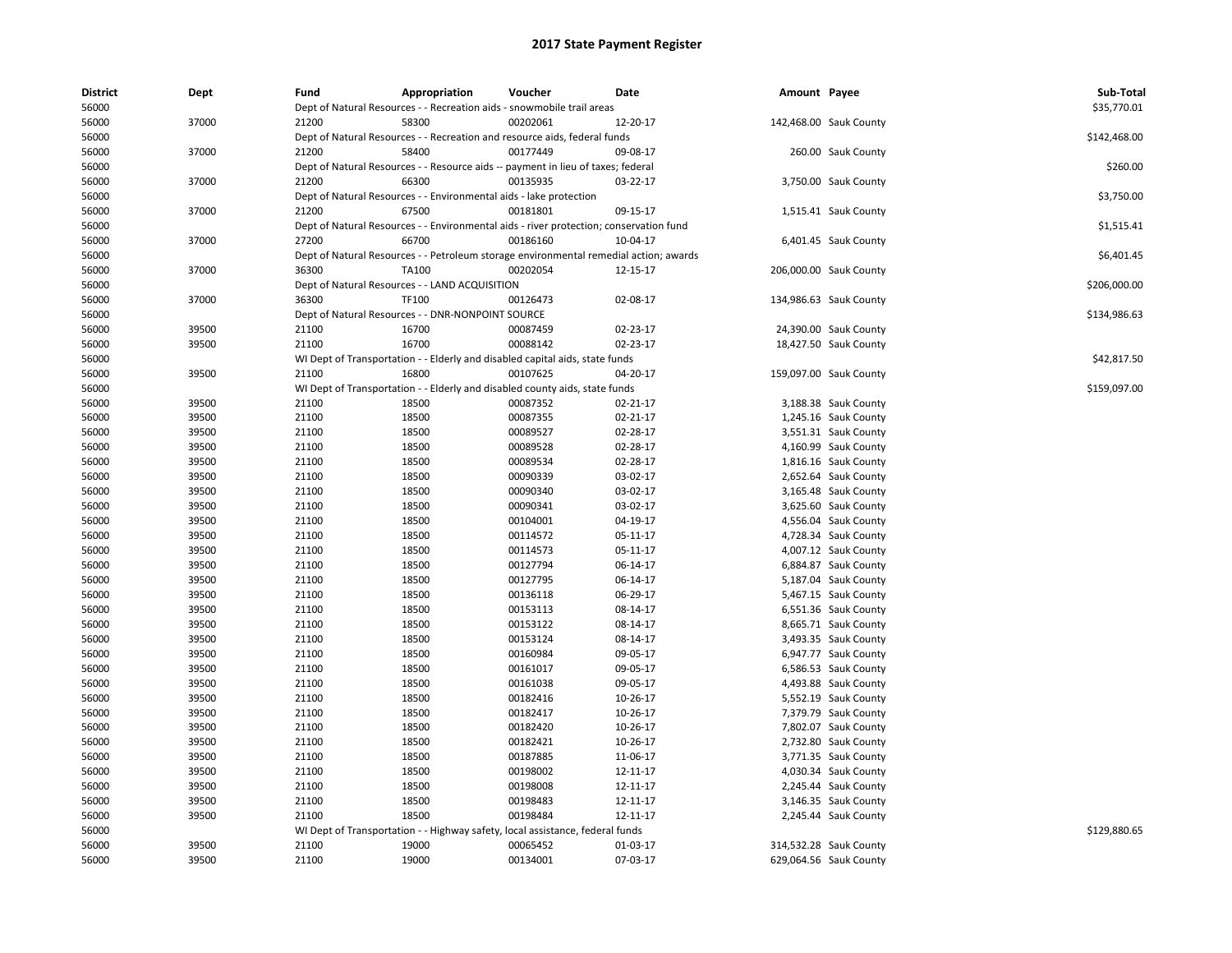# 2017 State Payment Register

| District | Dept | Fund | Appropriation | Voucher | Date | Amount | Payee | Sub-Total |
|---|---|---|---|---|---|---|---|---|
| 56000 | | Dept of Natural Resources - - Recreation aids - snowmobile trail areas | | | | | | $35,770.01 |
| 56000 | 37000 | 21200 | 58300 | 00202061 | 12-20-17 | 142,468.00 | Sauk County | |
| 56000 | | Dept of Natural Resources - - Recreation and resource aids, federal funds | | | | | | $142,468.00 |
| 56000 | 37000 | 21200 | 58400 | 00177449 | 09-08-17 | 260.00 | Sauk County | |
| 56000 | | Dept of Natural Resources - - Resource aids -- payment in lieu of taxes; federal | | | | | | $260.00 |
| 56000 | 37000 | 21200 | 66300 | 00135935 | 03-22-17 | 3,750.00 | Sauk County | |
| 56000 | | Dept of Natural Resources - - Environmental aids - lake protection | | | | | | $3,750.00 |
| 56000 | 37000 | 21200 | 67500 | 00181801 | 09-15-17 | 1,515.41 | Sauk County | |
| 56000 | | Dept of Natural Resources - - Environmental aids - river protection; conservation fund | | | | | | $1,515.41 |
| 56000 | 37000 | 27200 | 66700 | 00186160 | 10-04-17 | 6,401.45 | Sauk County | |
| 56000 | | Dept of Natural Resources - - Petroleum storage environmental remedial action; awards | | | | | | $6,401.45 |
| 56000 | 37000 | 36300 | TA100 | 00202054 | 12-15-17 | 206,000.00 | Sauk County | |
| 56000 | | Dept of Natural Resources - - LAND ACQUISITION | | | | | | $206,000.00 |
| 56000 | 37000 | 36300 | TF100 | 00126473 | 02-08-17 | 134,986.63 | Sauk County | |
| 56000 | | Dept of Natural Resources - - DNR-NONPOINT SOURCE | | | | | | $134,986.63 |
| 56000 | 39500 | 21100 | 16700 | 00087459 | 02-23-17 | 24,390.00 | Sauk County | |
| 56000 | 39500 | 21100 | 16700 | 00088142 | 02-23-17 | 18,427.50 | Sauk County | |
| 56000 | | WI Dept of Transportation - - Elderly and disabled capital aids, state funds | | | | | | $42,817.50 |
| 56000 | 39500 | 21100 | 16800 | 00107625 | 04-20-17 | 159,097.00 | Sauk County | |
| 56000 | | WI Dept of Transportation - - Elderly and disabled county aids, state funds | | | | | | $159,097.00 |
| 56000 | 39500 | 21100 | 18500 | 00087352 | 02-21-17 | 3,188.38 | Sauk County | |
| 56000 | 39500 | 21100 | 18500 | 00087355 | 02-21-17 | 1,245.16 | Sauk County | |
| 56000 | 39500 | 21100 | 18500 | 00089527 | 02-28-17 | 3,551.31 | Sauk County | |
| 56000 | 39500 | 21100 | 18500 | 00089528 | 02-28-17 | 4,160.99 | Sauk County | |
| 56000 | 39500 | 21100 | 18500 | 00089534 | 02-28-17 | 1,816.16 | Sauk County | |
| 56000 | 39500 | 21100 | 18500 | 00090339 | 03-02-17 | 2,652.64 | Sauk County | |
| 56000 | 39500 | 21100 | 18500 | 00090340 | 03-02-17 | 3,165.48 | Sauk County | |
| 56000 | 39500 | 21100 | 18500 | 00090341 | 03-02-17 | 3,625.60 | Sauk County | |
| 56000 | 39500 | 21100 | 18500 | 00104001 | 04-19-17 | 4,556.04 | Sauk County | |
| 56000 | 39500 | 21100 | 18500 | 00114572 | 05-11-17 | 4,728.34 | Sauk County | |
| 56000 | 39500 | 21100 | 18500 | 00114573 | 05-11-17 | 4,007.12 | Sauk County | |
| 56000 | 39500 | 21100 | 18500 | 00127794 | 06-14-17 | 6,884.87 | Sauk County | |
| 56000 | 39500 | 21100 | 18500 | 00127795 | 06-14-17 | 5,187.04 | Sauk County | |
| 56000 | 39500 | 21100 | 18500 | 00136118 | 06-29-17 | 5,467.15 | Sauk County | |
| 56000 | 39500 | 21100 | 18500 | 00153113 | 08-14-17 | 6,551.36 | Sauk County | |
| 56000 | 39500 | 21100 | 18500 | 00153122 | 08-14-17 | 8,665.71 | Sauk County | |
| 56000 | 39500 | 21100 | 18500 | 00153124 | 08-14-17 | 3,493.35 | Sauk County | |
| 56000 | 39500 | 21100 | 18500 | 00160984 | 09-05-17 | 6,947.77 | Sauk County | |
| 56000 | 39500 | 21100 | 18500 | 00161017 | 09-05-17 | 6,586.53 | Sauk County | |
| 56000 | 39500 | 21100 | 18500 | 00161038 | 09-05-17 | 4,493.88 | Sauk County | |
| 56000 | 39500 | 21100 | 18500 | 00182416 | 10-26-17 | 5,552.19 | Sauk County | |
| 56000 | 39500 | 21100 | 18500 | 00182417 | 10-26-17 | 7,379.79 | Sauk County | |
| 56000 | 39500 | 21100 | 18500 | 00182420 | 10-26-17 | 7,802.07 | Sauk County | |
| 56000 | 39500 | 21100 | 18500 | 00182421 | 10-26-17 | 2,732.80 | Sauk County | |
| 56000 | 39500 | 21100 | 18500 | 00187885 | 11-06-17 | 3,771.35 | Sauk County | |
| 56000 | 39500 | 21100 | 18500 | 00198002 | 12-11-17 | 4,030.34 | Sauk County | |
| 56000 | 39500 | 21100 | 18500 | 00198008 | 12-11-17 | 2,245.44 | Sauk County | |
| 56000 | 39500 | 21100 | 18500 | 00198483 | 12-11-17 | 3,146.35 | Sauk County | |
| 56000 | 39500 | 21100 | 18500 | 00198484 | 12-11-17 | 2,245.44 | Sauk County | |
| 56000 | | WI Dept of Transportation - - Highway safety, local assistance, federal funds | | | | | | $129,880.65 |
| 56000 | 39500 | 21100 | 19000 | 00065452 | 01-03-17 | 314,532.28 | Sauk County | |
| 56000 | 39500 | 21100 | 19000 | 00134001 | 07-03-17 | 629,064.56 | Sauk County | |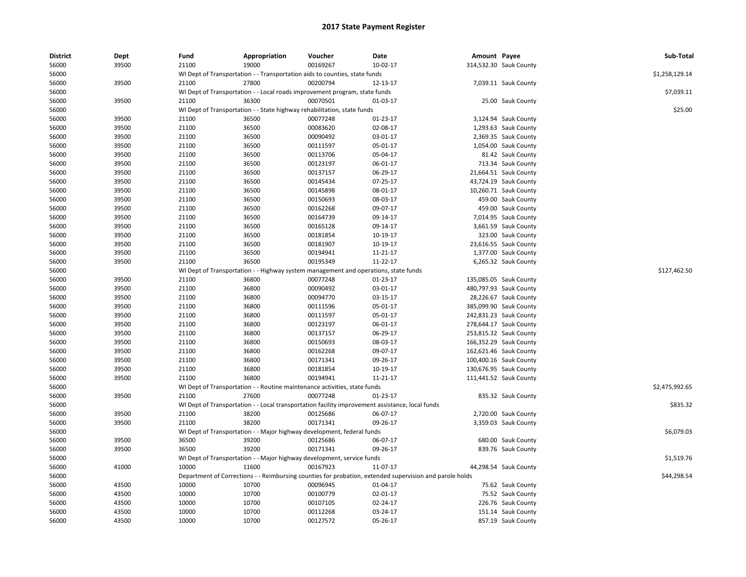# 2017 State Payment Register

| District | Dept | Fund | Appropriation | Voucher | Date | Amount | Payee | Sub-Total |
|---|---|---|---|---|---|---|---|---|
| 56000 | 39500 | 21100 | 19000 | 00169267 | 10-02-17 | 314,532.30 | Sauk County | |
| 56000 | | WI Dept of Transportation - - Transportation aids to counties, state funds | | | | | | $1,258,129.14 |
| 56000 | 39500 | 21100 | 27800 | 00200794 | 12-13-17 | 7,039.11 | Sauk County | |
| 56000 | | WI Dept of Transportation - - Local roads improvement program, state funds | | | | | | $7,039.11 |
| 56000 | 39500 | 21100 | 36300 | 00070501 | 01-03-17 | 25.00 | Sauk County | |
| 56000 | | WI Dept of Transportation - - State highway rehabilitation, state funds | | | | | | $25.00 |
| 56000 | 39500 | 21100 | 36500 | 00077248 | 01-23-17 | 3,124.94 | Sauk County | |
| 56000 | 39500 | 21100 | 36500 | 00083620 | 02-08-17 | 1,293.63 | Sauk County | |
| 56000 | 39500 | 21100 | 36500 | 00090492 | 03-01-17 | 2,369.35 | Sauk County | |
| 56000 | 39500 | 21100 | 36500 | 00111597 | 05-01-17 | 1,054.00 | Sauk County | |
| 56000 | 39500 | 21100 | 36500 | 00113706 | 05-04-17 | 81.42 | Sauk County | |
| 56000 | 39500 | 21100 | 36500 | 00123197 | 06-01-17 | 713.34 | Sauk County | |
| 56000 | 39500 | 21100 | 36500 | 00137157 | 06-29-17 | 21,664.51 | Sauk County | |
| 56000 | 39500 | 21100 | 36500 | 00145434 | 07-25-17 | 43,724.19 | Sauk County | |
| 56000 | 39500 | 21100 | 36500 | 00145898 | 08-01-17 | 10,260.71 | Sauk County | |
| 56000 | 39500 | 21100 | 36500 | 00150693 | 08-03-17 | 459.00 | Sauk County | |
| 56000 | 39500 | 21100 | 36500 | 00162268 | 09-07-17 | 459.00 | Sauk County | |
| 56000 | 39500 | 21100 | 36500 | 00164739 | 09-14-17 | 7,014.95 | Sauk County | |
| 56000 | 39500 | 21100 | 36500 | 00165128 | 09-14-17 | 3,661.59 | Sauk County | |
| 56000 | 39500 | 21100 | 36500 | 00181854 | 10-19-17 | 323.00 | Sauk County | |
| 56000 | 39500 | 21100 | 36500 | 00181907 | 10-19-17 | 23,616.55 | Sauk County | |
| 56000 | 39500 | 21100 | 36500 | 00194941 | 11-21-17 | 1,377.00 | Sauk County | |
| 56000 | 39500 | 21100 | 36500 | 00195349 | 11-22-17 | 6,265.32 | Sauk County | |
| 56000 | | WI Dept of Transportation - - Highway system management and operations, state funds | | | | | | $127,462.50 |
| 56000 | 39500 | 21100 | 36800 | 00077248 | 01-23-17 | 135,085.05 | Sauk County | |
| 56000 | 39500 | 21100 | 36800 | 00090492 | 03-01-17 | 480,797.93 | Sauk County | |
| 56000 | 39500 | 21100 | 36800 | 00094770 | 03-15-17 | 28,226.67 | Sauk County | |
| 56000 | 39500 | 21100 | 36800 | 00111596 | 05-01-17 | 385,099.90 | Sauk County | |
| 56000 | 39500 | 21100 | 36800 | 00111597 | 05-01-17 | 242,831.23 | Sauk County | |
| 56000 | 39500 | 21100 | 36800 | 00123197 | 06-01-17 | 278,644.17 | Sauk County | |
| 56000 | 39500 | 21100 | 36800 | 00137157 | 06-29-17 | 253,815.32 | Sauk County | |
| 56000 | 39500 | 21100 | 36800 | 00150693 | 08-03-17 | 166,352.29 | Sauk County | |
| 56000 | 39500 | 21100 | 36800 | 00162268 | 09-07-17 | 162,621.46 | Sauk County | |
| 56000 | 39500 | 21100 | 36800 | 00171341 | 09-26-17 | 100,400.16 | Sauk County | |
| 56000 | 39500 | 21100 | 36800 | 00181854 | 10-19-17 | 130,676.95 | Sauk County | |
| 56000 | 39500 | 21100 | 36800 | 00194941 | 11-21-17 | 111,441.52 | Sauk County | |
| 56000 | | WI Dept of Transportation - - Routine maintenance activities, state funds | | | | | | $2,475,992.65 |
| 56000 | 39500 | 21100 | 27600 | 00077248 | 01-23-17 | 835.32 | Sauk County | |
| 56000 | | WI Dept of Transportation - - Local transportation facility improvement assistance, local funds | | | | | | $835.32 |
| 56000 | 39500 | 21100 | 38200 | 00125686 | 06-07-17 | 2,720.00 | Sauk County | |
| 56000 | 39500 | 21100 | 38200 | 00171341 | 09-26-17 | 3,359.03 | Sauk County | |
| 56000 | | WI Dept of Transportation - - Major highway development, federal funds | | | | | | $6,079.03 |
| 56000 | 39500 | 36500 | 39200 | 00125686 | 06-07-17 | 680.00 | Sauk County | |
| 56000 | 39500 | 36500 | 39200 | 00171341 | 09-26-17 | 839.76 | Sauk County | |
| 56000 | | WI Dept of Transportation - - Major highway development, service funds | | | | | | $1,519.76 |
| 56000 | 41000 | 10000 | 11600 | 00167923 | 11-07-17 | 44,298.54 | Sauk County | |
| 56000 | | Department of Corrections - - Reimbursing counties for probation, extended supervision and parole holds | | | | | | $44,298.54 |
| 56000 | 43500 | 10000 | 10700 | 00096945 | 01-04-17 | 75.62 | Sauk County | |
| 56000 | 43500 | 10000 | 10700 | 00100779 | 02-01-17 | 75.52 | Sauk County | |
| 56000 | 43500 | 10000 | 10700 | 00107105 | 02-24-17 | 226.76 | Sauk County | |
| 56000 | 43500 | 10000 | 10700 | 00112268 | 03-24-17 | 151.14 | Sauk County | |
| 56000 | 43500 | 10000 | 10700 | 00127572 | 05-26-17 | 857.19 | Sauk County | |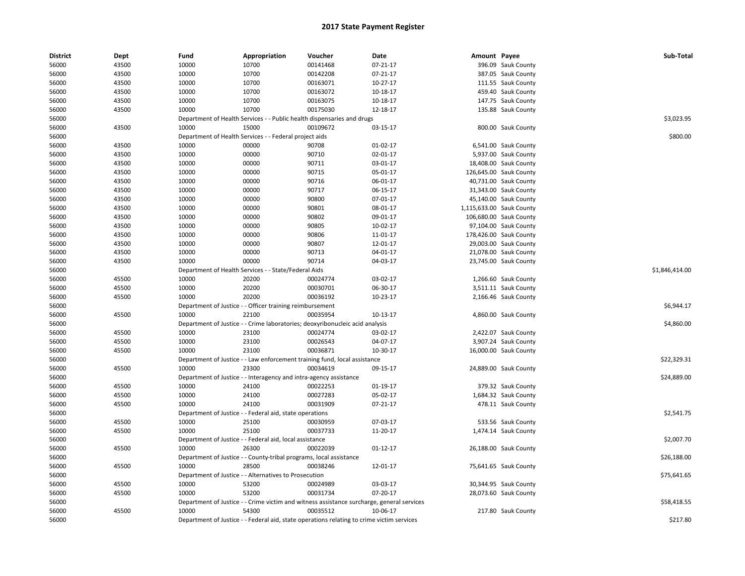## 2017 State Payment Register

| District | Dept | Fund | Appropriation | Voucher | Date | Amount | Payee | Sub-Total |
|---|---|---|---|---|---|---|---|---|
| 56000 | 43500 | 10000 | 10700 | 00141468 | 07-21-17 | 396.09 | Sauk County | |
| 56000 | 43500 | 10000 | 10700 | 00142208 | 07-21-17 | 387.05 | Sauk County | |
| 56000 | 43500 | 10000 | 10700 | 00163071 | 10-27-17 | 111.55 | Sauk County | |
| 56000 | 43500 | 10000 | 10700 | 00163072 | 10-18-17 | 459.40 | Sauk County | |
| 56000 | 43500 | 10000 | 10700 | 00163075 | 10-18-17 | 147.75 | Sauk County | |
| 56000 | 43500 | 10000 | 10700 | 00175030 | 12-18-17 | 135.88 | Sauk County | |
| 56000 | | Department of Health Services - - Public health dispensaries and drugs | | | | | | $3,023.95 |
| 56000 | 43500 | 10000 | 15000 | 00109672 | 03-15-17 | 800.00 | Sauk County | |
| 56000 | | Department of Health Services - - Federal project aids | | | | | | $800.00 |
| 56000 | 43500 | 10000 | 00000 | 90708 | 01-02-17 | 6,541.00 | Sauk County | |
| 56000 | 43500 | 10000 | 00000 | 90710 | 02-01-17 | 5,937.00 | Sauk County | |
| 56000 | 43500 | 10000 | 00000 | 90711 | 03-01-17 | 18,408.00 | Sauk County | |
| 56000 | 43500 | 10000 | 00000 | 90715 | 05-01-17 | 126,645.00 | Sauk County | |
| 56000 | 43500 | 10000 | 00000 | 90716 | 06-01-17 | 40,731.00 | Sauk County | |
| 56000 | 43500 | 10000 | 00000 | 90717 | 06-15-17 | 31,343.00 | Sauk County | |
| 56000 | 43500 | 10000 | 00000 | 90800 | 07-01-17 | 45,140.00 | Sauk County | |
| 56000 | 43500 | 10000 | 00000 | 90801 | 08-01-17 | 1,115,633.00 | Sauk County | |
| 56000 | 43500 | 10000 | 00000 | 90802 | 09-01-17 | 106,680.00 | Sauk County | |
| 56000 | 43500 | 10000 | 00000 | 90805 | 10-02-17 | 97,104.00 | Sauk County | |
| 56000 | 43500 | 10000 | 00000 | 90806 | 11-01-17 | 178,426.00 | Sauk County | |
| 56000 | 43500 | 10000 | 00000 | 90807 | 12-01-17 | 29,003.00 | Sauk County | |
| 56000 | 43500 | 10000 | 00000 | 90713 | 04-01-17 | 21,078.00 | Sauk County | |
| 56000 | 43500 | 10000 | 00000 | 90714 | 04-03-17 | 23,745.00 | Sauk County | |
| 56000 | | Department of Health Services - - State/Federal Aids | | | | | | $1,846,414.00 |
| 56000 | 45500 | 10000 | 20200 | 00024774 | 03-02-17 | 1,266.60 | Sauk County | |
| 56000 | 45500 | 10000 | 20200 | 00030701 | 06-30-17 | 3,511.11 | Sauk County | |
| 56000 | 45500 | 10000 | 20200 | 00036192 | 10-23-17 | 2,166.46 | Sauk County | |
| 56000 | | Department of Justice - - Officer training reimbursement | | | | | | $6,944.17 |
| 56000 | 45500 | 10000 | 22100 | 00035954 | 10-13-17 | 4,860.00 | Sauk County | |
| 56000 | | Department of Justice - - Crime laboratories; deoxyribonucleic acid analysis | | | | | | $4,860.00 |
| 56000 | 45500 | 10000 | 23100 | 00024774 | 03-02-17 | 2,422.07 | Sauk County | |
| 56000 | 45500 | 10000 | 23100 | 00026543 | 04-07-17 | 3,907.24 | Sauk County | |
| 56000 | 45500 | 10000 | 23100 | 00036871 | 10-30-17 | 16,000.00 | Sauk County | |
| 56000 | | Department of Justice - - Law enforcement training fund, local assistance | | | | | | $22,329.31 |
| 56000 | 45500 | 10000 | 23300 | 00034619 | 09-15-17 | 24,889.00 | Sauk County | |
| 56000 | | Department of Justice - - Interagency and intra-agency assistance | | | | | | $24,889.00 |
| 56000 | 45500 | 10000 | 24100 | 00022253 | 01-19-17 | 379.32 | Sauk County | |
| 56000 | 45500 | 10000 | 24100 | 00027283 | 05-02-17 | 1,684.32 | Sauk County | |
| 56000 | 45500 | 10000 | 24100 | 00031909 | 07-21-17 | 478.11 | Sauk County | |
| 56000 | | Department of Justice - - Federal aid, state operations | | | | | | $2,541.75 |
| 56000 | 45500 | 10000 | 25100 | 00030959 | 07-03-17 | 533.56 | Sauk County | |
| 56000 | 45500 | 10000 | 25100 | 00037733 | 11-20-17 | 1,474.14 | Sauk County | |
| 56000 | | Department of Justice - - Federal aid, local assistance | | | | | | $2,007.70 |
| 56000 | 45500 | 10000 | 26300 | 00022039 | 01-12-17 | 26,188.00 | Sauk County | |
| 56000 | | Department of Justice - - County-tribal programs, local assistance | | | | | | $26,188.00 |
| 56000 | 45500 | 10000 | 28500 | 00038246 | 12-01-17 | 75,641.65 | Sauk County | |
| 56000 | | Department of Justice - - Alternatives to Prosecution | | | | | | $75,641.65 |
| 56000 | 45500 | 10000 | 53200 | 00024989 | 03-03-17 | 30,344.95 | Sauk County | |
| 56000 | 45500 | 10000 | 53200 | 00031734 | 07-20-17 | 28,073.60 | Sauk County | |
| 56000 | | Department of Justice - - Crime victim and witness assistance surcharge, general services | | | | | | $58,418.55 |
| 56000 | 45500 | 10000 | 54300 | 00035512 | 10-06-17 | 217.80 | Sauk County | |
| 56000 | | Department of Justice - - Federal aid, state operations relating to crime victim services | | | | | | $217.80 |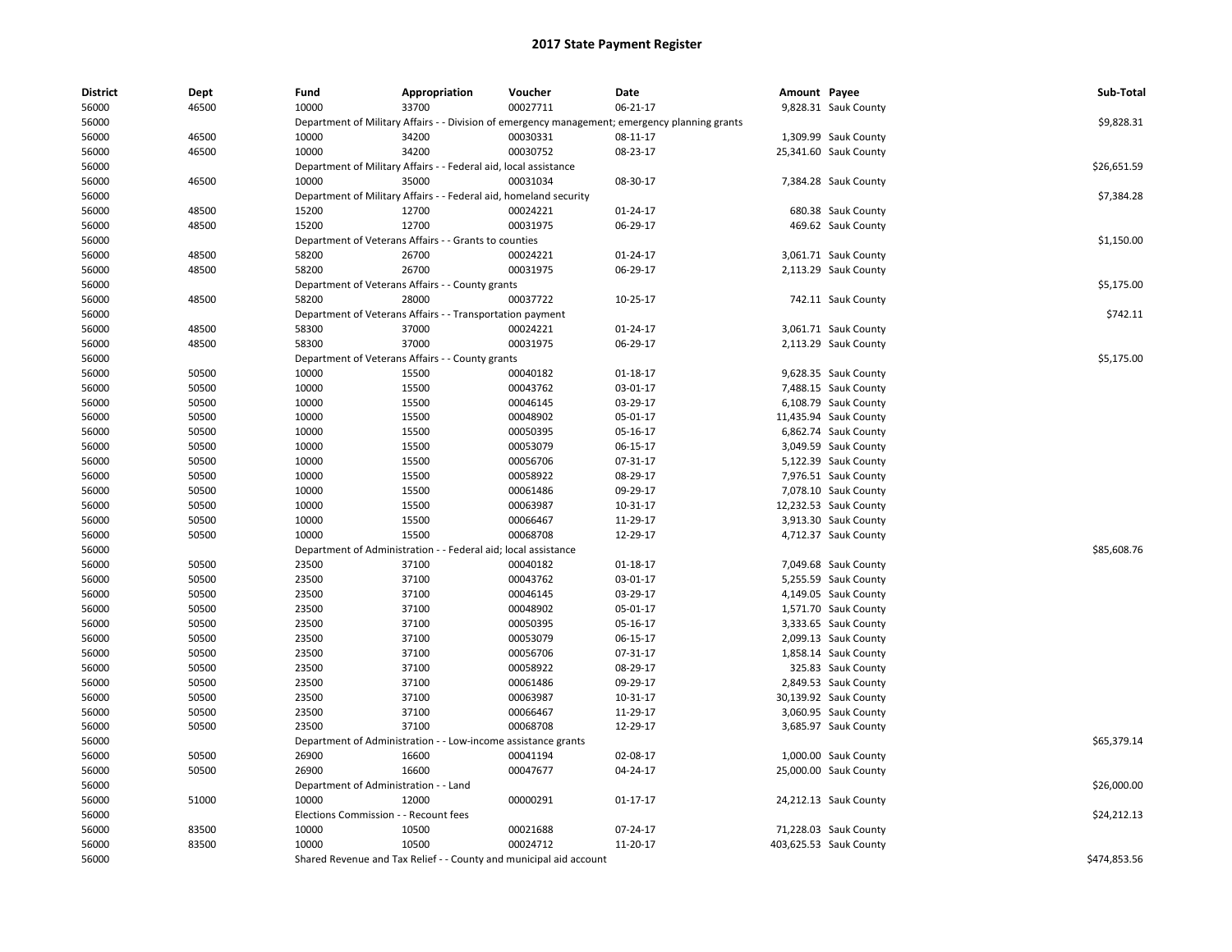# 2017 State Payment Register

| District | Dept | Fund | Appropriation | Voucher | Date | Amount | Payee | Sub-Total |
|---|---|---|---|---|---|---|---|---|
| 56000 | 46500 | 10000 | 33700 | 00027711 | 06-21-17 | 9,828.31 | Sauk County | |
| 56000 | | Department of Military Affairs - - Division of emergency management; emergency planning grants | | | | | | $9,828.31 |
| 56000 | 46500 | 10000 | 34200 | 00030331 | 08-11-17 | 1,309.99 | Sauk County | |
| 56000 | 46500 | 10000 | 34200 | 00030752 | 08-23-17 | 25,341.60 | Sauk County | |
| 56000 | | Department of Military Affairs - - Federal aid, local assistance | | | | | | $26,651.59 |
| 56000 | 46500 | 10000 | 35000 | 00031034 | 08-30-17 | 7,384.28 | Sauk County | |
| 56000 | | Department of Military Affairs - - Federal aid, homeland security | | | | | | $7,384.28 |
| 56000 | 48500 | 15200 | 12700 | 00024221 | 01-24-17 | 680.38 | Sauk County | |
| 56000 | 48500 | 15200 | 12700 | 00031975 | 06-29-17 | 469.62 | Sauk County | |
| 56000 | | Department of Veterans Affairs - - Grants to counties | | | | | | $1,150.00 |
| 56000 | 48500 | 58200 | 26700 | 00024221 | 01-24-17 | 3,061.71 | Sauk County | |
| 56000 | 48500 | 58200 | 26700 | 00031975 | 06-29-17 | 2,113.29 | Sauk County | |
| 56000 | | Department of Veterans Affairs - - County grants | | | | | | $5,175.00 |
| 56000 | 48500 | 58200 | 28000 | 00037722 | 10-25-17 | 742.11 | Sauk County | |
| 56000 | | Department of Veterans Affairs - - Transportation payment | | | | | | $742.11 |
| 56000 | 48500 | 58300 | 37000 | 00024221 | 01-24-17 | 3,061.71 | Sauk County | |
| 56000 | 48500 | 58300 | 37000 | 00031975 | 06-29-17 | 2,113.29 | Sauk County | |
| 56000 | | Department of Veterans Affairs - - County grants | | | | | | $5,175.00 |
| 56000 | 50500 | 10000 | 15500 | 00040182 | 01-18-17 | 9,628.35 | Sauk County | |
| 56000 | 50500 | 10000 | 15500 | 00043762 | 03-01-17 | 7,488.15 | Sauk County | |
| 56000 | 50500 | 10000 | 15500 | 00046145 | 03-29-17 | 6,108.79 | Sauk County | |
| 56000 | 50500 | 10000 | 15500 | 00048902 | 05-01-17 | 11,435.94 | Sauk County | |
| 56000 | 50500 | 10000 | 15500 | 00050395 | 05-16-17 | 6,862.74 | Sauk County | |
| 56000 | 50500 | 10000 | 15500 | 00053079 | 06-15-17 | 3,049.59 | Sauk County | |
| 56000 | 50500 | 10000 | 15500 | 00056706 | 07-31-17 | 5,122.39 | Sauk County | |
| 56000 | 50500 | 10000 | 15500 | 00058922 | 08-29-17 | 7,976.51 | Sauk County | |
| 56000 | 50500 | 10000 | 15500 | 00061486 | 09-29-17 | 7,078.10 | Sauk County | |
| 56000 | 50500 | 10000 | 15500 | 00063987 | 10-31-17 | 12,232.53 | Sauk County | |
| 56000 | 50500 | 10000 | 15500 | 00066467 | 11-29-17 | 3,913.30 | Sauk County | |
| 56000 | 50500 | 10000 | 15500 | 00068708 | 12-29-17 | 4,712.37 | Sauk County | |
| 56000 | | Department of Administration - - Federal aid; local assistance | | | | | | $85,608.76 |
| 56000 | 50500 | 23500 | 37100 | 00040182 | 01-18-17 | 7,049.68 | Sauk County | |
| 56000 | 50500 | 23500 | 37100 | 00043762 | 03-01-17 | 5,255.59 | Sauk County | |
| 56000 | 50500 | 23500 | 37100 | 00046145 | 03-29-17 | 4,149.05 | Sauk County | |
| 56000 | 50500 | 23500 | 37100 | 00048902 | 05-01-17 | 1,571.70 | Sauk County | |
| 56000 | 50500 | 23500 | 37100 | 00050395 | 05-16-17 | 3,333.65 | Sauk County | |
| 56000 | 50500 | 23500 | 37100 | 00053079 | 06-15-17 | 2,099.13 | Sauk County | |
| 56000 | 50500 | 23500 | 37100 | 00056706 | 07-31-17 | 1,858.14 | Sauk County | |
| 56000 | 50500 | 23500 | 37100 | 00058922 | 08-29-17 | 325.83 | Sauk County | |
| 56000 | 50500 | 23500 | 37100 | 00061486 | 09-29-17 | 2,849.53 | Sauk County | |
| 56000 | 50500 | 23500 | 37100 | 00063987 | 10-31-17 | 30,139.92 | Sauk County | |
| 56000 | 50500 | 23500 | 37100 | 00066467 | 11-29-17 | 3,060.95 | Sauk County | |
| 56000 | 50500 | 23500 | 37100 | 00068708 | 12-29-17 | 3,685.97 | Sauk County | |
| 56000 | | Department of Administration - - Low-income assistance grants | | | | | | $65,379.14 |
| 56000 | 50500 | 26900 | 16600 | 00041194 | 02-08-17 | 1,000.00 | Sauk County | |
| 56000 | 50500 | 26900 | 16600 | 00047677 | 04-24-17 | 25,000.00 | Sauk County | |
| 56000 | | Department of Administration - - Land | | | | | | $26,000.00 |
| 56000 | 51000 | 10000 | 12000 | 00000291 | 01-17-17 | 24,212.13 | Sauk County | |
| 56000 | | Elections Commission - - Recount fees | | | | | | $24,212.13 |
| 56000 | 83500 | 10000 | 10500 | 00021688 | 07-24-17 | 71,228.03 | Sauk County | |
| 56000 | 83500 | 10000 | 10500 | 00024712 | 11-20-17 | 403,625.53 | Sauk County | |
| 56000 | | Shared Revenue and Tax Relief - - County and municipal aid account | | | | | | $474,853.56 |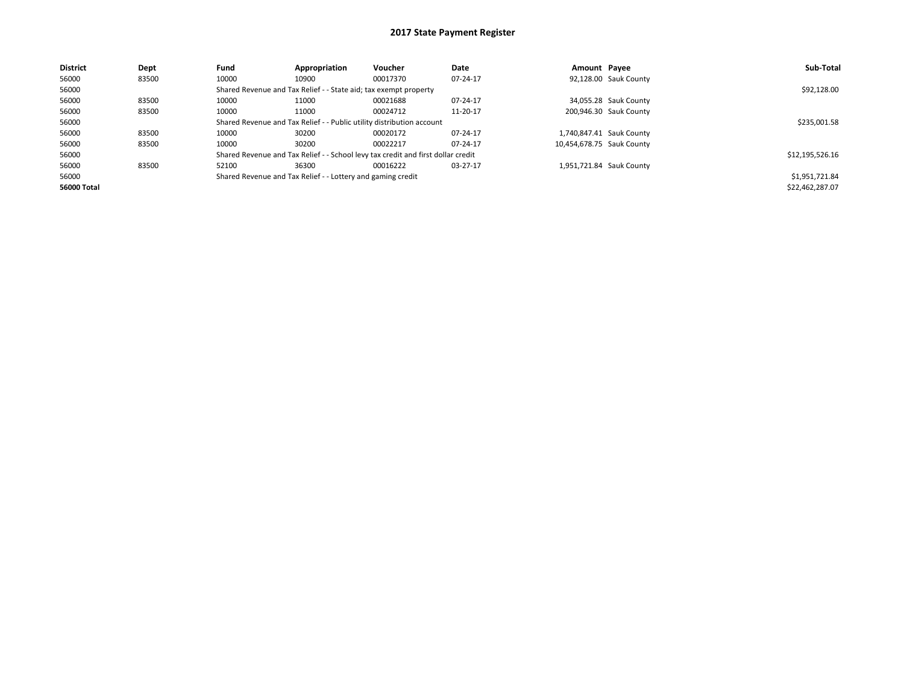# 2017 State Payment Register

| District | Dept | Fund | Appropriation | Voucher | Date | Amount | Payee | Sub-Total |
|---|---|---|---|---|---|---|---|---|
| 56000 | 83500 | 10000 | 10900 | 00017370 | 07-24-17 | 92,128.00 | Sauk County | |
| 56000 | | Shared Revenue and Tax Relief - - State aid; tax exempt property | | | | | | $92,128.00 |
| 56000 | 83500 | 10000 | 11000 | 00021688 | 07-24-17 | 34,055.28 | Sauk County | |
| 56000 | 83500 | 10000 | 11000 | 00024712 | 11-20-17 | 200,946.30 | Sauk County | |
| 56000 | | Shared Revenue and Tax Relief - - Public utility distribution account | | | | | | $235,001.58 |
| 56000 | 83500 | 10000 | 30200 | 00020172 | 07-24-17 | 1,740,847.41 | Sauk County | |
| 56000 | 83500 | 10000 | 30200 | 00022217 | 07-24-17 | 10,454,678.75 | Sauk County | |
| 56000 | | Shared Revenue and Tax Relief - - School levy tax credit and first dollar credit | | | | | | $12,195,526.16 |
| 56000 | 83500 | 52100 | 36300 | 00016222 | 03-27-17 | 1,951,721.84 | Sauk County | |
| 56000 | | Shared Revenue and Tax Relief - - Lottery and gaming credit | | | | | | $1,951,721.84 |
| **56000 Total** | | | | | | | | $22,462,287.07 |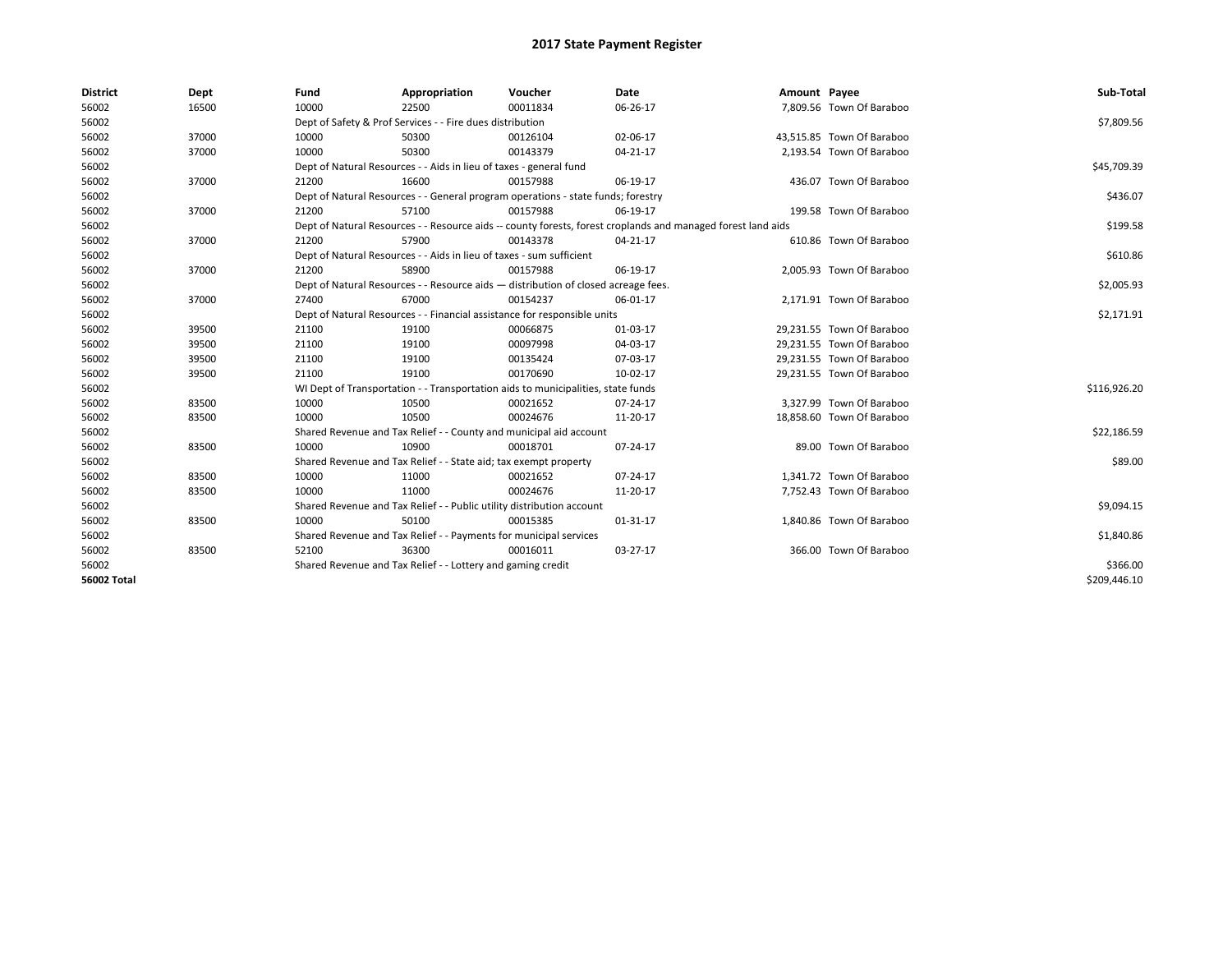# 2017 State Payment Register

| District | Dept | Fund | Appropriation | Voucher | Date | Amount | Payee | Sub-Total |
|---|---|---|---|---|---|---|---|---|
| 56002 | 16500 | 10000 | 22500 | 00011834 | 06-26-17 | 7,809.56 | Town Of Baraboo | |
| 56002 | | Dept of Safety & Prof Services - - Fire dues distribution | | | | | | $7,809.56 |
| 56002 | 37000 | 10000 | 50300 | 00126104 | 02-06-17 | 43,515.85 | Town Of Baraboo | |
| 56002 | 37000 | 10000 | 50300 | 00143379 | 04-21-17 | 2,193.54 | Town Of Baraboo | |
| 56002 | | Dept of Natural Resources - - Aids in lieu of taxes - general fund | | | | | | $45,709.39 |
| 56002 | 37000 | 21200 | 16600 | 00157988 | 06-19-17 | 436.07 | Town Of Baraboo | |
| 56002 | | Dept of Natural Resources - - General program operations - state funds; forestry | | | | | | $436.07 |
| 56002 | 37000 | 21200 | 57100 | 00157988 | 06-19-17 | 199.58 | Town Of Baraboo | |
| 56002 | | Dept of Natural Resources - - Resource aids -- county forests, forest croplands and managed forest land aids | | | | | | $199.58 |
| 56002 | 37000 | 21200 | 57900 | 00143378 | 04-21-17 | 610.86 | Town Of Baraboo | |
| 56002 | | Dept of Natural Resources - - Aids in lieu of taxes - sum sufficient | | | | | | $610.86 |
| 56002 | 37000 | 21200 | 58900 | 00157988 | 06-19-17 | 2,005.93 | Town Of Baraboo | |
| 56002 | | Dept of Natural Resources - - Resource aids — distribution of closed acreage fees. | | | | | | $2,005.93 |
| 56002 | 37000 | 27400 | 67000 | 00154237 | 06-01-17 | 2,171.91 | Town Of Baraboo | |
| 56002 | | Dept of Natural Resources - - Financial assistance for responsible units | | | | | | $2,171.91 |
| 56002 | 39500 | 21100 | 19100 | 00066875 | 01-03-17 | 29,231.55 | Town Of Baraboo | |
| 56002 | 39500 | 21100 | 19100 | 00097998 | 04-03-17 | 29,231.55 | Town Of Baraboo | |
| 56002 | 39500 | 21100 | 19100 | 00135424 | 07-03-17 | 29,231.55 | Town Of Baraboo | |
| 56002 | 39500 | 21100 | 19100 | 00170690 | 10-02-17 | 29,231.55 | Town Of Baraboo | |
| 56002 | | WI Dept of Transportation - - Transportation aids to municipalities, state funds | | | | | | $116,926.20 |
| 56002 | 83500 | 10000 | 10500 | 00021652 | 07-24-17 | 3,327.99 | Town Of Baraboo | |
| 56002 | 83500 | 10000 | 10500 | 00024676 | 11-20-17 | 18,858.60 | Town Of Baraboo | |
| 56002 | | Shared Revenue and Tax Relief - - County and municipal aid account | | | | | | $22,186.59 |
| 56002 | 83500 | 10000 | 10900 | 00018701 | 07-24-17 | 89.00 | Town Of Baraboo | |
| 56002 | | Shared Revenue and Tax Relief - - State aid; tax exempt property | | | | | | $89.00 |
| 56002 | 83500 | 10000 | 11000 | 00021652 | 07-24-17 | 1,341.72 | Town Of Baraboo | |
| 56002 | 83500 | 10000 | 11000 | 00024676 | 11-20-17 | 7,752.43 | Town Of Baraboo | |
| 56002 | | Shared Revenue and Tax Relief - - Public utility distribution account | | | | | | $9,094.15 |
| 56002 | 83500 | 10000 | 50100 | 00015385 | 01-31-17 | 1,840.86 | Town Of Baraboo | |
| 56002 | | Shared Revenue and Tax Relief - - Payments for municipal services | | | | | | $1,840.86 |
| 56002 | 83500 | 52100 | 36300 | 00016011 | 03-27-17 | 366.00 | Town Of Baraboo | |
| 56002 | | Shared Revenue and Tax Relief - - Lottery and gaming credit | | | | | | $366.00 |
| **56002 Total** | | | | | | | | $209,446.10 |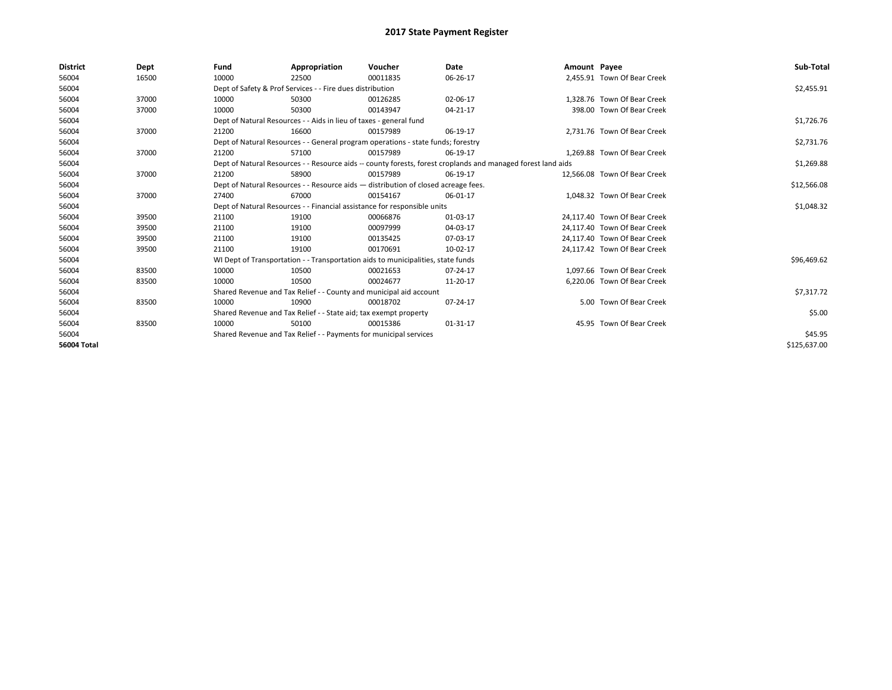# 2017 State Payment Register

| District | Dept | Fund | Appropriation | Voucher | Date | Amount | Payee | Sub-Total |
|---|---|---|---|---|---|---|---|---|
| 56004 | 16500 | 10000 | 22500 | 00011835 | 06-26-17 | 2,455.91 | Town Of Bear Creek | |
| 56004 | | Dept of Safety & Prof Services - - Fire dues distribution | | | | | | $2,455.91 |
| 56004 | 37000 | 10000 | 50300 | 00126285 | 02-06-17 | 1,328.76 | Town Of Bear Creek | |
| 56004 | 37000 | 10000 | 50300 | 00143947 | 04-21-17 | 398.00 | Town Of Bear Creek | |
| 56004 | | Dept of Natural Resources - - Aids in lieu of taxes - general fund | | | | | | $1,726.76 |
| 56004 | 37000 | 21200 | 16600 | 00157989 | 06-19-17 | 2,731.76 | Town Of Bear Creek | |
| 56004 | | Dept of Natural Resources - - General program operations - state funds; forestry | | | | | | $2,731.76 |
| 56004 | 37000 | 21200 | 57100 | 00157989 | 06-19-17 | 1,269.88 | Town Of Bear Creek | |
| 56004 | | Dept of Natural Resources - - Resource aids -- county forests, forest croplands and managed forest land aids | | | | | | $1,269.88 |
| 56004 | 37000 | 21200 | 58900 | 00157989 | 06-19-17 | 12,566.08 | Town Of Bear Creek | |
| 56004 | | Dept of Natural Resources - - Resource aids — distribution of closed acreage fees. | | | | | | $12,566.08 |
| 56004 | 37000 | 27400 | 67000 | 00154167 | 06-01-17 | 1,048.32 | Town Of Bear Creek | |
| 56004 | | Dept of Natural Resources - - Financial assistance for responsible units | | | | | | $1,048.32 |
| 56004 | 39500 | 21100 | 19100 | 00066876 | 01-03-17 | 24,117.40 | Town Of Bear Creek | |
| 56004 | 39500 | 21100 | 19100 | 00097999 | 04-03-17 | 24,117.40 | Town Of Bear Creek | |
| 56004 | 39500 | 21100 | 19100 | 00135425 | 07-03-17 | 24,117.40 | Town Of Bear Creek | |
| 56004 | 39500 | 21100 | 19100 | 00170691 | 10-02-17 | 24,117.42 | Town Of Bear Creek | |
| 56004 | | WI Dept of Transportation - - Transportation aids to municipalities, state funds | | | | | | $96,469.62 |
| 56004 | 83500 | 10000 | 10500 | 00021653 | 07-24-17 | 1,097.66 | Town Of Bear Creek | |
| 56004 | 83500 | 10000 | 10500 | 00024677 | 11-20-17 | 6,220.06 | Town Of Bear Creek | |
| 56004 | | Shared Revenue and Tax Relief - - County and municipal aid account | | | | | | $7,317.72 |
| 56004 | 83500 | 10000 | 10900 | 00018702 | 07-24-17 | 5.00 | Town Of Bear Creek | |
| 56004 | | Shared Revenue and Tax Relief - - State aid; tax exempt property | | | | | | $5.00 |
| 56004 | 83500 | 10000 | 50100 | 00015386 | 01-31-17 | 45.95 | Town Of Bear Creek | |
| 56004 | | Shared Revenue and Tax Relief - - Payments for municipal services | | | | | | $45.95 |
| **56004 Total** | | | | | | | | $125,637.00 |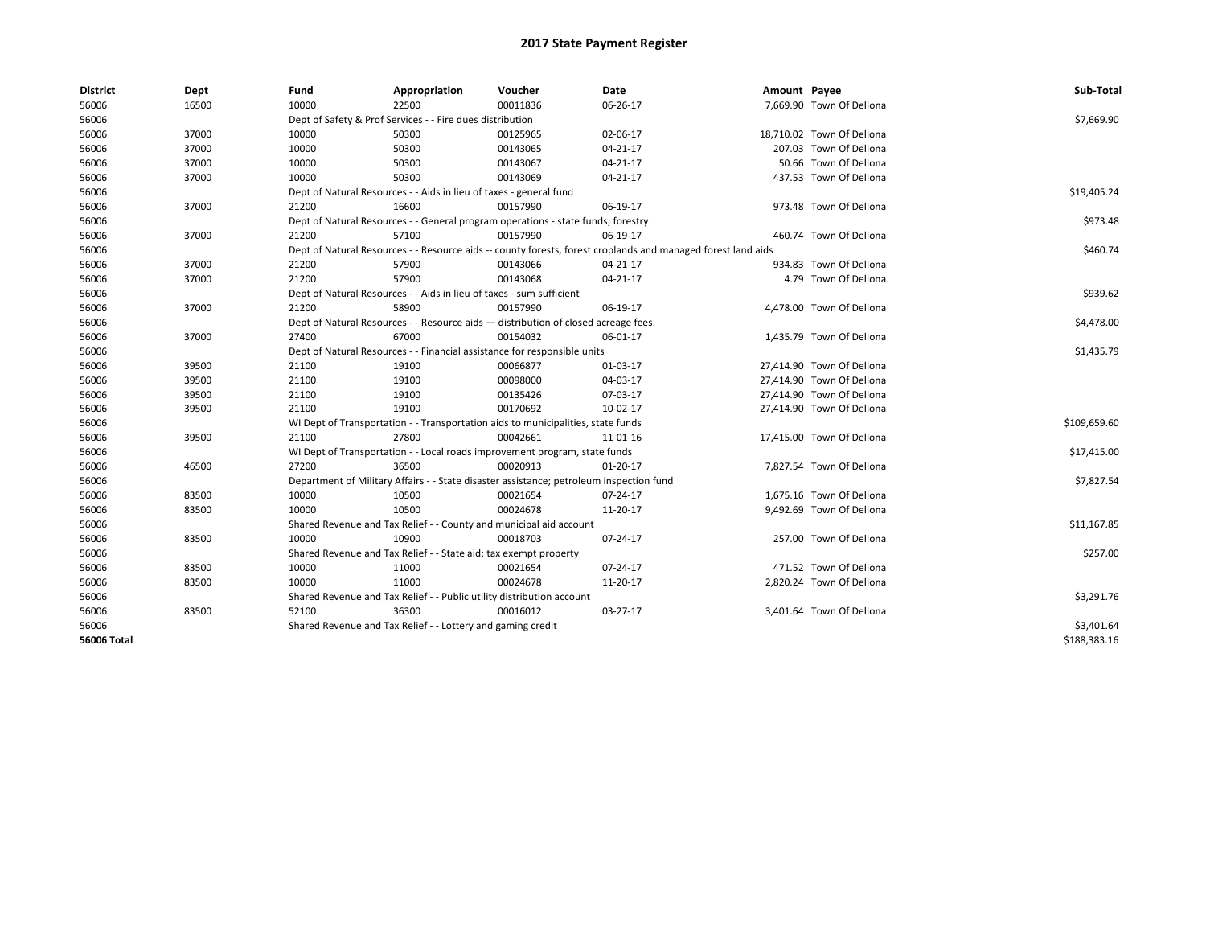# 2017 State Payment Register

| District | Dept | Fund | Appropriation | Voucher | Date | Amount | Payee | Sub-Total |
|---|---|---|---|---|---|---|---|---|
| 56006 | 16500 | 10000 | 22500 | 00011836 | 06-26-17 | 7,669.90 | Town Of Dellona | |
| 56006 | | Dept of Safety & Prof Services - - Fire dues distribution | | | | | | $7,669.90 |
| 56006 | 37000 | 10000 | 50300 | 00125965 | 02-06-17 | 18,710.02 | Town Of Dellona | |
| 56006 | 37000 | 10000 | 50300 | 00143065 | 04-21-17 | 207.03 | Town Of Dellona | |
| 56006 | 37000 | 10000 | 50300 | 00143067 | 04-21-17 | 50.66 | Town Of Dellona | |
| 56006 | 37000 | 10000 | 50300 | 00143069 | 04-21-17 | 437.53 | Town Of Dellona | |
| 56006 | | Dept of Natural Resources - - Aids in lieu of taxes - general fund | | | | | | $19,405.24 |
| 56006 | 37000 | 21200 | 16600 | 00157990 | 06-19-17 | 973.48 | Town Of Dellona | |
| 56006 | | Dept of Natural Resources - - General program operations - state funds; forestry | | | | | | $973.48 |
| 56006 | 37000 | 21200 | 57100 | 00157990 | 06-19-17 | 460.74 | Town Of Dellona | |
| 56006 | | Dept of Natural Resources - - Resource aids -- county forests, forest croplands and managed forest land aids | | | | | | $460.74 |
| 56006 | 37000 | 21200 | 57900 | 00143066 | 04-21-17 | 934.83 | Town Of Dellona | |
| 56006 | 37000 | 21200 | 57900 | 00143068 | 04-21-17 | 4.79 | Town Of Dellona | |
| 56006 | | Dept of Natural Resources - - Aids in lieu of taxes - sum sufficient | | | | | | $939.62 |
| 56006 | 37000 | 21200 | 58900 | 00157990 | 06-19-17 | 4,478.00 | Town Of Dellona | |
| 56006 | | Dept of Natural Resources - - Resource aids — distribution of closed acreage fees. | | | | | | $4,478.00 |
| 56006 | 37000 | 27400 | 67000 | 00154032 | 06-01-17 | 1,435.79 | Town Of Dellona | |
| 56006 | | Dept of Natural Resources - - Financial assistance for responsible units | | | | | | $1,435.79 |
| 56006 | 39500 | 21100 | 19100 | 00066877 | 01-03-17 | 27,414.90 | Town Of Dellona | |
| 56006 | 39500 | 21100 | 19100 | 00098000 | 04-03-17 | 27,414.90 | Town Of Dellona | |
| 56006 | 39500 | 21100 | 19100 | 00135426 | 07-03-17 | 27,414.90 | Town Of Dellona | |
| 56006 | 39500 | 21100 | 19100 | 00170692 | 10-02-17 | 27,414.90 | Town Of Dellona | |
| 56006 | | WI Dept of Transportation - - Transportation aids to municipalities, state funds | | | | | | $109,659.60 |
| 56006 | 39500 | 21100 | 27800 | 00042661 | 11-01-16 | 17,415.00 | Town Of Dellona | |
| 56006 | | WI Dept of Transportation - - Local roads improvement program, state funds | | | | | | $17,415.00 |
| 56006 | 46500 | 27200 | 36500 | 00020913 | 01-20-17 | 7,827.54 | Town Of Dellona | |
| 56006 | | Department of Military Affairs - - State disaster assistance; petroleum inspection fund | | | | | | $7,827.54 |
| 56006 | 83500 | 10000 | 10500 | 00021654 | 07-24-17 | 1,675.16 | Town Of Dellona | |
| 56006 | 83500 | 10000 | 10500 | 00024678 | 11-20-17 | 9,492.69 | Town Of Dellona | |
| 56006 | | Shared Revenue and Tax Relief - - County and municipal aid account | | | | | | $11,167.85 |
| 56006 | 83500 | 10000 | 10900 | 00018703 | 07-24-17 | 257.00 | Town Of Dellona | |
| 56006 | | Shared Revenue and Tax Relief - - State aid; tax exempt property | | | | | | $257.00 |
| 56006 | 83500 | 10000 | 11000 | 00021654 | 07-24-17 | 471.52 | Town Of Dellona | |
| 56006 | 83500 | 10000 | 11000 | 00024678 | 11-20-17 | 2,820.24 | Town Of Dellona | |
| 56006 | | Shared Revenue and Tax Relief - - Public utility distribution account | | | | | | $3,291.76 |
| 56006 | 83500 | 52100 | 36300 | 00016012 | 03-27-17 | 3,401.64 | Town Of Dellona | |
| 56006 | | Shared Revenue and Tax Relief - - Lottery and gaming credit | | | | | | $3,401.64 |
| **56006 Total** | | | | | | | | $188,383.16 |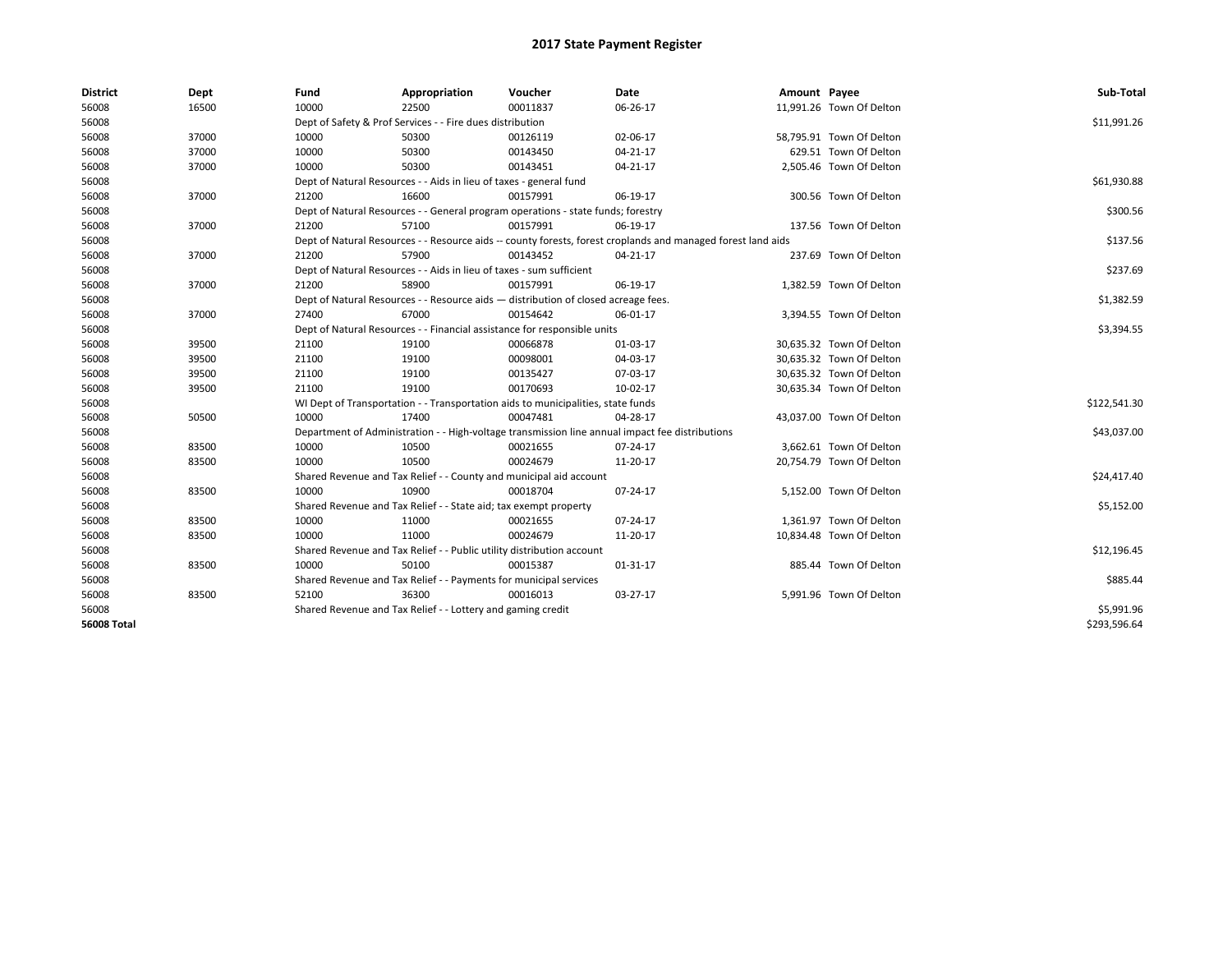# 2017 State Payment Register

| District | Dept | Fund | Appropriation | Voucher | Date | Amount | Payee | Sub-Total |
|---|---|---|---|---|---|---|---|---|
| 56008 | 16500 | 10000 | 22500 | 00011837 | 06-26-17 | 11,991.26 | Town Of Delton | |
| 56008 | | Dept of Safety & Prof Services - - Fire dues distribution | | | | | | $11,991.26 |
| 56008 | 37000 | 10000 | 50300 | 00126119 | 02-06-17 | 58,795.91 | Town Of Delton | |
| 56008 | 37000 | 10000 | 50300 | 00143450 | 04-21-17 | 629.51 | Town Of Delton | |
| 56008 | 37000 | 10000 | 50300 | 00143451 | 04-21-17 | 2,505.46 | Town Of Delton | |
| 56008 | | Dept of Natural Resources - - Aids in lieu of taxes - general fund | | | | | | $61,930.88 |
| 56008 | 37000 | 21200 | 16600 | 00157991 | 06-19-17 | 300.56 | Town Of Delton | |
| 56008 | | Dept of Natural Resources - - General program operations - state funds; forestry | | | | | | $300.56 |
| 56008 | 37000 | 21200 | 57100 | 00157991 | 06-19-17 | 137.56 | Town Of Delton | |
| 56008 | | Dept of Natural Resources - - Resource aids -- county forests, forest croplands and managed forest land aids | | | | | | $137.56 |
| 56008 | 37000 | 21200 | 57900 | 00143452 | 04-21-17 | 237.69 | Town Of Delton | |
| 56008 | | Dept of Natural Resources - - Aids in lieu of taxes - sum sufficient | | | | | | $237.69 |
| 56008 | 37000 | 21200 | 58900 | 00157991 | 06-19-17 | 1,382.59 | Town Of Delton | |
| 56008 | | Dept of Natural Resources - - Resource aids — distribution of closed acreage fees. | | | | | | $1,382.59 |
| 56008 | 37000 | 27400 | 67000 | 00154642 | 06-01-17 | 3,394.55 | Town Of Delton | |
| 56008 | | Dept of Natural Resources - - Financial assistance for responsible units | | | | | | $3,394.55 |
| 56008 | 39500 | 21100 | 19100 | 00066878 | 01-03-17 | 30,635.32 | Town Of Delton | |
| 56008 | 39500 | 21100 | 19100 | 00098001 | 04-03-17 | 30,635.32 | Town Of Delton | |
| 56008 | 39500 | 21100 | 19100 | 00135427 | 07-03-17 | 30,635.32 | Town Of Delton | |
| 56008 | 39500 | 21100 | 19100 | 00170693 | 10-02-17 | 30,635.34 | Town Of Delton | |
| 56008 | | WI Dept of Transportation - - Transportation aids to municipalities, state funds | | | | | | $122,541.30 |
| 56008 | 50500 | 10000 | 17400 | 00047481 | 04-28-17 | 43,037.00 | Town Of Delton | |
| 56008 | | Department of Administration - - High-voltage transmission line annual impact fee distributions | | | | | | $43,037.00 |
| 56008 | 83500 | 10000 | 10500 | 00021655 | 07-24-17 | 3,662.61 | Town Of Delton | |
| 56008 | 83500 | 10000 | 10500 | 00024679 | 11-20-17 | 20,754.79 | Town Of Delton | |
| 56008 | | Shared Revenue and Tax Relief - - County and municipal aid account | | | | | | $24,417.40 |
| 56008 | 83500 | 10000 | 10900 | 00018704 | 07-24-17 | 5,152.00 | Town Of Delton | |
| 56008 | | Shared Revenue and Tax Relief - - State aid; tax exempt property | | | | | | $5,152.00 |
| 56008 | 83500 | 10000 | 11000 | 00021655 | 07-24-17 | 1,361.97 | Town Of Delton | |
| 56008 | 83500 | 10000 | 11000 | 00024679 | 11-20-17 | 10,834.48 | Town Of Delton | |
| 56008 | | Shared Revenue and Tax Relief - - Public utility distribution account | | | | | | $12,196.45 |
| 56008 | 83500 | 10000 | 50100 | 00015387 | 01-31-17 | 885.44 | Town Of Delton | |
| 56008 | | Shared Revenue and Tax Relief - - Payments for municipal services | | | | | | $885.44 |
| 56008 | 83500 | 52100 | 36300 | 00016013 | 03-27-17 | 5,991.96 | Town Of Delton | |
| 56008 | | Shared Revenue and Tax Relief - - Lottery and gaming credit | | | | | | $5,991.96 |
| **56008 Total** | | | | | | | | $293,596.64 |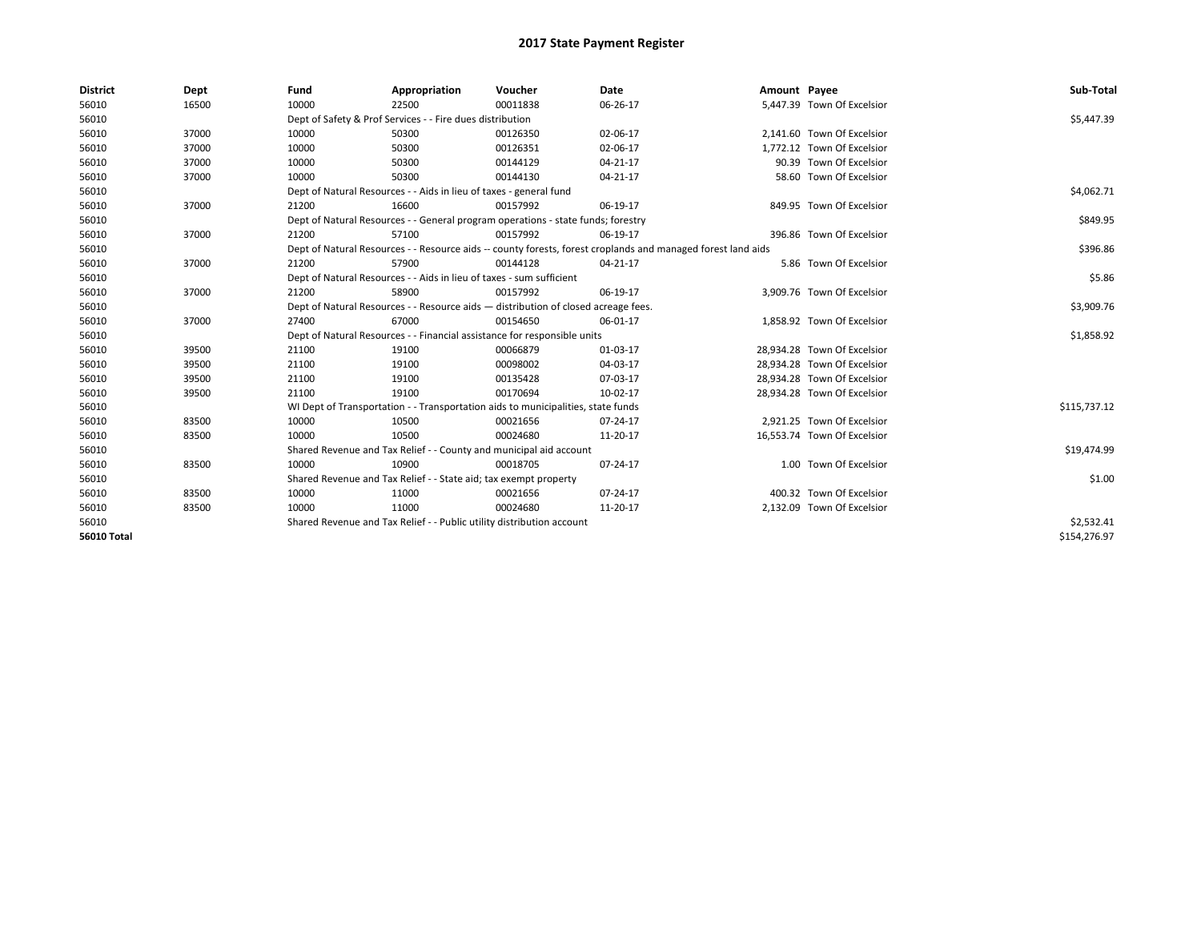# 2017 State Payment Register

| District | Dept | Fund | Appropriation | Voucher | Date | Amount | Payee | Sub-Total |
|---|---|---|---|---|---|---|---|---|
| 56010 | 16500 | 10000 | 22500 | 00011838 | 06-26-17 | 5,447.39 | Town Of Excelsior | |
| 56010 | | Dept of Safety & Prof Services - - Fire dues distribution | | | | | | $5,447.39 |
| 56010 | 37000 | 10000 | 50300 | 00126350 | 02-06-17 | 2,141.60 | Town Of Excelsior | |
| 56010 | 37000 | 10000 | 50300 | 00126351 | 02-06-17 | 1,772.12 | Town Of Excelsior | |
| 56010 | 37000 | 10000 | 50300 | 00144129 | 04-21-17 | 90.39 | Town Of Excelsior | |
| 56010 | 37000 | 10000 | 50300 | 00144130 | 04-21-17 | 58.60 | Town Of Excelsior | |
| 56010 | | Dept of Natural Resources - - Aids in lieu of taxes - general fund | | | | | | $4,062.71 |
| 56010 | 37000 | 21200 | 16600 | 00157992 | 06-19-17 | 849.95 | Town Of Excelsior | |
| 56010 | | Dept of Natural Resources - - General program operations - state funds; forestry | | | | | | $849.95 |
| 56010 | 37000 | 21200 | 57100 | 00157992 | 06-19-17 | 396.86 | Town Of Excelsior | |
| 56010 | | Dept of Natural Resources - - Resource aids -- county forests, forest croplands and managed forest land aids | | | | | | $396.86 |
| 56010 | 37000 | 21200 | 57900 | 00144128 | 04-21-17 | 5.86 | Town Of Excelsior | |
| 56010 | | Dept of Natural Resources - - Aids in lieu of taxes - sum sufficient | | | | | | $5.86 |
| 56010 | 37000 | 21200 | 58900 | 00157992 | 06-19-17 | 3,909.76 | Town Of Excelsior | |
| 56010 | | Dept of Natural Resources - - Resource aids — distribution of closed acreage fees. | | | | | | $3,909.76 |
| 56010 | 37000 | 27400 | 67000 | 00154650 | 06-01-17 | 1,858.92 | Town Of Excelsior | |
| 56010 | | Dept of Natural Resources - - Financial assistance for responsible units | | | | | | $1,858.92 |
| 56010 | 39500 | 21100 | 19100 | 00066879 | 01-03-17 | 28,934.28 | Town Of Excelsior | |
| 56010 | 39500 | 21100 | 19100 | 00098002 | 04-03-17 | 28,934.28 | Town Of Excelsior | |
| 56010 | 39500 | 21100 | 19100 | 00135428 | 07-03-17 | 28,934.28 | Town Of Excelsior | |
| 56010 | 39500 | 21100 | 19100 | 00170694 | 10-02-17 | 28,934.28 | Town Of Excelsior | |
| 56010 | | WI Dept of Transportation - - Transportation aids to municipalities, state funds | | | | | | $115,737.12 |
| 56010 | 83500 | 10000 | 10500 | 00021656 | 07-24-17 | 2,921.25 | Town Of Excelsior | |
| 56010 | 83500 | 10000 | 10500 | 00024680 | 11-20-17 | 16,553.74 | Town Of Excelsior | |
| 56010 | | Shared Revenue and Tax Relief - - County and municipal aid account | | | | | | $19,474.99 |
| 56010 | 83500 | 10000 | 10900 | 00018705 | 07-24-17 | 1.00 | Town Of Excelsior | |
| 56010 | | Shared Revenue and Tax Relief - - State aid; tax exempt property | | | | | | $1.00 |
| 56010 | 83500 | 10000 | 11000 | 00021656 | 07-24-17 | 400.32 | Town Of Excelsior | |
| 56010 | 83500 | 10000 | 11000 | 00024680 | 11-20-17 | 2,132.09 | Town Of Excelsior | |
| 56010 | | Shared Revenue and Tax Relief - - Public utility distribution account | | | | | | $2,532.41 |
| **56010 Total** | | | | | | | | $154,276.97 |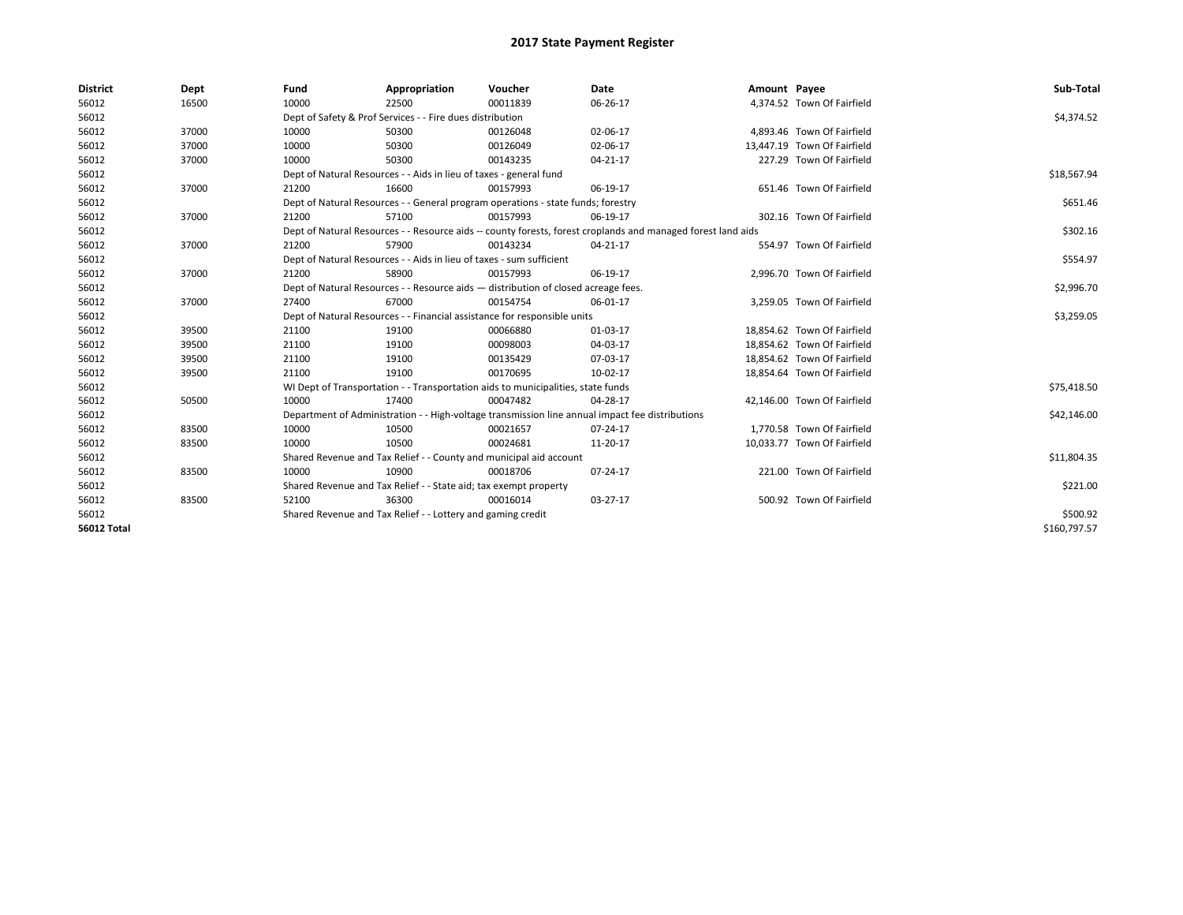# 2017 State Payment Register

| District | Dept | Fund | Appropriation | Voucher | Date | Amount | Payee | Sub-Total |
|---|---|---|---|---|---|---|---|---|
| 56012 | 16500 | 10000 | 22500 | 00011839 | 06-26-17 | 4,374.52 | Town Of Fairfield | |
| 56012 | | Dept of Safety & Prof Services - - Fire dues distribution | | | | | | $4,374.52 |
| 56012 | 37000 | 10000 | 50300 | 00126048 | 02-06-17 | 4,893.46 | Town Of Fairfield | |
| 56012 | 37000 | 10000 | 50300 | 00126049 | 02-06-17 | 13,447.19 | Town Of Fairfield | |
| 56012 | 37000 | 10000 | 50300 | 00143235 | 04-21-17 | 227.29 | Town Of Fairfield | |
| 56012 | | Dept of Natural Resources - - Aids in lieu of taxes - general fund | | | | | | $18,567.94 |
| 56012 | 37000 | 21200 | 16600 | 00157993 | 06-19-17 | 651.46 | Town Of Fairfield | |
| 56012 | | Dept of Natural Resources - - General program operations - state funds; forestry | | | | | | $651.46 |
| 56012 | 37000 | 21200 | 57100 | 00157993 | 06-19-17 | 302.16 | Town Of Fairfield | |
| 56012 | | Dept of Natural Resources - - Resource aids -- county forests, forest croplands and managed forest land aids | | | | | | $302.16 |
| 56012 | 37000 | 21200 | 57900 | 00143234 | 04-21-17 | 554.97 | Town Of Fairfield | |
| 56012 | | Dept of Natural Resources - - Aids in lieu of taxes - sum sufficient | | | | | | $554.97 |
| 56012 | 37000 | 21200 | 58900 | 00157993 | 06-19-17 | 2,996.70 | Town Of Fairfield | |
| 56012 | | Dept of Natural Resources - - Resource aids — distribution of closed acreage fees. | | | | | | $2,996.70 |
| 56012 | 37000 | 27400 | 67000 | 00154754 | 06-01-17 | 3,259.05 | Town Of Fairfield | |
| 56012 | | Dept of Natural Resources - - Financial assistance for responsible units | | | | | | $3,259.05 |
| 56012 | 39500 | 21100 | 19100 | 00066880 | 01-03-17 | 18,854.62 | Town Of Fairfield | |
| 56012 | 39500 | 21100 | 19100 | 00098003 | 04-03-17 | 18,854.62 | Town Of Fairfield | |
| 56012 | 39500 | 21100 | 19100 | 00135429 | 07-03-17 | 18,854.62 | Town Of Fairfield | |
| 56012 | 39500 | 21100 | 19100 | 00170695 | 10-02-17 | 18,854.64 | Town Of Fairfield | |
| 56012 | | WI Dept of Transportation - - Transportation aids to municipalities, state funds | | | | | | $75,418.50 |
| 56012 | 50500 | 10000 | 17400 | 00047482 | 04-28-17 | 42,146.00 | Town Of Fairfield | |
| 56012 | | Department of Administration - - High-voltage transmission line annual impact fee distributions | | | | | | $42,146.00 |
| 56012 | 83500 | 10000 | 10500 | 00021657 | 07-24-17 | 1,770.58 | Town Of Fairfield | |
| 56012 | 83500 | 10000 | 10500 | 00024681 | 11-20-17 | 10,033.77 | Town Of Fairfield | |
| 56012 | | Shared Revenue and Tax Relief - - County and municipal aid account | | | | | | $11,804.35 |
| 56012 | 83500 | 10000 | 10900 | 00018706 | 07-24-17 | 221.00 | Town Of Fairfield | |
| 56012 | | Shared Revenue and Tax Relief - - State aid; tax exempt property | | | | | | $221.00 |
| 56012 | 83500 | 52100 | 36300 | 00016014 | 03-27-17 | 500.92 | Town Of Fairfield | |
| 56012 | | Shared Revenue and Tax Relief - - Lottery and gaming credit | | | | | | $500.92 |
| **56012 Total** | | | | | | | | $160,797.57 |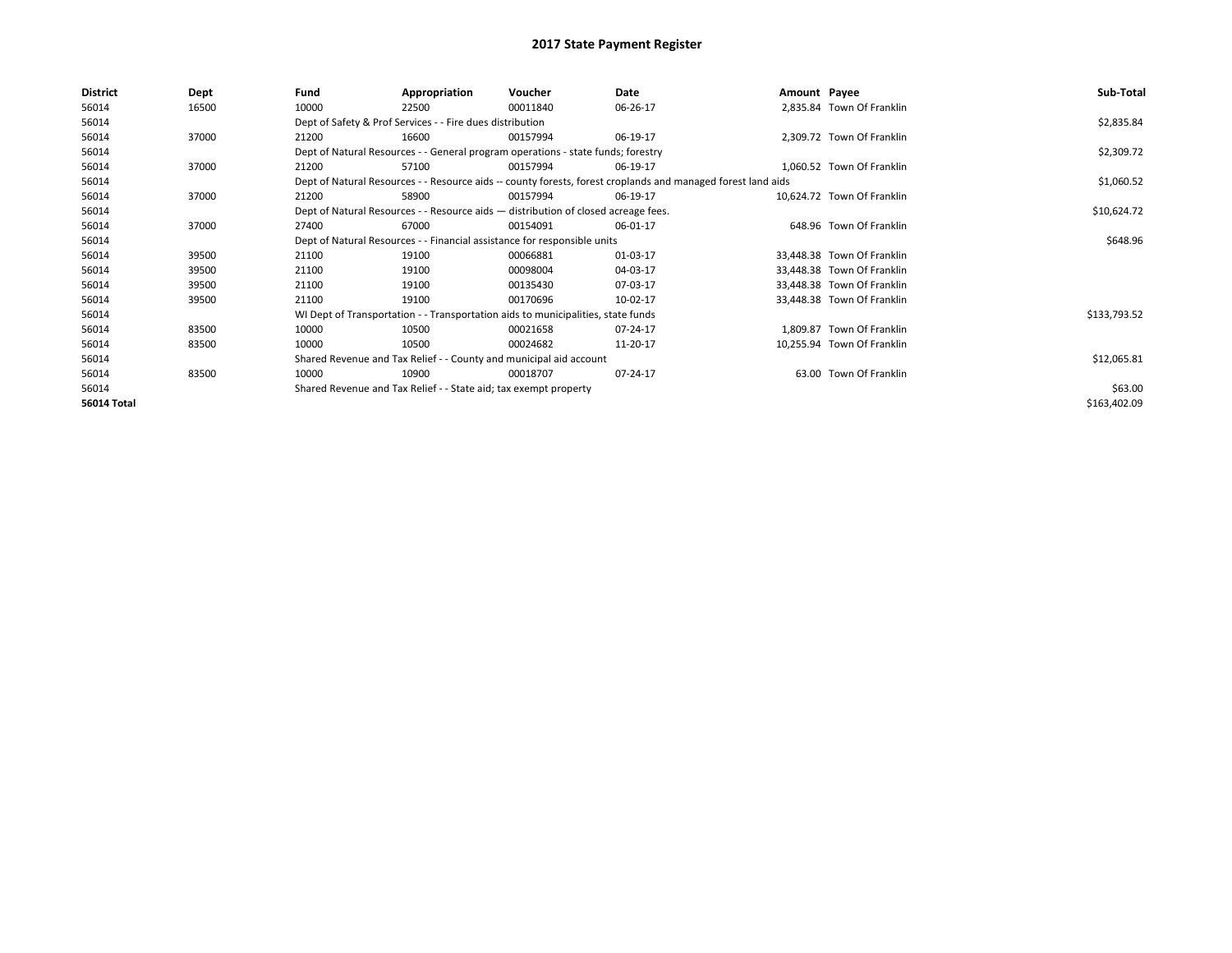# 2017 State Payment Register

| District | Dept | Fund | Appropriation | Voucher | Date | Amount | Payee | Sub-Total |
|---|---|---|---|---|---|---|---|---|
| 56014 | 16500 | 10000 | 22500 | 00011840 | 06-26-17 | 2,835.84 | Town Of Franklin | |
| 56014 | | Dept of Safety & Prof Services - - Fire dues distribution | | | | | | $2,835.84 |
| 56014 | 37000 | 21200 | 16600 | 00157994 | 06-19-17 | 2,309.72 | Town Of Franklin | |
| 56014 | | Dept of Natural Resources - - General program operations - state funds; forestry | | | | | | $2,309.72 |
| 56014 | 37000 | 21200 | 57100 | 00157994 | 06-19-17 | 1,060.52 | Town Of Franklin | |
| 56014 | | Dept of Natural Resources - - Resource aids -- county forests, forest croplands and managed forest land aids | | | | | | $1,060.52 |
| 56014 | 37000 | 21200 | 58900 | 00157994 | 06-19-17 | 10,624.72 | Town Of Franklin | |
| 56014 | | Dept of Natural Resources - - Resource aids — distribution of closed acreage fees. | | | | | | $10,624.72 |
| 56014 | 37000 | 27400 | 67000 | 00154091 | 06-01-17 | 648.96 | Town Of Franklin | |
| 56014 | | Dept of Natural Resources - - Financial assistance for responsible units | | | | | | $648.96 |
| 56014 | 39500 | 21100 | 19100 | 00066881 | 01-03-17 | 33,448.38 | Town Of Franklin | |
| 56014 | 39500 | 21100 | 19100 | 00098004 | 04-03-17 | 33,448.38 | Town Of Franklin | |
| 56014 | 39500 | 21100 | 19100 | 00135430 | 07-03-17 | 33,448.38 | Town Of Franklin | |
| 56014 | 39500 | 21100 | 19100 | 00170696 | 10-02-17 | 33,448.38 | Town Of Franklin | |
| 56014 | | WI Dept of Transportation - - Transportation aids to municipalities, state funds | | | | | | $133,793.52 |
| 56014 | 83500 | 10000 | 10500 | 00021658 | 07-24-17 | 1,809.87 | Town Of Franklin | |
| 56014 | 83500 | 10000 | 10500 | 00024682 | 11-20-17 | 10,255.94 | Town Of Franklin | |
| 56014 | | Shared Revenue and Tax Relief - - County and municipal aid account | | | | | | $12,065.81 |
| 56014 | 83500 | 10000 | 10900 | 00018707 | 07-24-17 | 63.00 | Town Of Franklin | |
| 56014 | | Shared Revenue and Tax Relief - - State aid; tax exempt property | | | | | | $63.00 |
| **56014 Total** | | | | | | | | $163,402.09 |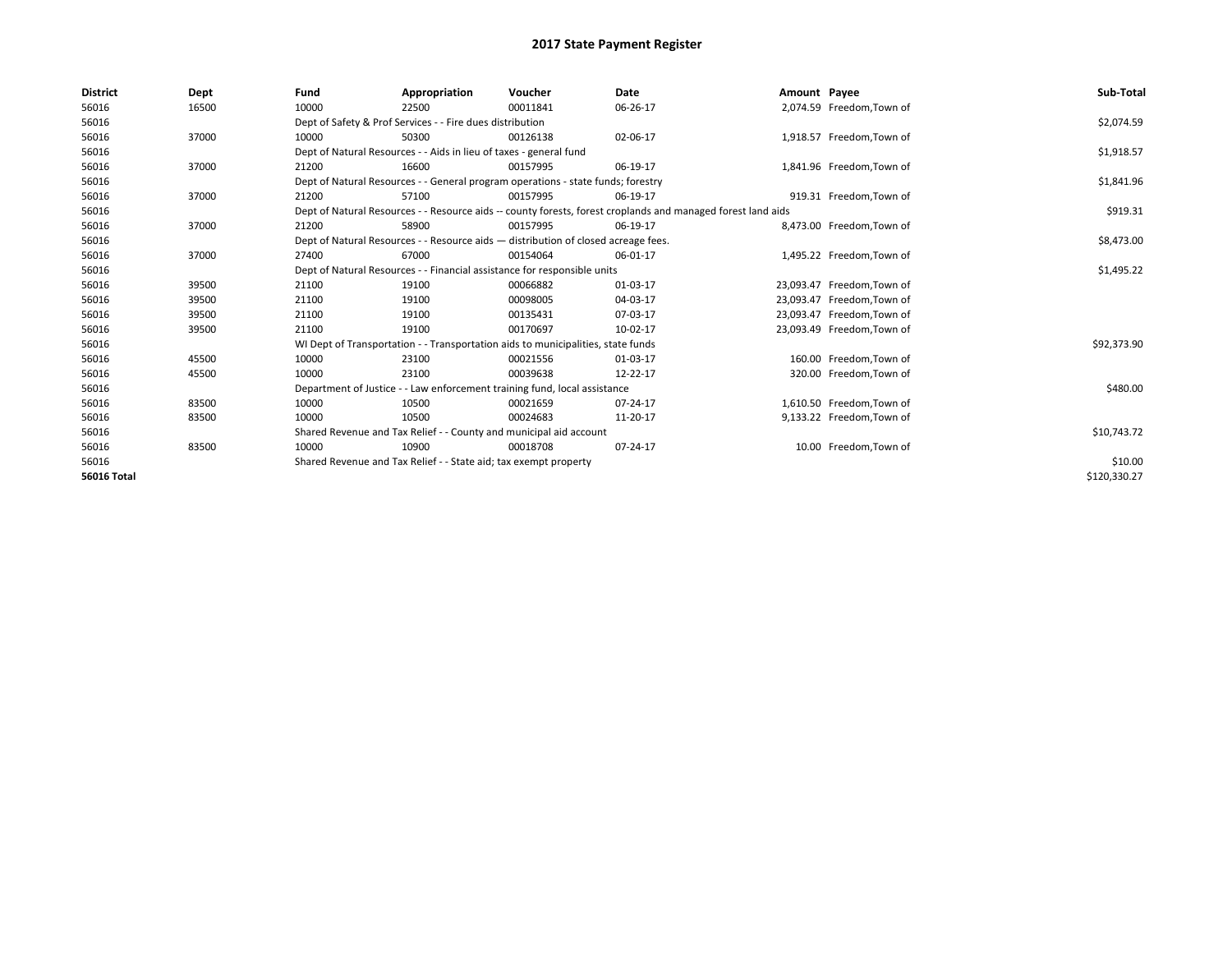# 2017 State Payment Register

| District | Dept | Fund | Appropriation | Voucher | Date | Amount | Payee | Sub-Total |
|---|---|---|---|---|---|---|---|---|
| 56016 | 16500 | 10000 | 22500 | 00011841 | 06-26-17 | 2,074.59 | Freedom,Town of | |
| 56016 | | Dept of Safety & Prof Services - - Fire dues distribution | | | | | | $2,074.59 |
| 56016 | 37000 | 10000 | 50300 | 00126138 | 02-06-17 | 1,918.57 | Freedom,Town of | |
| 56016 | | Dept of Natural Resources - - Aids in lieu of taxes - general fund | | | | | | $1,918.57 |
| 56016 | 37000 | 21200 | 16600 | 00157995 | 06-19-17 | 1,841.96 | Freedom,Town of | |
| 56016 | | Dept of Natural Resources - - General program operations - state funds; forestry | | | | | | $1,841.96 |
| 56016 | 37000 | 21200 | 57100 | 00157995 | 06-19-17 | 919.31 | Freedom,Town of | |
| 56016 | | Dept of Natural Resources - - Resource aids -- county forests, forest croplands and managed forest land aids | | | | | | $919.31 |
| 56016 | 37000 | 21200 | 58900 | 00157995 | 06-19-17 | 8,473.00 | Freedom,Town of | |
| 56016 | | Dept of Natural Resources - - Resource aids — distribution of closed acreage fees. | | | | | | $8,473.00 |
| 56016 | 37000 | 27400 | 67000 | 00154064 | 06-01-17 | 1,495.22 | Freedom,Town of | |
| 56016 | | Dept of Natural Resources - - Financial assistance for responsible units | | | | | | $1,495.22 |
| 56016 | 39500 | 21100 | 19100 | 00066882 | 01-03-17 | 23,093.47 | Freedom,Town of | |
| 56016 | 39500 | 21100 | 19100 | 00098005 | 04-03-17 | 23,093.47 | Freedom,Town of | |
| 56016 | 39500 | 21100 | 19100 | 00135431 | 07-03-17 | 23,093.47 | Freedom,Town of | |
| 56016 | 39500 | 21100 | 19100 | 00170697 | 10-02-17 | 23,093.49 | Freedom,Town of | |
| 56016 | | WI Dept of Transportation - - Transportation aids to municipalities, state funds | | | | | | $92,373.90 |
| 56016 | 45500 | 10000 | 23100 | 00021556 | 01-03-17 | 160.00 | Freedom,Town of | |
| 56016 | 45500 | 10000 | 23100 | 00039638 | 12-22-17 | 320.00 | Freedom,Town of | |
| 56016 | | Department of Justice - - Law enforcement training fund, local assistance | | | | | | $480.00 |
| 56016 | 83500 | 10000 | 10500 | 00021659 | 07-24-17 | 1,610.50 | Freedom,Town of | |
| 56016 | 83500 | 10000 | 10500 | 00024683 | 11-20-17 | 9,133.22 | Freedom,Town of | |
| 56016 | | Shared Revenue and Tax Relief - - County and municipal aid account | | | | | | $10,743.72 |
| 56016 | 83500 | 10000 | 10900 | 00018708 | 07-24-17 | 10.00 | Freedom,Town of | |
| 56016 | | Shared Revenue and Tax Relief - - State aid; tax exempt property | | | | | | $10.00 |
| **56016 Total** | | | | | | | | $120,330.27 |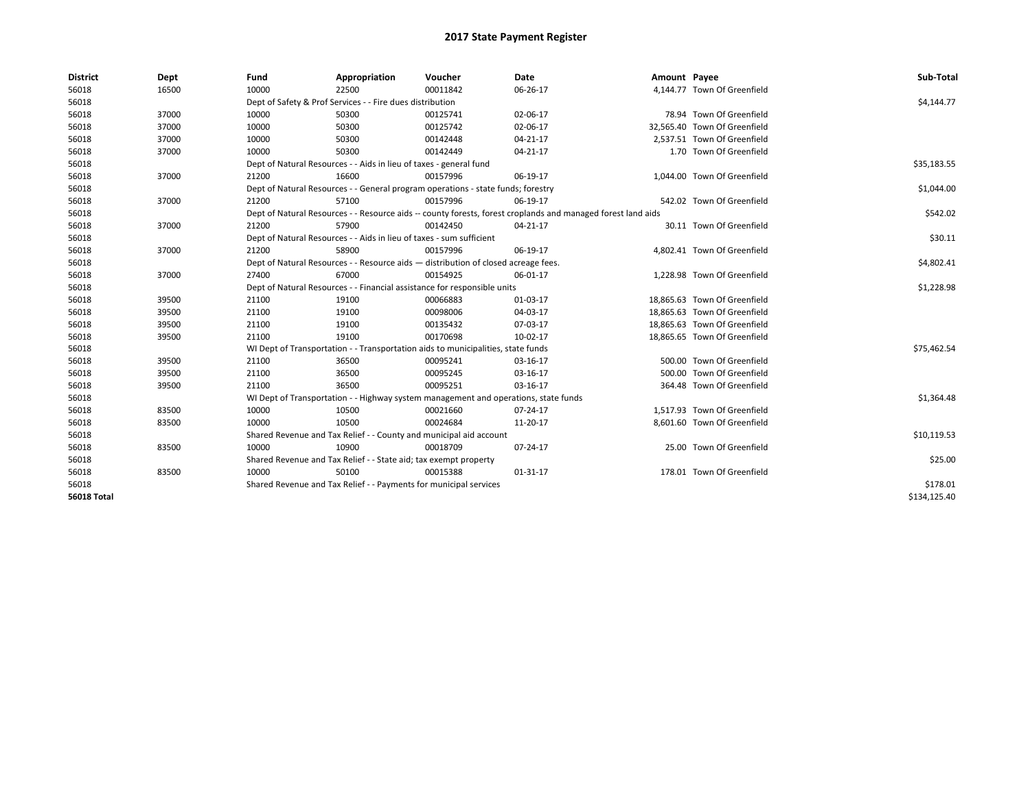# 2017 State Payment Register

| District | Dept | Fund | Appropriation | Voucher | Date | Amount | Payee | Sub-Total |
|---|---|---|---|---|---|---|---|---|
| 56018 | 16500 | 10000 | 22500 | 00011842 | 06-26-17 | 4,144.77 | Town Of Greenfield | |
| 56018 | | Dept of Safety & Prof Services - - Fire dues distribution | | | | | | $4,144.77 |
| 56018 | 37000 | 10000 | 50300 | 00125741 | 02-06-17 | 78.94 | Town Of Greenfield | |
| 56018 | 37000 | 10000 | 50300 | 00125742 | 02-06-17 | 32,565.40 | Town Of Greenfield | |
| 56018 | 37000 | 10000 | 50300 | 00142448 | 04-21-17 | 2,537.51 | Town Of Greenfield | |
| 56018 | 37000 | 10000 | 50300 | 00142449 | 04-21-17 | 1.70 | Town Of Greenfield | |
| 56018 | | Dept of Natural Resources - - Aids in lieu of taxes - general fund | | | | | | $35,183.55 |
| 56018 | 37000 | 21200 | 16600 | 00157996 | 06-19-17 | 1,044.00 | Town Of Greenfield | |
| 56018 | | Dept of Natural Resources - - General program operations - state funds; forestry | | | | | | $1,044.00 |
| 56018 | 37000 | 21200 | 57100 | 00157996 | 06-19-17 | 542.02 | Town Of Greenfield | |
| 56018 | | Dept of Natural Resources - - Resource aids -- county forests, forest croplands and managed forest land aids | | | | | | $542.02 |
| 56018 | 37000 | 21200 | 57900 | 00142450 | 04-21-17 | 30.11 | Town Of Greenfield | |
| 56018 | | Dept of Natural Resources - - Aids in lieu of taxes - sum sufficient | | | | | | $30.11 |
| 56018 | 37000 | 21200 | 58900 | 00157996 | 06-19-17 | 4,802.41 | Town Of Greenfield | |
| 56018 | | Dept of Natural Resources - - Resource aids — distribution of closed acreage fees. | | | | | | $4,802.41 |
| 56018 | 37000 | 27400 | 67000 | 00154925 | 06-01-17 | 1,228.98 | Town Of Greenfield | |
| 56018 | | Dept of Natural Resources - - Financial assistance for responsible units | | | | | | $1,228.98 |
| 56018 | 39500 | 21100 | 19100 | 00066883 | 01-03-17 | 18,865.63 | Town Of Greenfield | |
| 56018 | 39500 | 21100 | 19100 | 00098006 | 04-03-17 | 18,865.63 | Town Of Greenfield | |
| 56018 | 39500 | 21100 | 19100 | 00135432 | 07-03-17 | 18,865.63 | Town Of Greenfield | |
| 56018 | 39500 | 21100 | 19100 | 00170698 | 10-02-17 | 18,865.65 | Town Of Greenfield | |
| 56018 | | WI Dept of Transportation - - Transportation aids to municipalities, state funds | | | | | | $75,462.54 |
| 56018 | 39500 | 21100 | 36500 | 00095241 | 03-16-17 | 500.00 | Town Of Greenfield | |
| 56018 | 39500 | 21100 | 36500 | 00095245 | 03-16-17 | 500.00 | Town Of Greenfield | |
| 56018 | 39500 | 21100 | 36500 | 00095251 | 03-16-17 | 364.48 | Town Of Greenfield | |
| 56018 | | WI Dept of Transportation - - Highway system management and operations, state funds | | | | | | $1,364.48 |
| 56018 | 83500 | 10000 | 10500 | 00021660 | 07-24-17 | 1,517.93 | Town Of Greenfield | |
| 56018 | 83500 | 10000 | 10500 | 00024684 | 11-20-17 | 8,601.60 | Town Of Greenfield | |
| 56018 | | Shared Revenue and Tax Relief - - County and municipal aid account | | | | | | $10,119.53 |
| 56018 | 83500 | 10000 | 10900 | 00018709 | 07-24-17 | 25.00 | Town Of Greenfield | |
| 56018 | | Shared Revenue and Tax Relief - - State aid; tax exempt property | | | | | | $25.00 |
| 56018 | 83500 | 10000 | 50100 | 00015388 | 01-31-17 | 178.01 | Town Of Greenfield | |
| 56018 | | Shared Revenue and Tax Relief - - Payments for municipal services | | | | | | $178.01 |
| **56018 Total** | | | | | | | | $134,125.40 |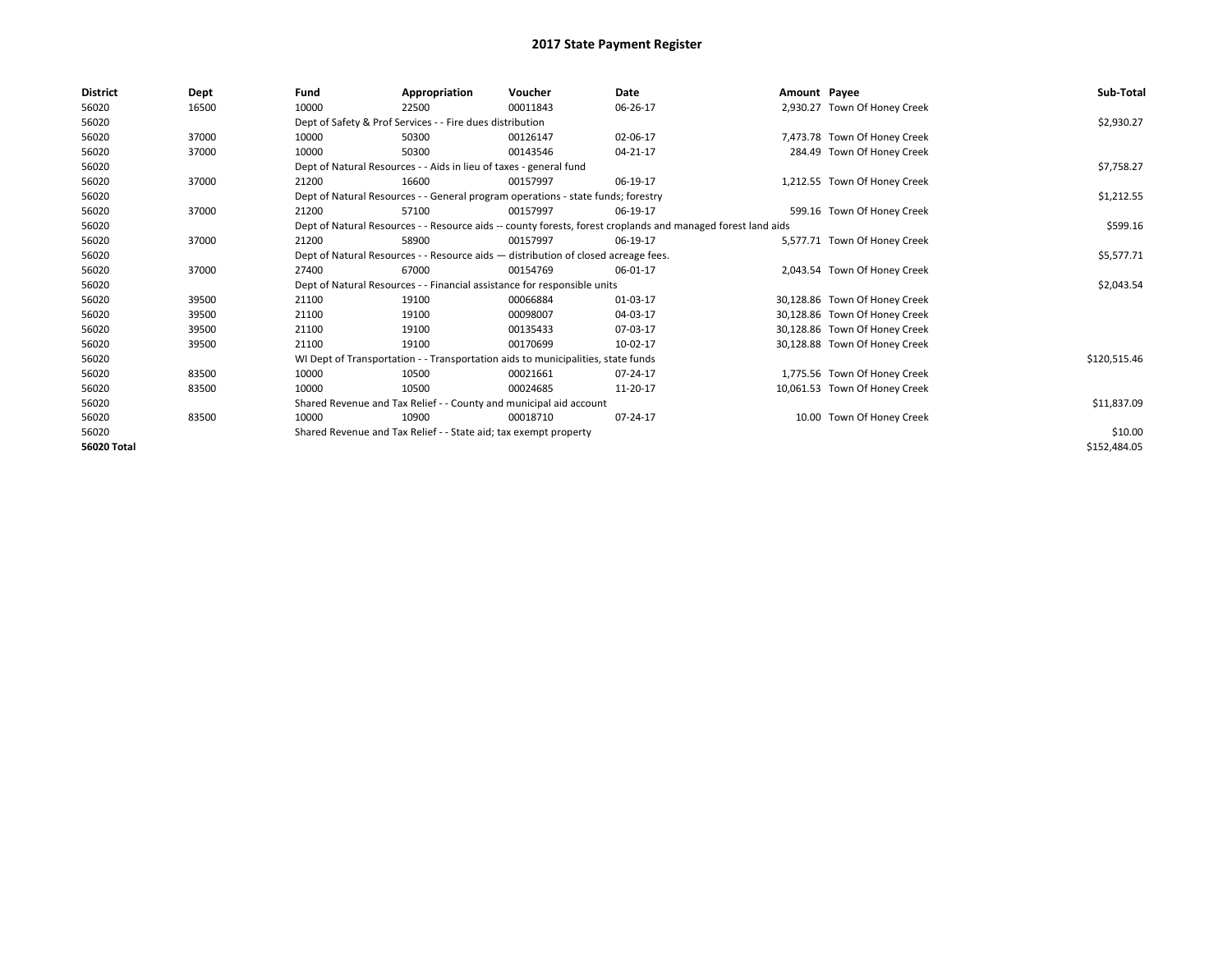# 2017 State Payment Register

| District | Dept | Fund | Appropriation | Voucher | Date | Amount | Payee | Sub-Total |
|---|---|---|---|---|---|---|---|---|
| 56020 | 16500 | 10000 | 22500 | 00011843 | 06-26-17 | 2,930.27 | Town Of Honey Creek | |
| 56020 | | Dept of Safety & Prof Services - - Fire dues distribution | | | | | | $2,930.27 |
| 56020 | 37000 | 10000 | 50300 | 00126147 | 02-06-17 | 7,473.78 | Town Of Honey Creek | |
| 56020 | 37000 | 10000 | 50300 | 00143546 | 04-21-17 | 284.49 | Town Of Honey Creek | |
| 56020 | | Dept of Natural Resources - - Aids in lieu of taxes - general fund | | | | | | $7,758.27 |
| 56020 | 37000 | 21200 | 16600 | 00157997 | 06-19-17 | 1,212.55 | Town Of Honey Creek | |
| 56020 | | Dept of Natural Resources - - General program operations - state funds; forestry | | | | | | $1,212.55 |
| 56020 | 37000 | 21200 | 57100 | 00157997 | 06-19-17 | 599.16 | Town Of Honey Creek | |
| 56020 | | Dept of Natural Resources - - Resource aids -- county forests, forest croplands and managed forest land aids | | | | | | $599.16 |
| 56020 | 37000 | 21200 | 58900 | 00157997 | 06-19-17 | 5,577.71 | Town Of Honey Creek | |
| 56020 | | Dept of Natural Resources - - Resource aids — distribution of closed acreage fees. | | | | | | $5,577.71 |
| 56020 | 37000 | 27400 | 67000 | 00154769 | 06-01-17 | 2,043.54 | Town Of Honey Creek | |
| 56020 | | Dept of Natural Resources - - Financial assistance for responsible units | | | | | | $2,043.54 |
| 56020 | 39500 | 21100 | 19100 | 00066884 | 01-03-17 | 30,128.86 | Town Of Honey Creek | |
| 56020 | 39500 | 21100 | 19100 | 00098007 | 04-03-17 | 30,128.86 | Town Of Honey Creek | |
| 56020 | 39500 | 21100 | 19100 | 00135433 | 07-03-17 | 30,128.86 | Town Of Honey Creek | |
| 56020 | 39500 | 21100 | 19100 | 00170699 | 10-02-17 | 30,128.88 | Town Of Honey Creek | |
| 56020 | | WI Dept of Transportation - - Transportation aids to municipalities, state funds | | | | | | $120,515.46 |
| 56020 | 83500 | 10000 | 10500 | 00021661 | 07-24-17 | 1,775.56 | Town Of Honey Creek | |
| 56020 | 83500 | 10000 | 10500 | 00024685 | 11-20-17 | 10,061.53 | Town Of Honey Creek | |
| 56020 | | Shared Revenue and Tax Relief - - County and municipal aid account | | | | | | $11,837.09 |
| 56020 | 83500 | 10000 | 10900 | 00018710 | 07-24-17 | 10.00 | Town Of Honey Creek | |
| 56020 | | Shared Revenue and Tax Relief - - State aid; tax exempt property | | | | | | $10.00 |
| **56020 Total** | | | | | | | | $152,484.05 |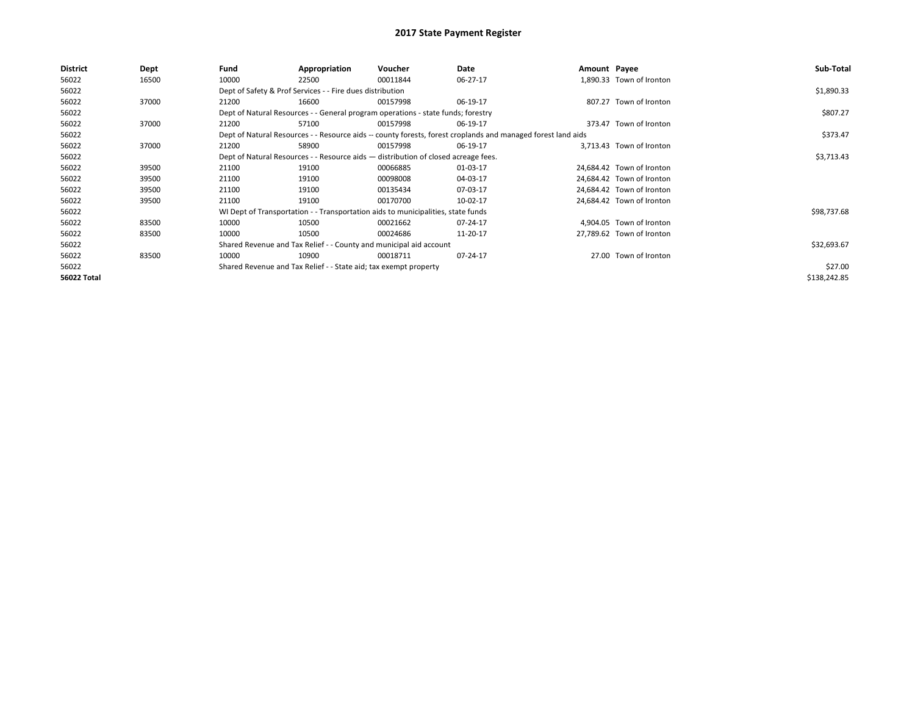# 2017 State Payment Register

| District | Dept | Fund | Appropriation | Voucher | Date | Amount | Payee | Sub-Total |
|---|---|---|---|---|---|---|---|---|
| 56022 | 16500 | 10000 | 22500 | 00011844 | 06-27-17 | 1,890.33 | Town of Ironton | |
| 56022 | | Dept of Safety & Prof Services - - Fire dues distribution | | | | | | $1,890.33 |
| 56022 | 37000 | 21200 | 16600 | 00157998 | 06-19-17 | 807.27 | Town of Ironton | |
| 56022 | | Dept of Natural Resources - - General program operations - state funds; forestry | | | | | | $807.27 |
| 56022 | 37000 | 21200 | 57100 | 00157998 | 06-19-17 | 373.47 | Town of Ironton | |
| 56022 | | Dept of Natural Resources - - Resource aids -- county forests, forest croplands and managed forest land aids | | | | | | $373.47 |
| 56022 | 37000 | 21200 | 58900 | 00157998 | 06-19-17 | 3,713.43 | Town of Ironton | |
| 56022 | | Dept of Natural Resources - - Resource aids — distribution of closed acreage fees. | | | | | | $3,713.43 |
| 56022 | 39500 | 21100 | 19100 | 00066885 | 01-03-17 | 24,684.42 | Town of Ironton | |
| 56022 | 39500 | 21100 | 19100 | 00098008 | 04-03-17 | 24,684.42 | Town of Ironton | |
| 56022 | 39500 | 21100 | 19100 | 00135434 | 07-03-17 | 24,684.42 | Town of Ironton | |
| 56022 | 39500 | 21100 | 19100 | 00170700 | 10-02-17 | 24,684.42 | Town of Ironton | |
| 56022 | | WI Dept of Transportation - - Transportation aids to municipalities, state funds | | | | | | $98,737.68 |
| 56022 | 83500 | 10000 | 10500 | 00021662 | 07-24-17 | 4,904.05 | Town of Ironton | |
| 56022 | 83500 | 10000 | 10500 | 00024686 | 11-20-17 | 27,789.62 | Town of Ironton | |
| 56022 | | Shared Revenue and Tax Relief - - County and municipal aid account | | | | | | $32,693.67 |
| 56022 | 83500 | 10000 | 10900 | 00018711 | 07-24-17 | 27.00 | Town of Ironton | |
| 56022 | | Shared Revenue and Tax Relief - - State aid; tax exempt property | | | | | | $27.00 |
| **56022 Total** | | | | | | | | $138,242.85 |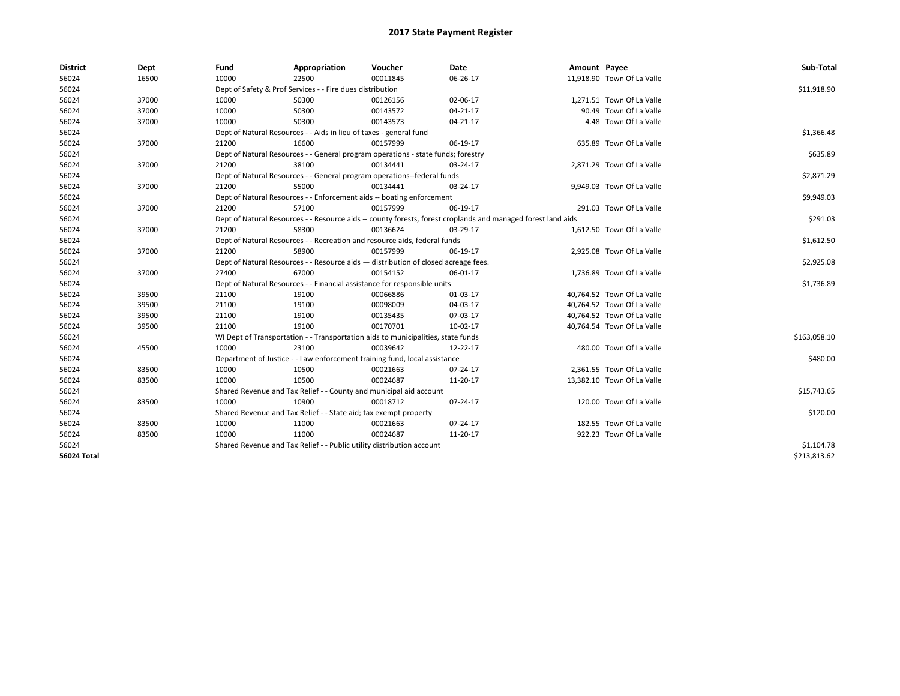# 2017 State Payment Register

| District | Dept | Fund | Appropriation | Voucher | Date | Amount | Payee | Sub-Total |
|---|---|---|---|---|---|---|---|---|
| 56024 | 16500 | 10000 | 22500 | 00011845 | 06-26-17 | 11,918.90 | Town Of La Valle | |
| 56024 | | Dept of Safety & Prof Services - - Fire dues distribution | | | | | | $11,918.90 |
| 56024 | 37000 | 10000 | 50300 | 00126156 | 02-06-17 | 1,271.51 | Town Of La Valle | |
| 56024 | 37000 | 10000 | 50300 | 00143572 | 04-21-17 | 90.49 | Town Of La Valle | |
| 56024 | 37000 | 10000 | 50300 | 00143573 | 04-21-17 | 4.48 | Town Of La Valle | |
| 56024 | | Dept of Natural Resources - - Aids in lieu of taxes - general fund | | | | | | $1,366.48 |
| 56024 | 37000 | 21200 | 16600 | 00157999 | 06-19-17 | 635.89 | Town Of La Valle | |
| 56024 | | Dept of Natural Resources - - General program operations - state funds; forestry | | | | | | $635.89 |
| 56024 | 37000 | 21200 | 38100 | 00134441 | 03-24-17 | 2,871.29 | Town Of La Valle | |
| 56024 | | Dept of Natural Resources - - General program operations--federal funds | | | | | | $2,871.29 |
| 56024 | 37000 | 21200 | 55000 | 00134441 | 03-24-17 | 9,949.03 | Town Of La Valle | |
| 56024 | | Dept of Natural Resources - - Enforcement aids -- boating enforcement | | | | | | $9,949.03 |
| 56024 | 37000 | 21200 | 57100 | 00157999 | 06-19-17 | 291.03 | Town Of La Valle | |
| 56024 | | Dept of Natural Resources - - Resource aids -- county forests, forest croplands and managed forest land aids | | | | | | $291.03 |
| 56024 | 37000 | 21200 | 58300 | 00136624 | 03-29-17 | 1,612.50 | Town Of La Valle | |
| 56024 | | Dept of Natural Resources - - Recreation and resource aids, federal funds | | | | | | $1,612.50 |
| 56024 | 37000 | 21200 | 58900 | 00157999 | 06-19-17 | 2,925.08 | Town Of La Valle | |
| 56024 | | Dept of Natural Resources - - Resource aids — distribution of closed acreage fees. | | | | | | $2,925.08 |
| 56024 | 37000 | 27400 | 67000 | 00154152 | 06-01-17 | 1,736.89 | Town Of La Valle | |
| 56024 | | Dept of Natural Resources - - Financial assistance for responsible units | | | | | | $1,736.89 |
| 56024 | 39500 | 21100 | 19100 | 00066886 | 01-03-17 | 40,764.52 | Town Of La Valle | |
| 56024 | 39500 | 21100 | 19100 | 00098009 | 04-03-17 | 40,764.52 | Town Of La Valle | |
| 56024 | 39500 | 21100 | 19100 | 00135435 | 07-03-17 | 40,764.52 | Town Of La Valle | |
| 56024 | 39500 | 21100 | 19100 | 00170701 | 10-02-17 | 40,764.54 | Town Of La Valle | |
| 56024 | | WI Dept of Transportation - - Transportation aids to municipalities, state funds | | | | | | $163,058.10 |
| 56024 | 45500 | 10000 | 23100 | 00039642 | 12-22-17 | 480.00 | Town Of La Valle | |
| 56024 | | Department of Justice - - Law enforcement training fund, local assistance | | | | | | $480.00 |
| 56024 | 83500 | 10000 | 10500 | 00021663 | 07-24-17 | 2,361.55 | Town Of La Valle | |
| 56024 | 83500 | 10000 | 10500 | 00024687 | 11-20-17 | 13,382.10 | Town Of La Valle | |
| 56024 | | Shared Revenue and Tax Relief - - County and municipal aid account | | | | | | $15,743.65 |
| 56024 | 83500 | 10000 | 10900 | 00018712 | 07-24-17 | 120.00 | Town Of La Valle | |
| 56024 | | Shared Revenue and Tax Relief - - State aid; tax exempt property | | | | | | $120.00 |
| 56024 | 83500 | 10000 | 11000 | 00021663 | 07-24-17 | 182.55 | Town Of La Valle | |
| 56024 | 83500 | 10000 | 11000 | 00024687 | 11-20-17 | 922.23 | Town Of La Valle | |
| 56024 | | Shared Revenue and Tax Relief - - Public utility distribution account | | | | | | $1,104.78 |
| **56024 Total** | | | | | | | | $213,813.62 |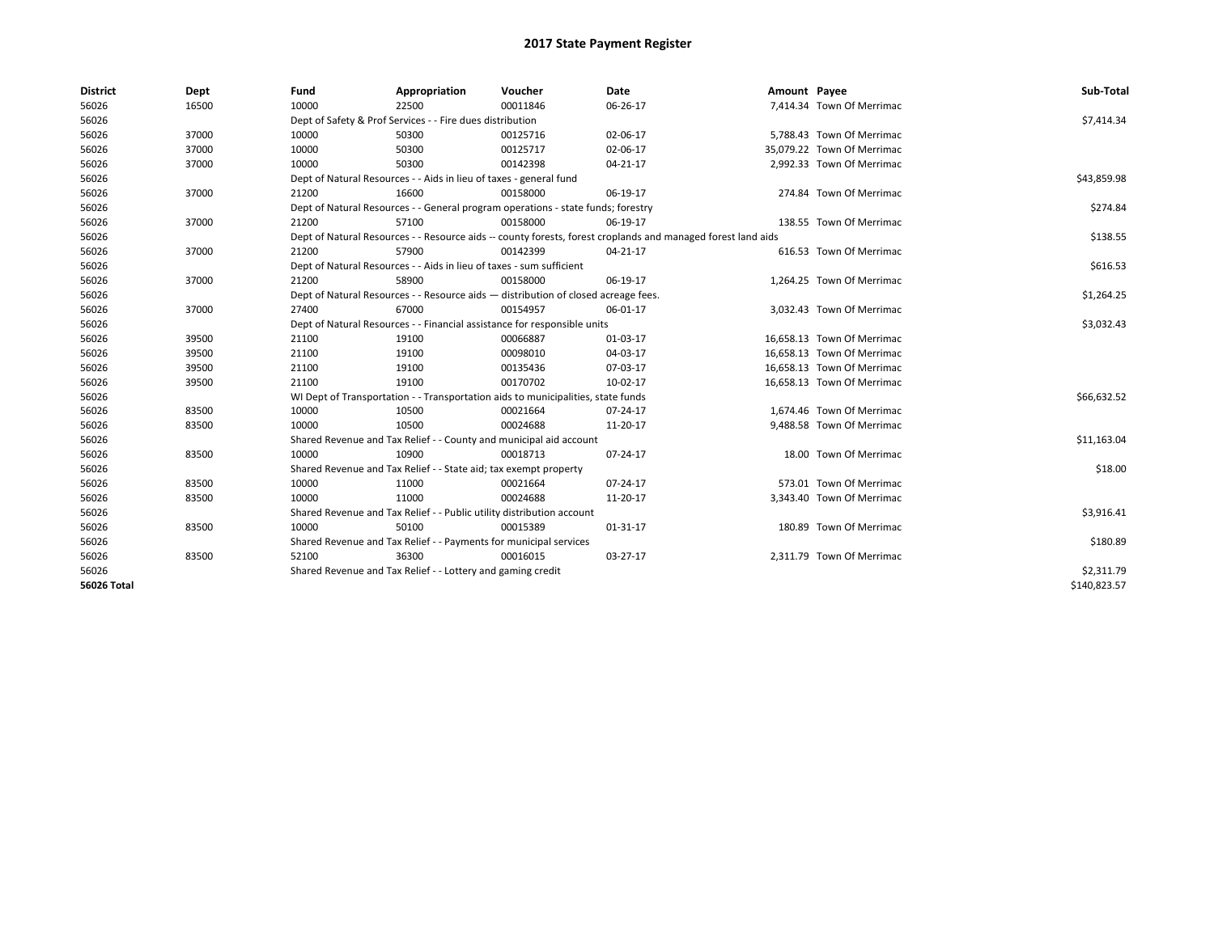# 2017 State Payment Register

| District | Dept | Fund | Appropriation | Voucher | Date | Amount | Payee | Sub-Total |
|---|---|---|---|---|---|---|---|---|
| 56026 | 16500 | 10000 | 22500 | 00011846 | 06-26-17 | 7,414.34 | Town Of Merrimac | |
| 56026 | | Dept of Safety & Prof Services - - Fire dues distribution | | | | | | $7,414.34 |
| 56026 | 37000 | 10000 | 50300 | 00125716 | 02-06-17 | 5,788.43 | Town Of Merrimac | |
| 56026 | 37000 | 10000 | 50300 | 00125717 | 02-06-17 | 35,079.22 | Town Of Merrimac | |
| 56026 | 37000 | 10000 | 50300 | 00142398 | 04-21-17 | 2,992.33 | Town Of Merrimac | |
| 56026 | | Dept of Natural Resources - - Aids in lieu of taxes - general fund | | | | | | $43,859.98 |
| 56026 | 37000 | 21200 | 16600 | 00158000 | 06-19-17 | 274.84 | Town Of Merrimac | |
| 56026 | | Dept of Natural Resources - - General program operations - state funds; forestry | | | | | | $274.84 |
| 56026 | 37000 | 21200 | 57100 | 00158000 | 06-19-17 | 138.55 | Town Of Merrimac | |
| 56026 | | Dept of Natural Resources - - Resource aids -- county forests, forest croplands and managed forest land aids | | | | | | $138.55 |
| 56026 | 37000 | 21200 | 57900 | 00142399 | 04-21-17 | 616.53 | Town Of Merrimac | |
| 56026 | | Dept of Natural Resources - - Aids in lieu of taxes - sum sufficient | | | | | | $616.53 |
| 56026 | 37000 | 21200 | 58900 | 00158000 | 06-19-17 | 1,264.25 | Town Of Merrimac | |
| 56026 | | Dept of Natural Resources - - Resource aids — distribution of closed acreage fees. | | | | | | $1,264.25 |
| 56026 | 37000 | 27400 | 67000 | 00154957 | 06-01-17 | 3,032.43 | Town Of Merrimac | |
| 56026 | | Dept of Natural Resources - - Financial assistance for responsible units | | | | | | $3,032.43 |
| 56026 | 39500 | 21100 | 19100 | 00066887 | 01-03-17 | 16,658.13 | Town Of Merrimac | |
| 56026 | 39500 | 21100 | 19100 | 00098010 | 04-03-17 | 16,658.13 | Town Of Merrimac | |
| 56026 | 39500 | 21100 | 19100 | 00135436 | 07-03-17 | 16,658.13 | Town Of Merrimac | |
| 56026 | 39500 | 21100 | 19100 | 00170702 | 10-02-17 | 16,658.13 | Town Of Merrimac | |
| 56026 | | WI Dept of Transportation - - Transportation aids to municipalities, state funds | | | | | | $66,632.52 |
| 56026 | 83500 | 10000 | 10500 | 00021664 | 07-24-17 | 1,674.46 | Town Of Merrimac | |
| 56026 | 83500 | 10000 | 10500 | 00024688 | 11-20-17 | 9,488.58 | Town Of Merrimac | |
| 56026 | | Shared Revenue and Tax Relief - - County and municipal aid account | | | | | | $11,163.04 |
| 56026 | 83500 | 10000 | 10900 | 00018713 | 07-24-17 | 18.00 | Town Of Merrimac | |
| 56026 | | Shared Revenue and Tax Relief - - State aid; tax exempt property | | | | | | $18.00 |
| 56026 | 83500 | 10000 | 11000 | 00021664 | 07-24-17 | 573.01 | Town Of Merrimac | |
| 56026 | 83500 | 10000 | 11000 | 00024688 | 11-20-17 | 3,343.40 | Town Of Merrimac | |
| 56026 | | Shared Revenue and Tax Relief - - Public utility distribution account | | | | | | $3,916.41 |
| 56026 | 83500 | 10000 | 50100 | 00015389 | 01-31-17 | 180.89 | Town Of Merrimac | |
| 56026 | | Shared Revenue and Tax Relief - - Payments for municipal services | | | | | | $180.89 |
| 56026 | 83500 | 52100 | 36300 | 00016015 | 03-27-17 | 2,311.79 | Town Of Merrimac | |
| 56026 | | Shared Revenue and Tax Relief - - Lottery and gaming credit | | | | | | $2,311.79 |
| **56026 Total** | | | | | | | | $140,823.57 |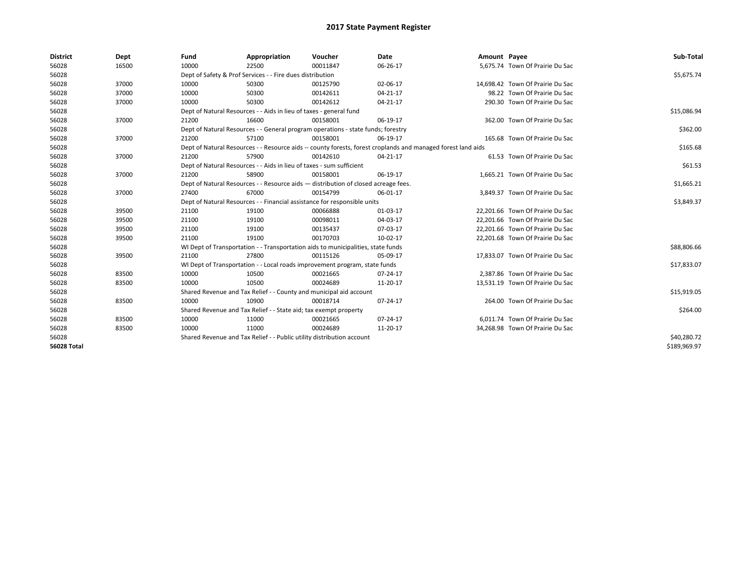# 2017 State Payment Register

| District | Dept | Fund | Appropriation | Voucher | Date | Amount | Payee | Sub-Total |
|---|---|---|---|---|---|---|---|---|
| 56028 | 16500 | 10000 | 22500 | 00011847 | 06-26-17 | 5,675.74 | Town Of Prairie Du Sac | |
| 56028 | | Dept of Safety & Prof Services - - Fire dues distribution | | | | | | $5,675.74 |
| 56028 | 37000 | 10000 | 50300 | 00125790 | 02-06-17 | 14,698.42 | Town Of Prairie Du Sac | |
| 56028 | 37000 | 10000 | 50300 | 00142611 | 04-21-17 | 98.22 | Town Of Prairie Du Sac | |
| 56028 | 37000 | 10000 | 50300 | 00142612 | 04-21-17 | 290.30 | Town Of Prairie Du Sac | |
| 56028 | | Dept of Natural Resources - - Aids in lieu of taxes - general fund | | | | | | $15,086.94 |
| 56028 | 37000 | 21200 | 16600 | 00158001 | 06-19-17 | 362.00 | Town Of Prairie Du Sac | |
| 56028 | | Dept of Natural Resources - - General program operations - state funds; forestry | | | | | | $362.00 |
| 56028 | 37000 | 21200 | 57100 | 00158001 | 06-19-17 | 165.68 | Town Of Prairie Du Sac | |
| 56028 | | Dept of Natural Resources - - Resource aids -- county forests, forest croplands and managed forest land aids | | | | | | $165.68 |
| 56028 | 37000 | 21200 | 57900 | 00142610 | 04-21-17 | 61.53 | Town Of Prairie Du Sac | |
| 56028 | | Dept of Natural Resources - - Aids in lieu of taxes - sum sufficient | | | | | | $61.53 |
| 56028 | 37000 | 21200 | 58900 | 00158001 | 06-19-17 | 1,665.21 | Town Of Prairie Du Sac | |
| 56028 | | Dept of Natural Resources - - Resource aids — distribution of closed acreage fees. | | | | | | $1,665.21 |
| 56028 | 37000 | 27400 | 67000 | 00154799 | 06-01-17 | 3,849.37 | Town Of Prairie Du Sac | |
| 56028 | | Dept of Natural Resources - - Financial assistance for responsible units | | | | | | $3,849.37 |
| 56028 | 39500 | 21100 | 19100 | 00066888 | 01-03-17 | 22,201.66 | Town Of Prairie Du Sac | |
| 56028 | 39500 | 21100 | 19100 | 00098011 | 04-03-17 | 22,201.66 | Town Of Prairie Du Sac | |
| 56028 | 39500 | 21100 | 19100 | 00135437 | 07-03-17 | 22,201.66 | Town Of Prairie Du Sac | |
| 56028 | 39500 | 21100 | 19100 | 00170703 | 10-02-17 | 22,201.68 | Town Of Prairie Du Sac | |
| 56028 | | WI Dept of Transportation - - Transportation aids to municipalities, state funds | | | | | | $88,806.66 |
| 56028 | 39500 | 21100 | 27800 | 00115126 | 05-09-17 | 17,833.07 | Town Of Prairie Du Sac | |
| 56028 | | WI Dept of Transportation - - Local roads improvement program, state funds | | | | | | $17,833.07 |
| 56028 | 83500 | 10000 | 10500 | 00021665 | 07-24-17 | 2,387.86 | Town Of Prairie Du Sac | |
| 56028 | 83500 | 10000 | 10500 | 00024689 | 11-20-17 | 13,531.19 | Town Of Prairie Du Sac | |
| 56028 | | Shared Revenue and Tax Relief - - County and municipal aid account | | | | | | $15,919.05 |
| 56028 | 83500 | 10000 | 10900 | 00018714 | 07-24-17 | 264.00 | Town Of Prairie Du Sac | |
| 56028 | | Shared Revenue and Tax Relief - - State aid; tax exempt property | | | | | | $264.00 |
| 56028 | 83500 | 10000 | 11000 | 00021665 | 07-24-17 | 6,011.74 | Town Of Prairie Du Sac | |
| 56028 | 83500 | 10000 | 11000 | 00024689 | 11-20-17 | 34,268.98 | Town Of Prairie Du Sac | |
| 56028 | | Shared Revenue and Tax Relief - - Public utility distribution account | | | | | | $40,280.72 |
| **56028 Total** | | | | | | | | $189,969.97 |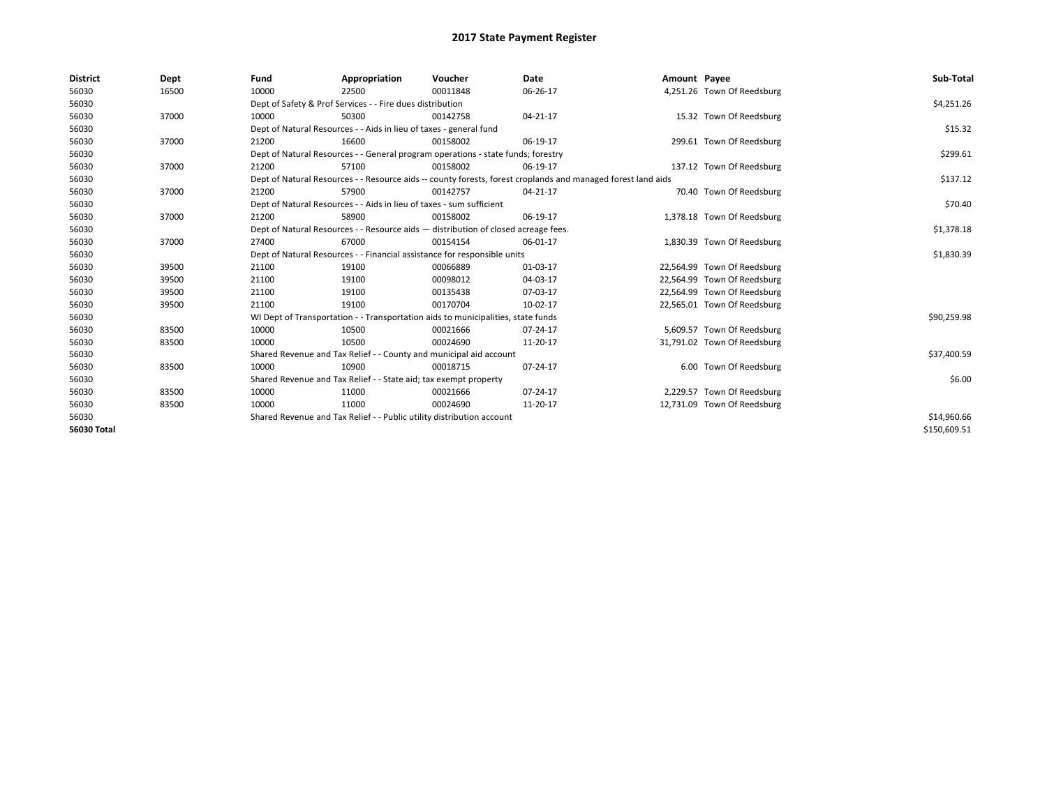# 2017 State Payment Register

| District | Dept | Fund | Appropriation | Voucher | Date | Amount | Payee | Sub-Total |
|---|---|---|---|---|---|---|---|---|
| 56030 | 16500 | 10000 | 22500 | 00011848 | 06-26-17 | 4,251.26 | Town Of Reedsburg | |
| 56030 | | Dept of Safety & Prof Services - - Fire dues distribution | | | | | | $4,251.26 |
| 56030 | 37000 | 10000 | 50300 | 00142758 | 04-21-17 | 15.32 | Town Of Reedsburg | |
| 56030 | | Dept of Natural Resources - - Aids in lieu of taxes - general fund | | | | | | $15.32 |
| 56030 | 37000 | 21200 | 16600 | 00158002 | 06-19-17 | 299.61 | Town Of Reedsburg | |
| 56030 | | Dept of Natural Resources - - General program operations - state funds; forestry | | | | | | $299.61 |
| 56030 | 37000 | 21200 | 57100 | 00158002 | 06-19-17 | 137.12 | Town Of Reedsburg | |
| 56030 | | Dept of Natural Resources - - Resource aids -- county forests, forest croplands and managed forest land aids | | | | | | $137.12 |
| 56030 | 37000 | 21200 | 57900 | 00142757 | 04-21-17 | 70.40 | Town Of Reedsburg | |
| 56030 | | Dept of Natural Resources - - Aids in lieu of taxes - sum sufficient | | | | | | $70.40 |
| 56030 | 37000 | 21200 | 58900 | 00158002 | 06-19-17 | 1,378.18 | Town Of Reedsburg | |
| 56030 | | Dept of Natural Resources - - Resource aids — distribution of closed acreage fees. | | | | | | $1,378.18 |
| 56030 | 37000 | 27400 | 67000 | 00154154 | 06-01-17 | 1,830.39 | Town Of Reedsburg | |
| 56030 | | Dept of Natural Resources - - Financial assistance for responsible units | | | | | | $1,830.39 |
| 56030 | 39500 | 21100 | 19100 | 00066889 | 01-03-17 | 22,564.99 | Town Of Reedsburg | |
| 56030 | 39500 | 21100 | 19100 | 00098012 | 04-03-17 | 22,564.99 | Town Of Reedsburg | |
| 56030 | 39500 | 21100 | 19100 | 00135438 | 07-03-17 | 22,564.99 | Town Of Reedsburg | |
| 56030 | 39500 | 21100 | 19100 | 00170704 | 10-02-17 | 22,565.01 | Town Of Reedsburg | |
| 56030 | | WI Dept of Transportation - - Transportation aids to municipalities, state funds | | | | | | $90,259.98 |
| 56030 | 83500 | 10000 | 10500 | 00021666 | 07-24-17 | 5,609.57 | Town Of Reedsburg | |
| 56030 | 83500 | 10000 | 10500 | 00024690 | 11-20-17 | 31,791.02 | Town Of Reedsburg | |
| 56030 | | Shared Revenue and Tax Relief - - County and municipal aid account | | | | | | $37,400.59 |
| 56030 | 83500 | 10000 | 10900 | 00018715 | 07-24-17 | 6.00 | Town Of Reedsburg | |
| 56030 | | Shared Revenue and Tax Relief - - State aid; tax exempt property | | | | | | $6.00 |
| 56030 | 83500 | 10000 | 11000 | 00021666 | 07-24-17 | 2,229.57 | Town Of Reedsburg | |
| 56030 | 83500 | 10000 | 11000 | 00024690 | 11-20-17 | 12,731.09 | Town Of Reedsburg | |
| 56030 | | Shared Revenue and Tax Relief - - Public utility distribution account | | | | | | $14,960.66 |
| **56030 Total** | | | | | | | | $150,609.51 |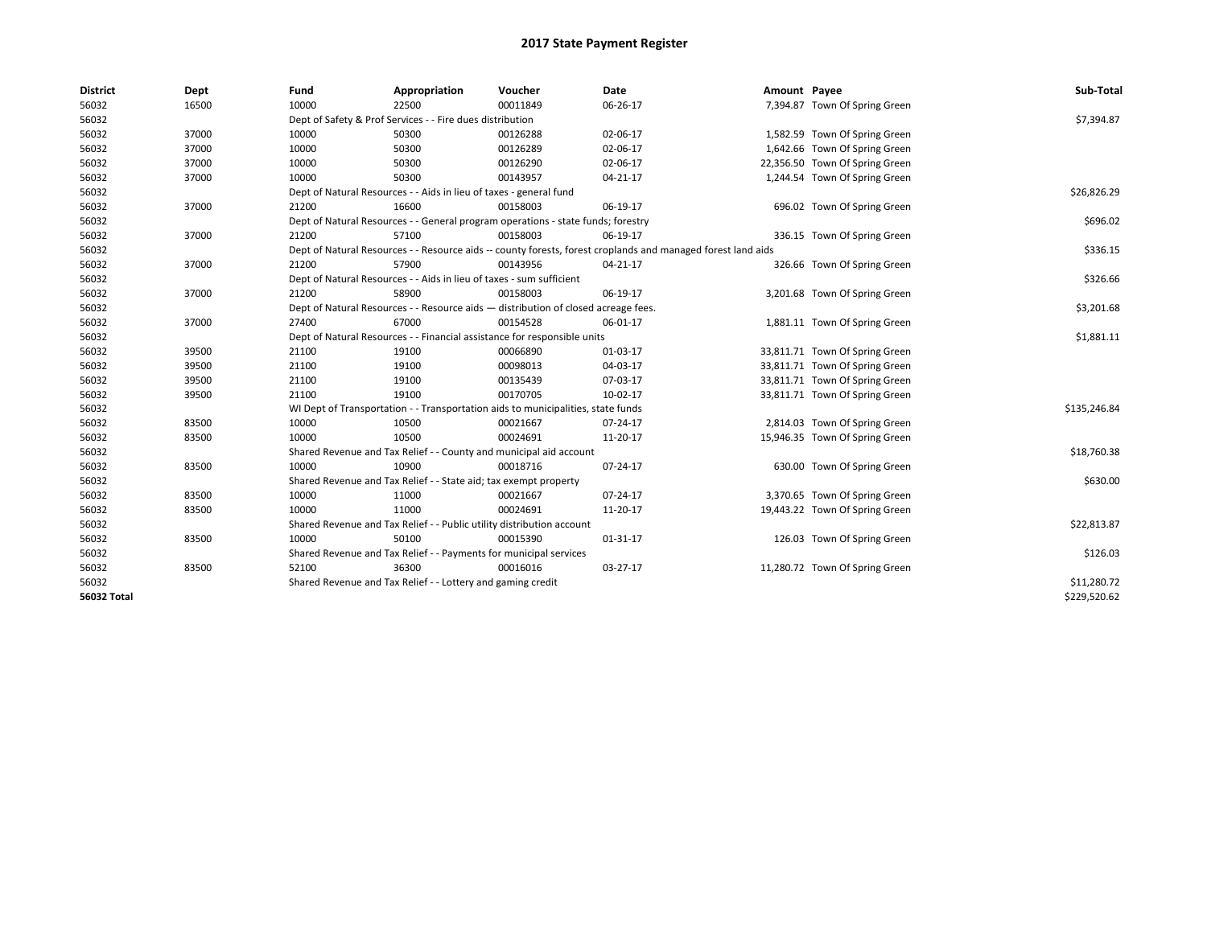# 2017 State Payment Register

| District | Dept | Fund | Appropriation | Voucher | Date | Amount | Payee | Sub-Total |
|---|---|---|---|---|---|---|---|---|
| 56032 | 16500 | 10000 | 22500 | 00011849 | 06-26-17 | 7,394.87 | Town Of Spring Green | |
| 56032 | | Dept of Safety & Prof Services - - Fire dues distribution | | | | | | $7,394.87 |
| 56032 | 37000 | 10000 | 50300 | 00126288 | 02-06-17 | 1,582.59 | Town Of Spring Green | |
| 56032 | 37000 | 10000 | 50300 | 00126289 | 02-06-17 | 1,642.66 | Town Of Spring Green | |
| 56032 | 37000 | 10000 | 50300 | 00126290 | 02-06-17 | 22,356.50 | Town Of Spring Green | |
| 56032 | 37000 | 10000 | 50300 | 00143957 | 04-21-17 | 1,244.54 | Town Of Spring Green | |
| 56032 | | Dept of Natural Resources - - Aids in lieu of taxes - general fund | | | | | | $26,826.29 |
| 56032 | 37000 | 21200 | 16600 | 00158003 | 06-19-17 | 696.02 | Town Of Spring Green | |
| 56032 | | Dept of Natural Resources - - General program operations - state funds; forestry | | | | | | $696.02 |
| 56032 | 37000 | 21200 | 57100 | 00158003 | 06-19-17 | 336.15 | Town Of Spring Green | |
| 56032 | | Dept of Natural Resources - - Resource aids -- county forests, forest croplands and managed forest land aids | | | | | | $336.15 |
| 56032 | 37000 | 21200 | 57900 | 00143956 | 04-21-17 | 326.66 | Town Of Spring Green | |
| 56032 | | Dept of Natural Resources - - Aids in lieu of taxes - sum sufficient | | | | | | $326.66 |
| 56032 | 37000 | 21200 | 58900 | 00158003 | 06-19-17 | 3,201.68 | Town Of Spring Green | |
| 56032 | | Dept of Natural Resources - - Resource aids — distribution of closed acreage fees. | | | | | | $3,201.68 |
| 56032 | 37000 | 27400 | 67000 | 00154528 | 06-01-17 | 1,881.11 | Town Of Spring Green | |
| 56032 | | Dept of Natural Resources - - Financial assistance for responsible units | | | | | | $1,881.11 |
| 56032 | 39500 | 21100 | 19100 | 00066890 | 01-03-17 | 33,811.71 | Town Of Spring Green | |
| 56032 | 39500 | 21100 | 19100 | 00098013 | 04-03-17 | 33,811.71 | Town Of Spring Green | |
| 56032 | 39500 | 21100 | 19100 | 00135439 | 07-03-17 | 33,811.71 | Town Of Spring Green | |
| 56032 | 39500 | 21100 | 19100 | 00170705 | 10-02-17 | 33,811.71 | Town Of Spring Green | |
| 56032 | | WI Dept of Transportation - - Transportation aids to municipalities, state funds | | | | | | $135,246.84 |
| 56032 | 83500 | 10000 | 10500 | 00021667 | 07-24-17 | 2,814.03 | Town Of Spring Green | |
| 56032 | 83500 | 10000 | 10500 | 00024691 | 11-20-17 | 15,946.35 | Town Of Spring Green | |
| 56032 | | Shared Revenue and Tax Relief - - County and municipal aid account | | | | | | $18,760.38 |
| 56032 | 83500 | 10000 | 10900 | 00018716 | 07-24-17 | 630.00 | Town Of Spring Green | |
| 56032 | | Shared Revenue and Tax Relief - - State aid; tax exempt property | | | | | | $630.00 |
| 56032 | 83500 | 10000 | 11000 | 00021667 | 07-24-17 | 3,370.65 | Town Of Spring Green | |
| 56032 | 83500 | 10000 | 11000 | 00024691 | 11-20-17 | 19,443.22 | Town Of Spring Green | |
| 56032 | | Shared Revenue and Tax Relief - - Public utility distribution account | | | | | | $22,813.87 |
| 56032 | 83500 | 10000 | 50100 | 00015390 | 01-31-17 | 126.03 | Town Of Spring Green | |
| 56032 | | Shared Revenue and Tax Relief - - Payments for municipal services | | | | | | $126.03 |
| 56032 | 83500 | 52100 | 36300 | 00016016 | 03-27-17 | 11,280.72 | Town Of Spring Green | |
| 56032 | | Shared Revenue and Tax Relief - - Lottery and gaming credit | | | | | | $11,280.72 |
| **56032 Total** | | | | | | | | $229,520.62 |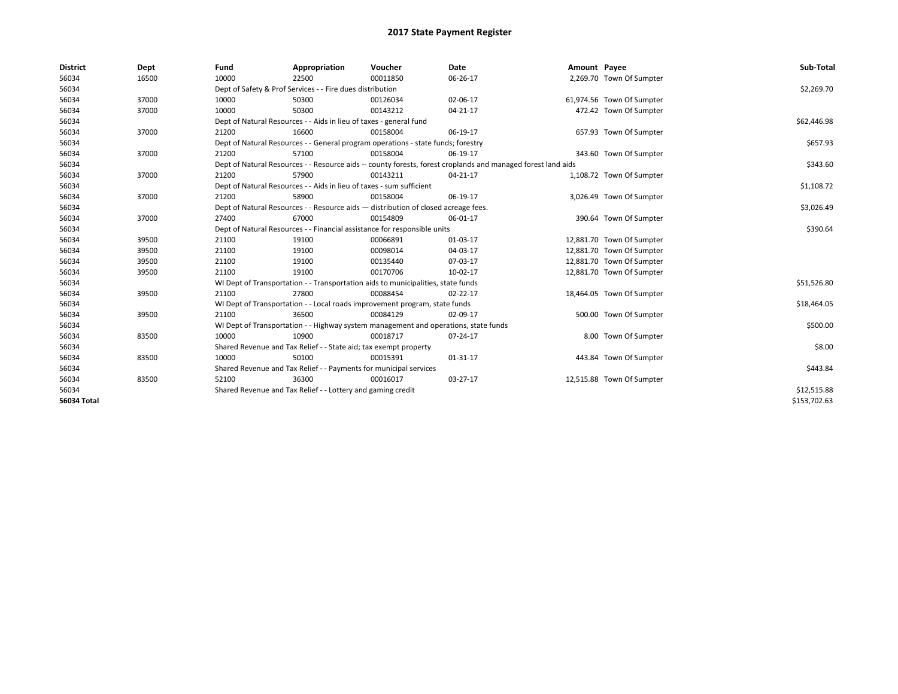# 2017 State Payment Register

| District | Dept | Fund | Appropriation | Voucher | Date | Amount | Payee | Sub-Total |
|---|---|---|---|---|---|---|---|---|
| 56034 | 16500 | 10000 | 22500 | 00011850 | 06-26-17 | 2,269.70 | Town Of Sumpter | |
| 56034 | | Dept of Safety & Prof Services - - Fire dues distribution | | | | | | $2,269.70 |
| 56034 | 37000 | 10000 | 50300 | 00126034 | 02-06-17 | 61,974.56 | Town Of Sumpter | |
| 56034 | 37000 | 10000 | 50300 | 00143212 | 04-21-17 | 472.42 | Town Of Sumpter | |
| 56034 | | Dept of Natural Resources - - Aids in lieu of taxes - general fund | | | | | | $62,446.98 |
| 56034 | 37000 | 21200 | 16600 | 00158004 | 06-19-17 | 657.93 | Town Of Sumpter | |
| 56034 | | Dept of Natural Resources - - General program operations - state funds; forestry | | | | | | $657.93 |
| 56034 | 37000 | 21200 | 57100 | 00158004 | 06-19-17 | 343.60 | Town Of Sumpter | |
| 56034 | | Dept of Natural Resources - - Resource aids -- county forests, forest croplands and managed forest land aids | | | | | | $343.60 |
| 56034 | 37000 | 21200 | 57900 | 00143211 | 04-21-17 | 1,108.72 | Town Of Sumpter | |
| 56034 | | Dept of Natural Resources - - Aids in lieu of taxes - sum sufficient | | | | | | $1,108.72 |
| 56034 | 37000 | 21200 | 58900 | 00158004 | 06-19-17 | 3,026.49 | Town Of Sumpter | |
| 56034 | | Dept of Natural Resources - - Resource aids — distribution of closed acreage fees. | | | | | | $3,026.49 |
| 56034 | 37000 | 27400 | 67000 | 00154809 | 06-01-17 | 390.64 | Town Of Sumpter | |
| 56034 | | Dept of Natural Resources - - Financial assistance for responsible units | | | | | | $390.64 |
| 56034 | 39500 | 21100 | 19100 | 00066891 | 01-03-17 | 12,881.70 | Town Of Sumpter | |
| 56034 | 39500 | 21100 | 19100 | 00098014 | 04-03-17 | 12,881.70 | Town Of Sumpter | |
| 56034 | 39500 | 21100 | 19100 | 00135440 | 07-03-17 | 12,881.70 | Town Of Sumpter | |
| 56034 | 39500 | 21100 | 19100 | 00170706 | 10-02-17 | 12,881.70 | Town Of Sumpter | |
| 56034 | | WI Dept of Transportation - - Transportation aids to municipalities, state funds | | | | | | $51,526.80 |
| 56034 | 39500 | 21100 | 27800 | 00088454 | 02-22-17 | 18,464.05 | Town Of Sumpter | |
| 56034 | | WI Dept of Transportation - - Local roads improvement program, state funds | | | | | | $18,464.05 |
| 56034 | 39500 | 21100 | 36500 | 00084129 | 02-09-17 | 500.00 | Town Of Sumpter | |
| 56034 | | WI Dept of Transportation - - Highway system management and operations, state funds | | | | | | $500.00 |
| 56034 | 83500 | 10000 | 10900 | 00018717 | 07-24-17 | 8.00 | Town Of Sumpter | |
| 56034 | | Shared Revenue and Tax Relief - - State aid; tax exempt property | | | | | | $8.00 |
| 56034 | 83500 | 10000 | 50100 | 00015391 | 01-31-17 | 443.84 | Town Of Sumpter | |
| 56034 | | Shared Revenue and Tax Relief - - Payments for municipal services | | | | | | $443.84 |
| 56034 | 83500 | 52100 | 36300 | 00016017 | 03-27-17 | 12,515.88 | Town Of Sumpter | |
| 56034 | | Shared Revenue and Tax Relief - - Lottery and gaming credit | | | | | | $12,515.88 |
| **56034 Total** | | | | | | | | $153,702.63 |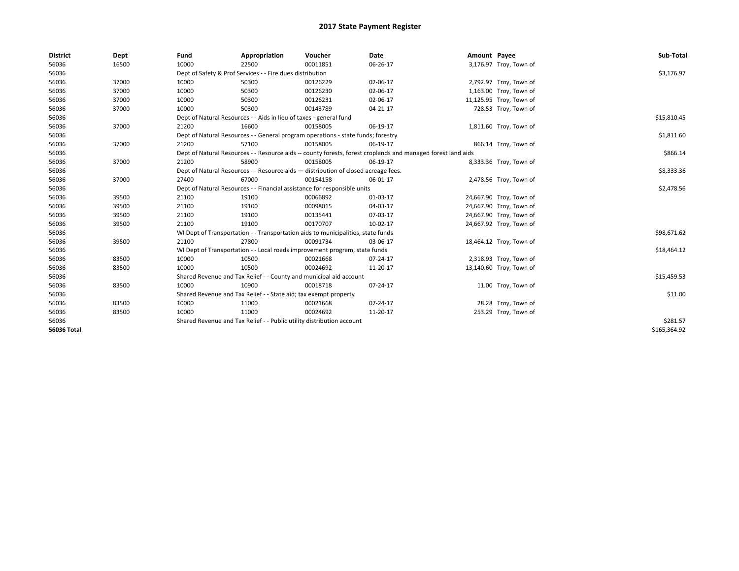# 2017 State Payment Register

| District | Dept | Fund | Appropriation | Voucher | Date | Amount | Payee | Sub-Total |
|---|---|---|---|---|---|---|---|---|
| 56036 | 16500 | 10000 | 22500 | 00011851 | 06-26-17 | 3,176.97 | Troy, Town of | |
| 56036 | | Dept of Safety & Prof Services - - Fire dues distribution | | | | | | $3,176.97 |
| 56036 | 37000 | 10000 | 50300 | 00126229 | 02-06-17 | 2,792.97 | Troy, Town of | |
| 56036 | 37000 | 10000 | 50300 | 00126230 | 02-06-17 | 1,163.00 | Troy, Town of | |
| 56036 | 37000 | 10000 | 50300 | 00126231 | 02-06-17 | 11,125.95 | Troy, Town of | |
| 56036 | 37000 | 10000 | 50300 | 00143789 | 04-21-17 | 728.53 | Troy, Town of | |
| 56036 | | Dept of Natural Resources - - Aids in lieu of taxes - general fund | | | | | | $15,810.45 |
| 56036 | 37000 | 21200 | 16600 | 00158005 | 06-19-17 | 1,811.60 | Troy, Town of | |
| 56036 | | Dept of Natural Resources - - General program operations - state funds; forestry | | | | | | $1,811.60 |
| 56036 | 37000 | 21200 | 57100 | 00158005 | 06-19-17 | 866.14 | Troy, Town of | |
| 56036 | | Dept of Natural Resources - - Resource aids -- county forests, forest croplands and managed forest land aids | | | | | | $866.14 |
| 56036 | 37000 | 21200 | 58900 | 00158005 | 06-19-17 | 8,333.36 | Troy, Town of | |
| 56036 | | Dept of Natural Resources - - Resource aids — distribution of closed acreage fees. | | | | | | $8,333.36 |
| 56036 | 37000 | 27400 | 67000 | 00154158 | 06-01-17 | 2,478.56 | Troy, Town of | |
| 56036 | | Dept of Natural Resources - - Financial assistance for responsible units | | | | | | $2,478.56 |
| 56036 | 39500 | 21100 | 19100 | 00066892 | 01-03-17 | 24,667.90 | Troy, Town of | |
| 56036 | 39500 | 21100 | 19100 | 00098015 | 04-03-17 | 24,667.90 | Troy, Town of | |
| 56036 | 39500 | 21100 | 19100 | 00135441 | 07-03-17 | 24,667.90 | Troy, Town of | |
| 56036 | 39500 | 21100 | 19100 | 00170707 | 10-02-17 | 24,667.92 | Troy, Town of | |
| 56036 | | WI Dept of Transportation - - Transportation aids to municipalities, state funds | | | | | | $98,671.62 |
| 56036 | 39500 | 21100 | 27800 | 00091734 | 03-06-17 | 18,464.12 | Troy, Town of | |
| 56036 | | WI Dept of Transportation - - Local roads improvement program, state funds | | | | | | $18,464.12 |
| 56036 | 83500 | 10000 | 10500 | 00021668 | 07-24-17 | 2,318.93 | Troy, Town of | |
| 56036 | 83500 | 10000 | 10500 | 00024692 | 11-20-17 | 13,140.60 | Troy, Town of | |
| 56036 | | Shared Revenue and Tax Relief - - County and municipal aid account | | | | | | $15,459.53 |
| 56036 | 83500 | 10000 | 10900 | 00018718 | 07-24-17 | 11.00 | Troy, Town of | |
| 56036 | | Shared Revenue and Tax Relief - - State aid; tax exempt property | | | | | | $11.00 |
| 56036 | 83500 | 10000 | 11000 | 00021668 | 07-24-17 | 28.28 | Troy, Town of | |
| 56036 | 83500 | 10000 | 11000 | 00024692 | 11-20-17 | 253.29 | Troy, Town of | |
| 56036 | | Shared Revenue and Tax Relief - - Public utility distribution account | | | | | | $281.57 |
| **56036 Total** | | | | | | | | $165,364.92 |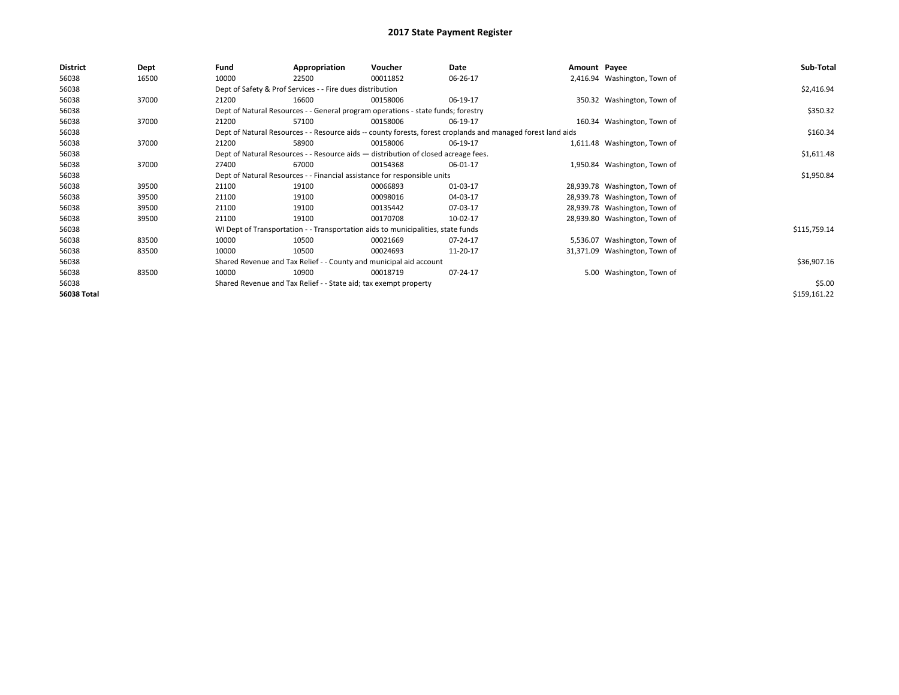# 2017 State Payment Register

| District | Dept | Fund | Appropriation | Voucher | Date | Amount | Payee | Sub-Total |
|---|---|---|---|---|---|---|---|---|
| 56038 | 16500 | 10000 | 22500 | 00011852 | 06-26-17 | 2,416.94 | Washington, Town of | |
| 56038 | | Dept of Safety & Prof Services - - Fire dues distribution | | | | | | $2,416.94 |
| 56038 | 37000 | 21200 | 16600 | 00158006 | 06-19-17 | 350.32 | Washington, Town of | |
| 56038 | | Dept of Natural Resources - - General program operations - state funds; forestry | | | | | | $350.32 |
| 56038 | 37000 | 21200 | 57100 | 00158006 | 06-19-17 | 160.34 | Washington, Town of | |
| 56038 | | Dept of Natural Resources - - Resource aids -- county forests, forest croplands and managed forest land aids | | | | | | $160.34 |
| 56038 | 37000 | 21200 | 58900 | 00158006 | 06-19-17 | 1,611.48 | Washington, Town of | |
| 56038 | | Dept of Natural Resources - - Resource aids — distribution of closed acreage fees. | | | | | | $1,611.48 |
| 56038 | 37000 | 27400 | 67000 | 00154368 | 06-01-17 | 1,950.84 | Washington, Town of | |
| 56038 | | Dept of Natural Resources - - Financial assistance for responsible units | | | | | | $1,950.84 |
| 56038 | 39500 | 21100 | 19100 | 00066893 | 01-03-17 | 28,939.78 | Washington, Town of | |
| 56038 | 39500 | 21100 | 19100 | 00098016 | 04-03-17 | 28,939.78 | Washington, Town of | |
| 56038 | 39500 | 21100 | 19100 | 00135442 | 07-03-17 | 28,939.78 | Washington, Town of | |
| 56038 | 39500 | 21100 | 19100 | 00170708 | 10-02-17 | 28,939.80 | Washington, Town of | |
| 56038 | | WI Dept of Transportation - - Transportation aids to municipalities, state funds | | | | | | $115,759.14 |
| 56038 | 83500 | 10000 | 10500 | 00021669 | 07-24-17 | 5,536.07 | Washington, Town of | |
| 56038 | 83500 | 10000 | 10500 | 00024693 | 11-20-17 | 31,371.09 | Washington, Town of | |
| 56038 | | Shared Revenue and Tax Relief - - County and municipal aid account | | | | | | $36,907.16 |
| 56038 | 83500 | 10000 | 10900 | 00018719 | 07-24-17 | 5.00 | Washington, Town of | |
| 56038 | | Shared Revenue and Tax Relief - - State aid; tax exempt property | | | | | | $5.00 |
| **56038 Total** | | | | | | | | $159,161.22 |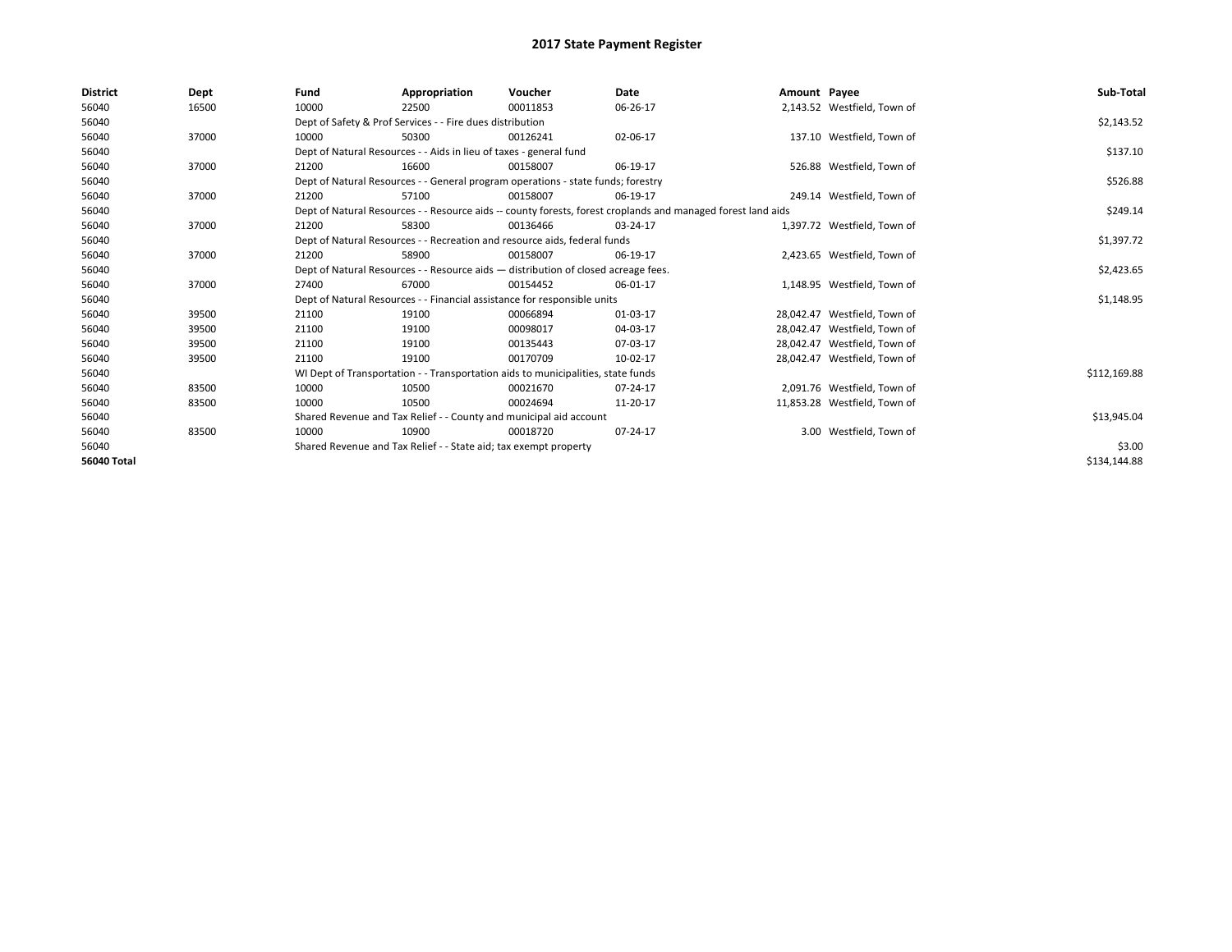# 2017 State Payment Register

| District | Dept | Fund | Appropriation | Voucher | Date | Amount | Payee | Sub-Total |
|---|---|---|---|---|---|---|---|---|
| 56040 | 16500 | 10000 | 22500 | 00011853 | 06-26-17 | 2,143.52 | Westfield, Town of | |
| 56040 | | Dept of Safety & Prof Services - - Fire dues distribution | | | | | | $2,143.52 |
| 56040 | 37000 | 10000 | 50300 | 00126241 | 02-06-17 | 137.10 | Westfield, Town of | |
| 56040 | | Dept of Natural Resources - - Aids in lieu of taxes - general fund | | | | | | $137.10 |
| 56040 | 37000 | 21200 | 16600 | 00158007 | 06-19-17 | 526.88 | Westfield, Town of | |
| 56040 | | Dept of Natural Resources - - General program operations - state funds; forestry | | | | | | $526.88 |
| 56040 | 37000 | 21200 | 57100 | 00158007 | 06-19-17 | 249.14 | Westfield, Town of | |
| 56040 | | Dept of Natural Resources - - Resource aids -- county forests, forest croplands and managed forest land aids | | | | | | $249.14 |
| 56040 | 37000 | 21200 | 58300 | 00136466 | 03-24-17 | 1,397.72 | Westfield, Town of | |
| 56040 | | Dept of Natural Resources - - Recreation and resource aids, federal funds | | | | | | $1,397.72 |
| 56040 | 37000 | 21200 | 58900 | 00158007 | 06-19-17 | 2,423.65 | Westfield, Town of | |
| 56040 | | Dept of Natural Resources - - Resource aids — distribution of closed acreage fees. | | | | | | $2,423.65 |
| 56040 | 37000 | 27400 | 67000 | 00154452 | 06-01-17 | 1,148.95 | Westfield, Town of | |
| 56040 | | Dept of Natural Resources - - Financial assistance for responsible units | | | | | | $1,148.95 |
| 56040 | 39500 | 21100 | 19100 | 00066894 | 01-03-17 | 28,042.47 | Westfield, Town of | |
| 56040 | 39500 | 21100 | 19100 | 00098017 | 04-03-17 | 28,042.47 | Westfield, Town of | |
| 56040 | 39500 | 21100 | 19100 | 00135443 | 07-03-17 | 28,042.47 | Westfield, Town of | |
| 56040 | 39500 | 21100 | 19100 | 00170709 | 10-02-17 | 28,042.47 | Westfield, Town of | |
| 56040 | | WI Dept of Transportation - - Transportation aids to municipalities, state funds | | | | | | $112,169.88 |
| 56040 | 83500 | 10000 | 10500 | 00021670 | 07-24-17 | 2,091.76 | Westfield, Town of | |
| 56040 | 83500 | 10000 | 10500 | 00024694 | 11-20-17 | 11,853.28 | Westfield, Town of | |
| 56040 | | Shared Revenue and Tax Relief - - County and municipal aid account | | | | | | $13,945.04 |
| 56040 | 83500 | 10000 | 10900 | 00018720 | 07-24-17 | 3.00 | Westfield, Town of | |
| 56040 | | Shared Revenue and Tax Relief - - State aid; tax exempt property | | | | | | $3.00 |
| **56040 Total** | | | | | | | | $134,144.88 |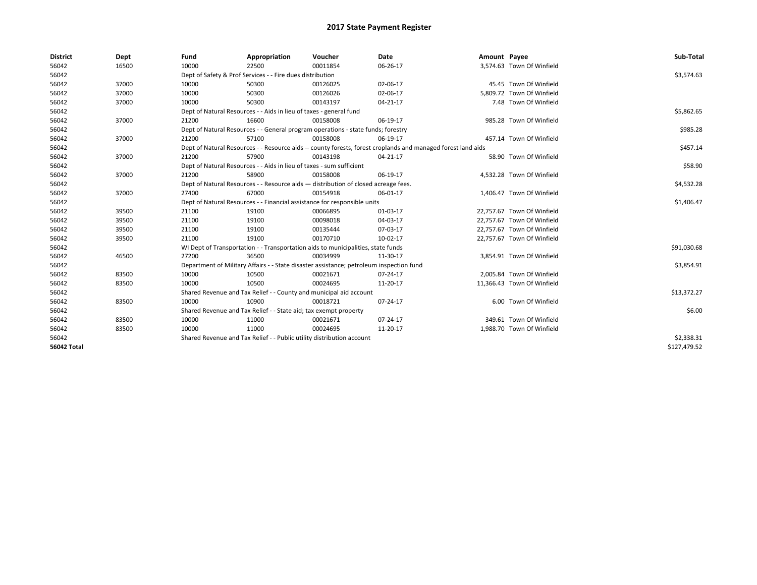# 2017 State Payment Register

| District | Dept | Fund | Appropriation | Voucher | Date | Amount | Payee | Sub-Total |
|---|---|---|---|---|---|---|---|---|
| 56042 | 16500 | 10000 | 22500 | 00011854 | 06-26-17 | 3,574.63 | Town Of Winfield | |
| 56042 | | Dept of Safety & Prof Services - - Fire dues distribution | | | | | | $3,574.63 |
| 56042 | 37000 | 10000 | 50300 | 00126025 | 02-06-17 | 45.45 | Town Of Winfield | |
| 56042 | 37000 | 10000 | 50300 | 00126026 | 02-06-17 | 5,809.72 | Town Of Winfield | |
| 56042 | 37000 | 10000 | 50300 | 00143197 | 04-21-17 | 7.48 | Town Of Winfield | |
| 56042 | | Dept of Natural Resources - - Aids in lieu of taxes - general fund | | | | | | $5,862.65 |
| 56042 | 37000 | 21200 | 16600 | 00158008 | 06-19-17 | 985.28 | Town Of Winfield | |
| 56042 | | Dept of Natural Resources - - General program operations - state funds; forestry | | | | | | $985.28 |
| 56042 | 37000 | 21200 | 57100 | 00158008 | 06-19-17 | 457.14 | Town Of Winfield | |
| 56042 | | Dept of Natural Resources - - Resource aids -- county forests, forest croplands and managed forest land aids | | | | | | $457.14 |
| 56042 | 37000 | 21200 | 57900 | 00143198 | 04-21-17 | 58.90 | Town Of Winfield | |
| 56042 | | Dept of Natural Resources - - Aids in lieu of taxes - sum sufficient | | | | | | $58.90 |
| 56042 | 37000 | 21200 | 58900 | 00158008 | 06-19-17 | 4,532.28 | Town Of Winfield | |
| 56042 | | Dept of Natural Resources - - Resource aids — distribution of closed acreage fees. | | | | | | $4,532.28 |
| 56042 | 37000 | 27400 | 67000 | 00154918 | 06-01-17 | 1,406.47 | Town Of Winfield | |
| 56042 | | Dept of Natural Resources - - Financial assistance for responsible units | | | | | | $1,406.47 |
| 56042 | 39500 | 21100 | 19100 | 00066895 | 01-03-17 | 22,757.67 | Town Of Winfield | |
| 56042 | 39500 | 21100 | 19100 | 00098018 | 04-03-17 | 22,757.67 | Town Of Winfield | |
| 56042 | 39500 | 21100 | 19100 | 00135444 | 07-03-17 | 22,757.67 | Town Of Winfield | |
| 56042 | 39500 | 21100 | 19100 | 00170710 | 10-02-17 | 22,757.67 | Town Of Winfield | |
| 56042 | | WI Dept of Transportation - - Transportation aids to municipalities, state funds | | | | | | $91,030.68 |
| 56042 | 46500 | 27200 | 36500 | 00034999 | 11-30-17 | 3,854.91 | Town Of Winfield | |
| 56042 | | Department of Military Affairs - - State disaster assistance; petroleum inspection fund | | | | | | $3,854.91 |
| 56042 | 83500 | 10000 | 10500 | 00021671 | 07-24-17 | 2,005.84 | Town Of Winfield | |
| 56042 | 83500 | 10000 | 10500 | 00024695 | 11-20-17 | 11,366.43 | Town Of Winfield | |
| 56042 | | Shared Revenue and Tax Relief - - County and municipal aid account | | | | | | $13,372.27 |
| 56042 | 83500 | 10000 | 10900 | 00018721 | 07-24-17 | 6.00 | Town Of Winfield | |
| 56042 | | Shared Revenue and Tax Relief - - State aid; tax exempt property | | | | | | $6.00 |
| 56042 | 83500 | 10000 | 11000 | 00021671 | 07-24-17 | 349.61 | Town Of Winfield | |
| 56042 | 83500 | 10000 | 11000 | 00024695 | 11-20-17 | 1,988.70 | Town Of Winfield | |
| 56042 | | Shared Revenue and Tax Relief - - Public utility distribution account | | | | | | $2,338.31 |
| **56042 Total** | | | | | | | | $127,479.52 |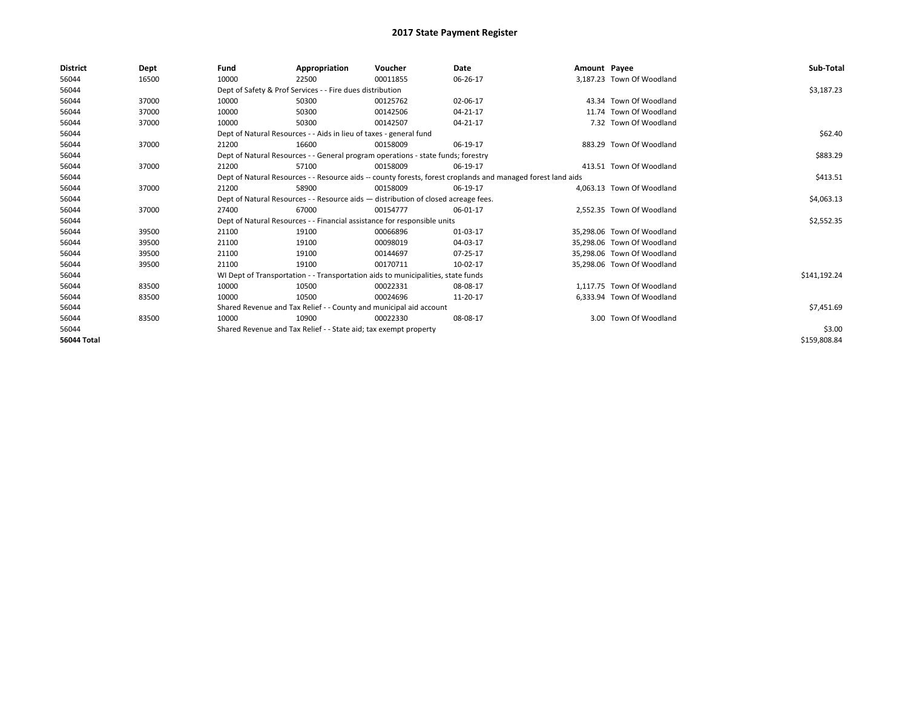# 2017 State Payment Register

| District | Dept | Fund | Appropriation | Voucher | Date | Amount | Payee | Sub-Total |
|---|---|---|---|---|---|---|---|---|
| 56044 | 16500 | 10000 | 22500 | 00011855 | 06-26-17 | 3,187.23 | Town Of Woodland | |
| 56044 | | Dept of Safety & Prof Services - - Fire dues distribution | | | | | | $3,187.23 |
| 56044 | 37000 | 10000 | 50300 | 00125762 | 02-06-17 | 43.34 | Town Of Woodland | |
| 56044 | 37000 | 10000 | 50300 | 00142506 | 04-21-17 | 11.74 | Town Of Woodland | |
| 56044 | 37000 | 10000 | 50300 | 00142507 | 04-21-17 | 7.32 | Town Of Woodland | |
| 56044 | | Dept of Natural Resources - - Aids in lieu of taxes - general fund | | | | | | $62.40 |
| 56044 | 37000 | 21200 | 16600 | 00158009 | 06-19-17 | 883.29 | Town Of Woodland | |
| 56044 | | Dept of Natural Resources - - General program operations - state funds; forestry | | | | | | $883.29 |
| 56044 | 37000 | 21200 | 57100 | 00158009 | 06-19-17 | 413.51 | Town Of Woodland | |
| 56044 | | Dept of Natural Resources - - Resource aids -- county forests, forest croplands and managed forest land aids | | | | | | $413.51 |
| 56044 | 37000 | 21200 | 58900 | 00158009 | 06-19-17 | 4,063.13 | Town Of Woodland | |
| 56044 | | Dept of Natural Resources - - Resource aids — distribution of closed acreage fees. | | | | | | $4,063.13 |
| 56044 | 37000 | 27400 | 67000 | 00154777 | 06-01-17 | 2,552.35 | Town Of Woodland | |
| 56044 | | Dept of Natural Resources - - Financial assistance for responsible units | | | | | | $2,552.35 |
| 56044 | 39500 | 21100 | 19100 | 00066896 | 01-03-17 | 35,298.06 | Town Of Woodland | |
| 56044 | 39500 | 21100 | 19100 | 00098019 | 04-03-17 | 35,298.06 | Town Of Woodland | |
| 56044 | 39500 | 21100 | 19100 | 00144697 | 07-25-17 | 35,298.06 | Town Of Woodland | |
| 56044 | 39500 | 21100 | 19100 | 00170711 | 10-02-17 | 35,298.06 | Town Of Woodland | |
| 56044 | | WI Dept of Transportation - - Transportation aids to municipalities, state funds | | | | | | $141,192.24 |
| 56044 | 83500 | 10000 | 10500 | 00022331 | 08-08-17 | 1,117.75 | Town Of Woodland | |
| 56044 | 83500 | 10000 | 10500 | 00024696 | 11-20-17 | 6,333.94 | Town Of Woodland | |
| 56044 | | Shared Revenue and Tax Relief - - County and municipal aid account | | | | | | $7,451.69 |
| 56044 | 83500 | 10000 | 10900 | 00022330 | 08-08-17 | 3.00 | Town Of Woodland | |
| 56044 | | Shared Revenue and Tax Relief - - State aid; tax exempt property | | | | | | $3.00 |
| **56044 Total** | | | | | | | | $159,808.84 |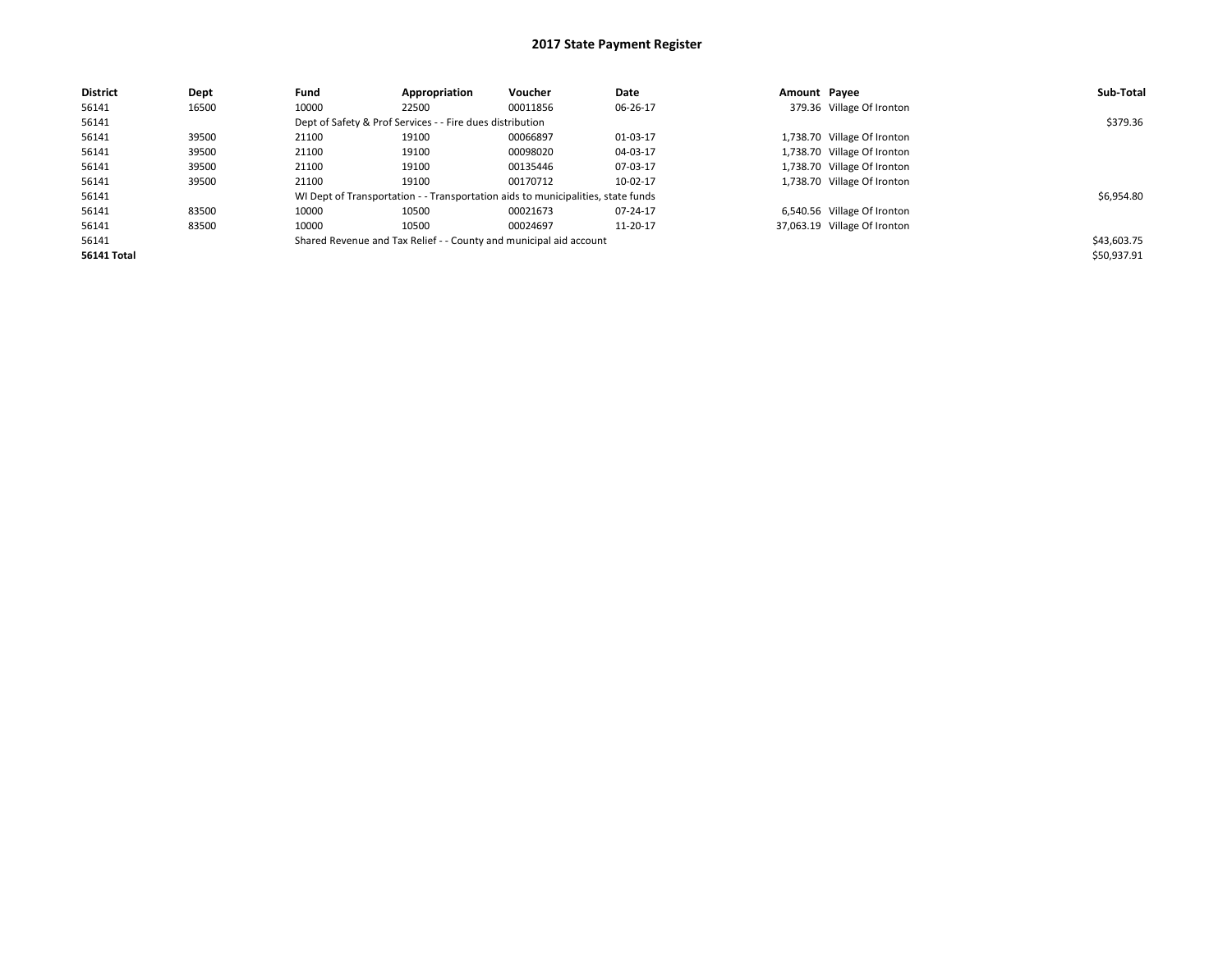# 2017 State Payment Register

| District | Dept | Fund | Appropriation | Voucher | Date | Amount | Payee | Sub-Total |
|---|---|---|---|---|---|---|---|---|
| 56141 | 16500 | 10000 | 22500 | 00011856 | 06-26-17 | 379.36 | Village Of Ironton | |
| 56141 | | Dept of Safety & Prof Services - - Fire dues distribution | | | | | | $379.36 |
| 56141 | 39500 | 21100 | 19100 | 00066897 | 01-03-17 | 1,738.70 | Village Of Ironton | |
| 56141 | 39500 | 21100 | 19100 | 00098020 | 04-03-17 | 1,738.70 | Village Of Ironton | |
| 56141 | 39500 | 21100 | 19100 | 00135446 | 07-03-17 | 1,738.70 | Village Of Ironton | |
| 56141 | 39500 | 21100 | 19100 | 00170712 | 10-02-17 | 1,738.70 | Village Of Ironton | |
| 56141 | | WI Dept of Transportation - - Transportation aids to municipalities, state funds | | | | | | $6,954.80 |
| 56141 | 83500 | 10000 | 10500 | 00021673 | 07-24-17 | 6,540.56 | Village Of Ironton | |
| 56141 | 83500 | 10000 | 10500 | 00024697 | 11-20-17 | 37,063.19 | Village Of Ironton | |
| 56141 | | Shared Revenue and Tax Relief - - County and municipal aid account | | | | | | $43,603.75 |
| **56141 Total** | | | | | | | | $50,937.91 |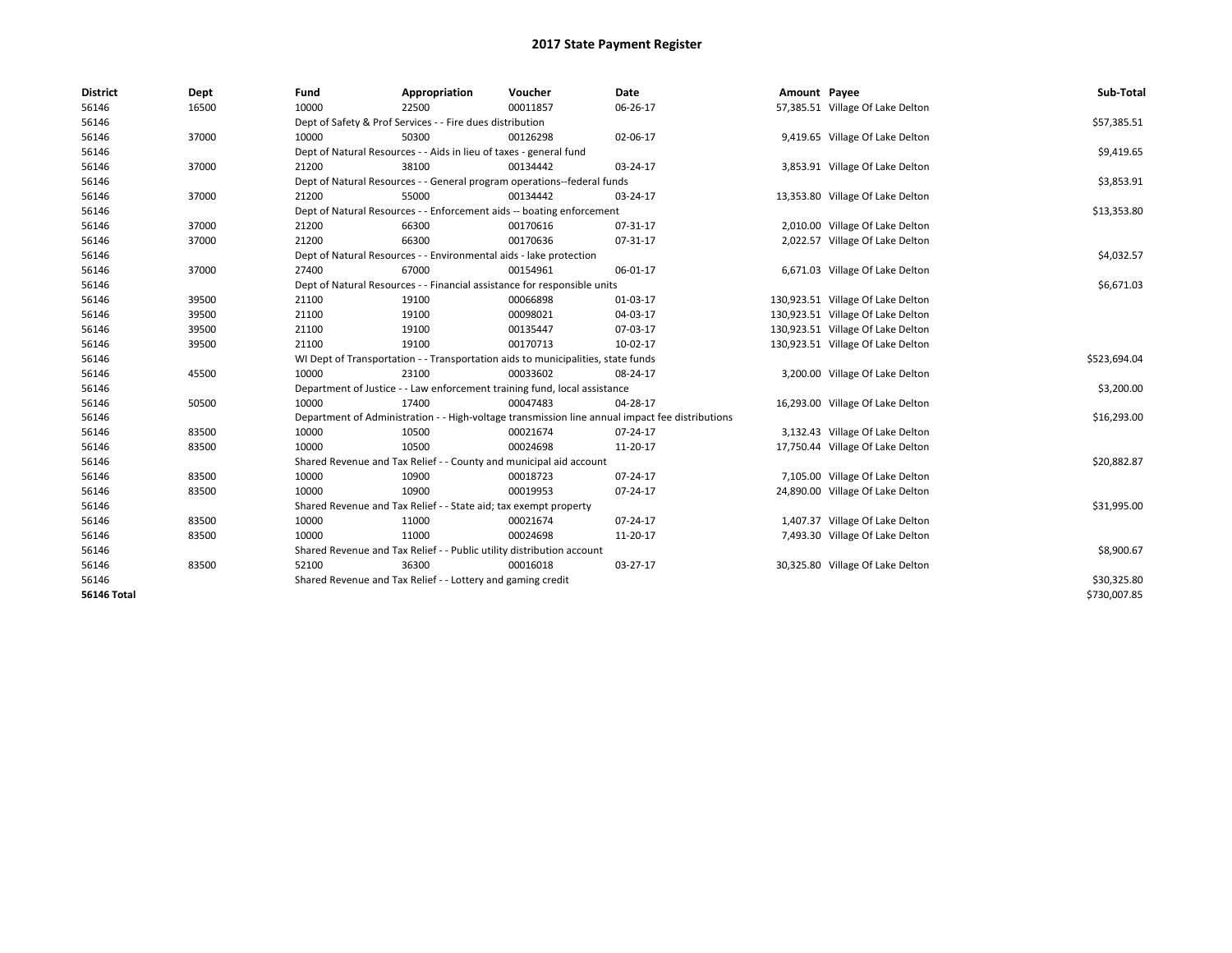# 2017 State Payment Register

| District | Dept | Fund | Appropriation | Voucher | Date | Amount | Payee | Sub-Total |
|---|---|---|---|---|---|---|---|---|
| 56146 | 16500 | 10000 | 22500 | 00011857 | 06-26-17 | 57,385.51 | Village Of Lake Delton | |
| 56146 | | Dept of Safety & Prof Services - - Fire dues distribution | | | | | | $57,385.51 |
| 56146 | 37000 | 10000 | 50300 | 00126298 | 02-06-17 | 9,419.65 | Village Of Lake Delton | |
| 56146 | | Dept of Natural Resources - - Aids in lieu of taxes - general fund | | | | | | $9,419.65 |
| 56146 | 37000 | 21200 | 38100 | 00134442 | 03-24-17 | 3,853.91 | Village Of Lake Delton | |
| 56146 | | Dept of Natural Resources - - General program operations--federal funds | | | | | | $3,853.91 |
| 56146 | 37000 | 21200 | 55000 | 00134442 | 03-24-17 | 13,353.80 | Village Of Lake Delton | |
| 56146 | | Dept of Natural Resources - - Enforcement aids -- boating enforcement | | | | | | $13,353.80 |
| 56146 | 37000 | 21200 | 66300 | 00170616 | 07-31-17 | 2,010.00 | Village Of Lake Delton | |
| 56146 | 37000 | 21200 | 66300 | 00170636 | 07-31-17 | 2,022.57 | Village Of Lake Delton | |
| 56146 | | Dept of Natural Resources - - Environmental aids - lake protection | | | | | | $4,032.57 |
| 56146 | 37000 | 27400 | 67000 | 00154961 | 06-01-17 | 6,671.03 | Village Of Lake Delton | |
| 56146 | | Dept of Natural Resources - - Financial assistance for responsible units | | | | | | $6,671.03 |
| 56146 | 39500 | 21100 | 19100 | 00066898 | 01-03-17 | 130,923.51 | Village Of Lake Delton | |
| 56146 | 39500 | 21100 | 19100 | 00098021 | 04-03-17 | 130,923.51 | Village Of Lake Delton | |
| 56146 | 39500 | 21100 | 19100 | 00135447 | 07-03-17 | 130,923.51 | Village Of Lake Delton | |
| 56146 | 39500 | 21100 | 19100 | 00170713 | 10-02-17 | 130,923.51 | Village Of Lake Delton | |
| 56146 | | WI Dept of Transportation - - Transportation aids to municipalities, state funds | | | | | | $523,694.04 |
| 56146 | 45500 | 10000 | 23100 | 00033602 | 08-24-17 | 3,200.00 | Village Of Lake Delton | |
| 56146 | | Department of Justice - - Law enforcement training fund, local assistance | | | | | | $3,200.00 |
| 56146 | 50500 | 10000 | 17400 | 00047483 | 04-28-17 | 16,293.00 | Village Of Lake Delton | |
| 56146 | | Department of Administration - - High-voltage transmission line annual impact fee distributions | | | | | | $16,293.00 |
| 56146 | 83500 | 10000 | 10500 | 00021674 | 07-24-17 | 3,132.43 | Village Of Lake Delton | |
| 56146 | 83500 | 10000 | 10500 | 00024698 | 11-20-17 | 17,750.44 | Village Of Lake Delton | |
| 56146 | | Shared Revenue and Tax Relief - - County and municipal aid account | | | | | | $20,882.87 |
| 56146 | 83500 | 10000 | 10900 | 00018723 | 07-24-17 | 7,105.00 | Village Of Lake Delton | |
| 56146 | 83500 | 10000 | 10900 | 00019953 | 07-24-17 | 24,890.00 | Village Of Lake Delton | |
| 56146 | | Shared Revenue and Tax Relief - - State aid; tax exempt property | | | | | | $31,995.00 |
| 56146 | 83500 | 10000 | 11000 | 00021674 | 07-24-17 | 1,407.37 | Village Of Lake Delton | |
| 56146 | 83500 | 10000 | 11000 | 00024698 | 11-20-17 | 7,493.30 | Village Of Lake Delton | |
| 56146 | | Shared Revenue and Tax Relief - - Public utility distribution account | | | | | | $8,900.67 |
| 56146 | 83500 | 52100 | 36300 | 00016018 | 03-27-17 | 30,325.80 | Village Of Lake Delton | |
| 56146 | | Shared Revenue and Tax Relief - - Lottery and gaming credit | | | | | | $30,325.80 |
| **56146 Total** | | | | | | | | $730,007.85 |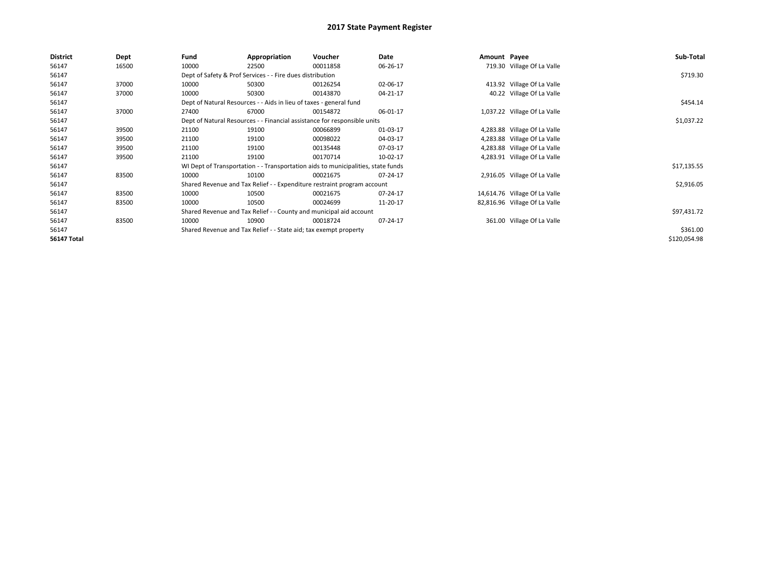# 2017 State Payment Register

| District | Dept | Fund | Appropriation | Voucher | Date | Amount | Payee | Sub-Total |
|---|---|---|---|---|---|---|---|---|
| 56147 | 16500 | 10000 | 22500 | 00011858 | 06-26-17 | 719.30 | Village Of La Valle | |
| 56147 | | Dept of Safety & Prof Services - - Fire dues distribution | | | | | | $719.30 |
| 56147 | 37000 | 10000 | 50300 | 00126254 | 02-06-17 | 413.92 | Village Of La Valle | |
| 56147 | 37000 | 10000 | 50300 | 00143870 | 04-21-17 | 40.22 | Village Of La Valle | |
| 56147 | | Dept of Natural Resources - - Aids in lieu of taxes - general fund | | | | | | $454.14 |
| 56147 | 37000 | 27400 | 67000 | 00154872 | 06-01-17 | 1,037.22 | Village Of La Valle | |
| 56147 | | Dept of Natural Resources - - Financial assistance for responsible units | | | | | | $1,037.22 |
| 56147 | 39500 | 21100 | 19100 | 00066899 | 01-03-17 | 4,283.88 | Village Of La Valle | |
| 56147 | 39500 | 21100 | 19100 | 00098022 | 04-03-17 | 4,283.88 | Village Of La Valle | |
| 56147 | 39500 | 21100 | 19100 | 00135448 | 07-03-17 | 4,283.88 | Village Of La Valle | |
| 56147 | 39500 | 21100 | 19100 | 00170714 | 10-02-17 | 4,283.91 | Village Of La Valle | |
| 56147 | | WI Dept of Transportation - - Transportation aids to municipalities, state funds | | | | | | $17,135.55 |
| 56147 | 83500 | 10000 | 10100 | 00021675 | 07-24-17 | 2,916.05 | Village Of La Valle | |
| 56147 | | Shared Revenue and Tax Relief - - Expenditure restraint program account | | | | | | $2,916.05 |
| 56147 | 83500 | 10000 | 10500 | 00021675 | 07-24-17 | 14,614.76 | Village Of La Valle | |
| 56147 | 83500 | 10000 | 10500 | 00024699 | 11-20-17 | 82,816.96 | Village Of La Valle | |
| 56147 | | Shared Revenue and Tax Relief - - County and municipal aid account | | | | | | $97,431.72 |
| 56147 | 83500 | 10000 | 10900 | 00018724 | 07-24-17 | 361.00 | Village Of La Valle | |
| 56147 | | Shared Revenue and Tax Relief - - State aid; tax exempt property | | | | | | $361.00 |
| **56147 Total** | | | | | | | | $120,054.98 |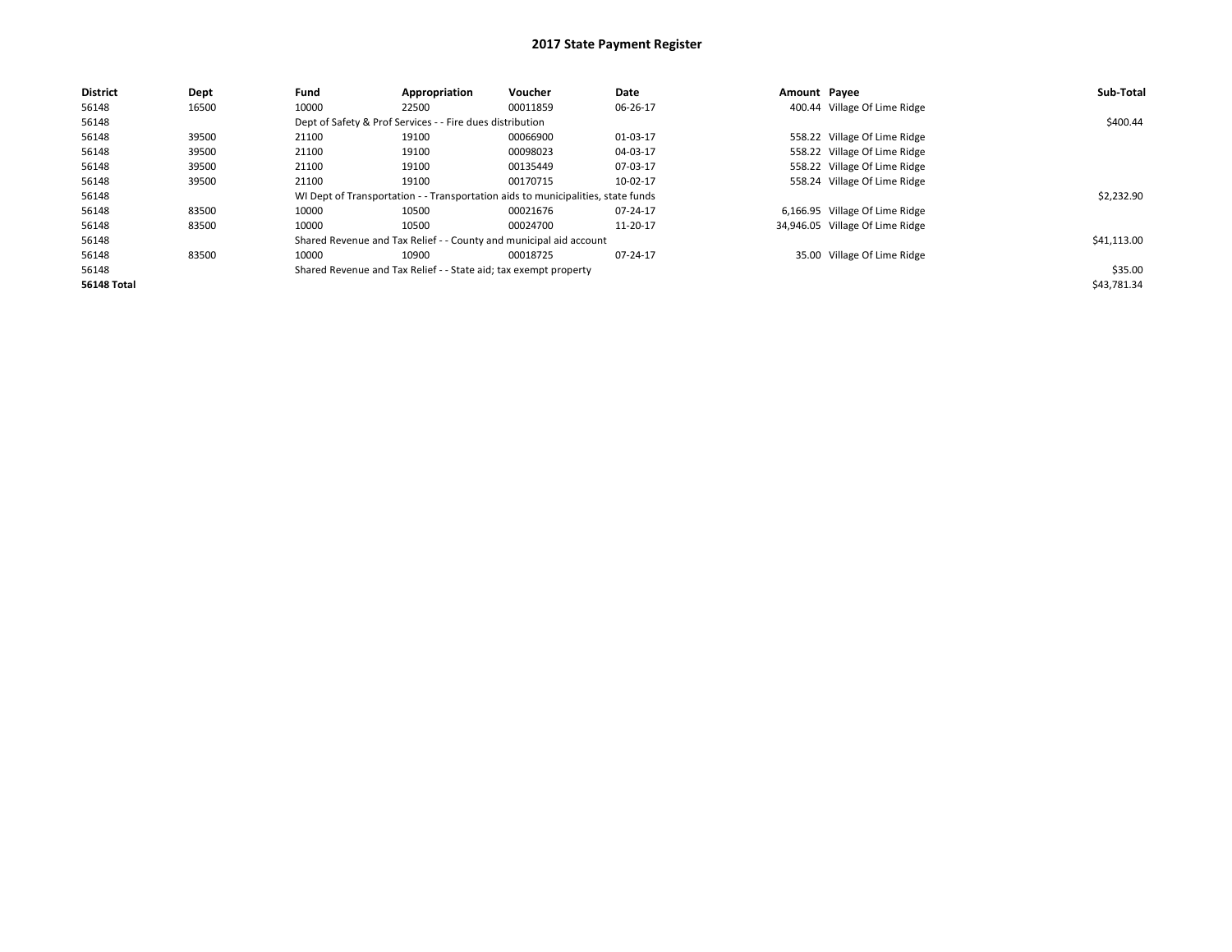# 2017 State Payment Register

| District | Dept | Fund | Appropriation | Voucher | Date | Amount | Payee | Sub-Total |
|---|---|---|---|---|---|---|---|---|
| 56148 | 16500 | 10000 | 22500 | 00011859 | 06-26-17 | 400.44 | Village Of Lime Ridge | |
| 56148 | | Dept of Safety & Prof Services - - Fire dues distribution | | | | | | $400.44 |
| 56148 | 39500 | 21100 | 19100 | 00066900 | 01-03-17 | 558.22 | Village Of Lime Ridge | |
| 56148 | 39500 | 21100 | 19100 | 00098023 | 04-03-17 | 558.22 | Village Of Lime Ridge | |
| 56148 | 39500 | 21100 | 19100 | 00135449 | 07-03-17 | 558.22 | Village Of Lime Ridge | |
| 56148 | 39500 | 21100 | 19100 | 00170715 | 10-02-17 | 558.24 | Village Of Lime Ridge | |
| 56148 | | WI Dept of Transportation - - Transportation aids to municipalities, state funds | | | | | | $2,232.90 |
| 56148 | 83500 | 10000 | 10500 | 00021676 | 07-24-17 | 6,166.95 | Village Of Lime Ridge | |
| 56148 | 83500 | 10000 | 10500 | 00024700 | 11-20-17 | 34,946.05 | Village Of Lime Ridge | |
| 56148 | | Shared Revenue and Tax Relief - - County and municipal aid account | | | | | | $41,113.00 |
| 56148 | 83500 | 10000 | 10900 | 00018725 | 07-24-17 | 35.00 | Village Of Lime Ridge | |
| 56148 | | Shared Revenue and Tax Relief - - State aid; tax exempt property | | | | | | $35.00 |
| **56148 Total** | | | | | | | | $43,781.34 |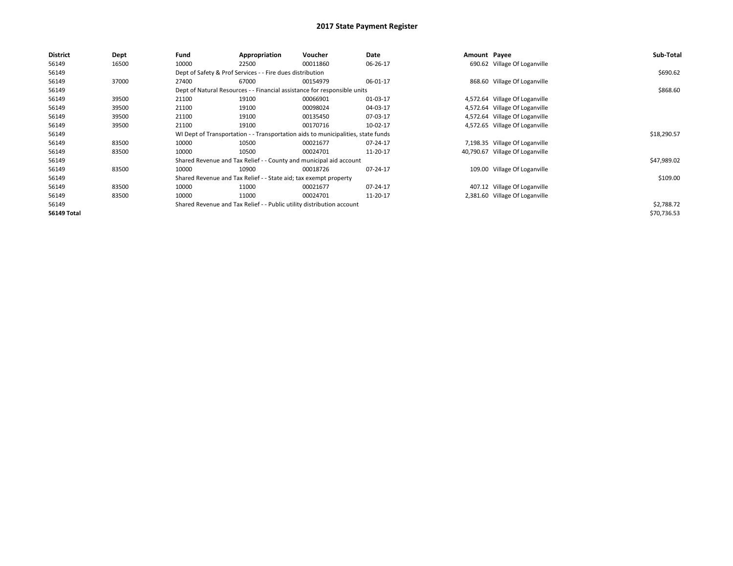# 2017 State Payment Register

| District | Dept | Fund | Appropriation | Voucher | Date | Amount | Payee | Sub-Total |
|---|---|---|---|---|---|---|---|---|
| 56149 | 16500 | 10000 | 22500 | 00011860 | 06-26-17 | 690.62 | Village Of Loganville | |
| 56149 | | Dept of Safety & Prof Services - - Fire dues distribution | | | | | | $690.62 |
| 56149 | 37000 | 27400 | 67000 | 00154979 | 06-01-17 | 868.60 | Village Of Loganville | |
| 56149 | | Dept of Natural Resources - - Financial assistance for responsible units | | | | | | $868.60 |
| 56149 | 39500 | 21100 | 19100 | 00066901 | 01-03-17 | 4,572.64 | Village Of Loganville | |
| 56149 | 39500 | 21100 | 19100 | 00098024 | 04-03-17 | 4,572.64 | Village Of Loganville | |
| 56149 | 39500 | 21100 | 19100 | 00135450 | 07-03-17 | 4,572.64 | Village Of Loganville | |
| 56149 | 39500 | 21100 | 19100 | 00170716 | 10-02-17 | 4,572.65 | Village Of Loganville | |
| 56149 | | WI Dept of Transportation - - Transportation aids to municipalities, state funds | | | | | | $18,290.57 |
| 56149 | 83500 | 10000 | 10500 | 00021677 | 07-24-17 | 7,198.35 | Village Of Loganville | |
| 56149 | 83500 | 10000 | 10500 | 00024701 | 11-20-17 | 40,790.67 | Village Of Loganville | |
| 56149 | | Shared Revenue and Tax Relief - - County and municipal aid account | | | | | | $47,989.02 |
| 56149 | 83500 | 10000 | 10900 | 00018726 | 07-24-17 | 109.00 | Village Of Loganville | |
| 56149 | | Shared Revenue and Tax Relief - - State aid; tax exempt property | | | | | | $109.00 |
| 56149 | 83500 | 10000 | 11000 | 00021677 | 07-24-17 | 407.12 | Village Of Loganville | |
| 56149 | 83500 | 10000 | 11000 | 00024701 | 11-20-17 | 2,381.60 | Village Of Loganville | |
| 56149 | | Shared Revenue and Tax Relief - - Public utility distribution account | | | | | | $2,788.72 |
| **56149 Total** | | | | | | | | $70,736.53 |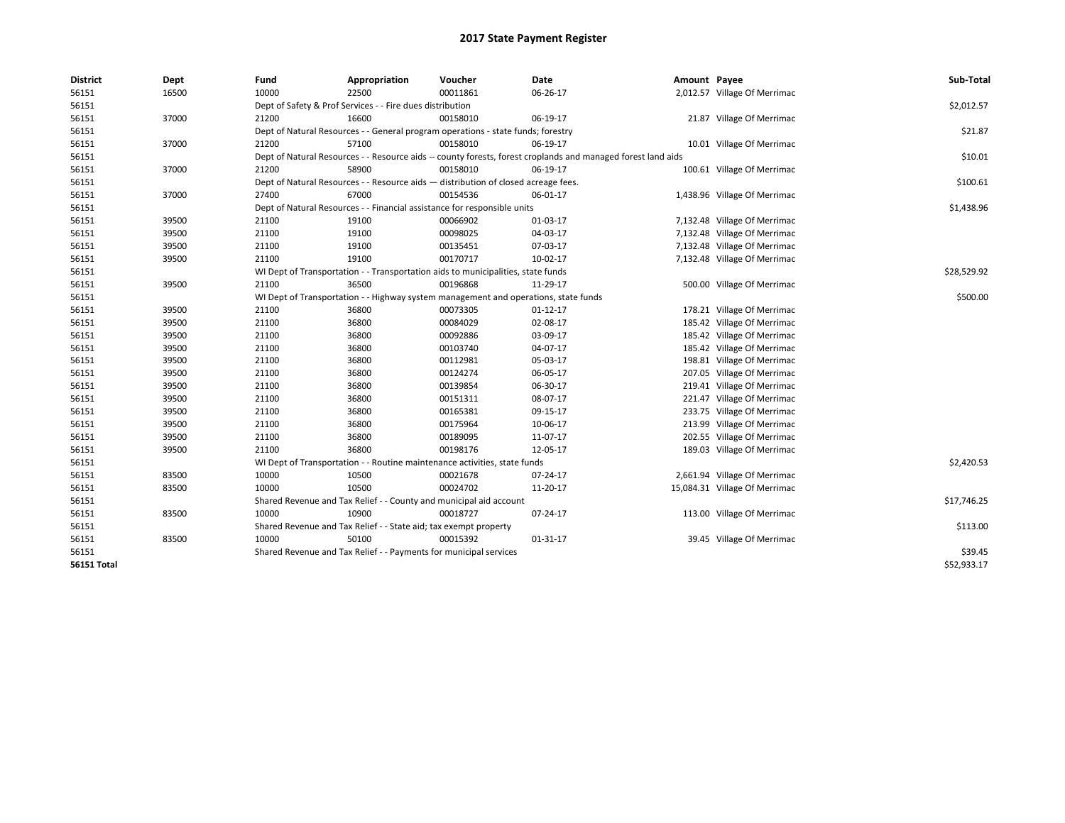# 2017 State Payment Register

| District | Dept | Fund | Appropriation | Voucher | Date | Amount | Payee | Sub-Total |
|---|---|---|---|---|---|---|---|---|
| 56151 | 16500 | 10000 | 22500 | 00011861 | 06-26-17 | 2,012.57 | Village Of Merrimac | |
| 56151 | | Dept of Safety & Prof Services - - Fire dues distribution | | | | | | $2,012.57 |
| 56151 | 37000 | 21200 | 16600 | 00158010 | 06-19-17 | 21.87 | Village Of Merrimac | |
| 56151 | | Dept of Natural Resources - - General program operations - state funds; forestry | | | | | | $21.87 |
| 56151 | 37000 | 21200 | 57100 | 00158010 | 06-19-17 | 10.01 | Village Of Merrimac | |
| 56151 | | Dept of Natural Resources - - Resource aids -- county forests, forest croplands and managed forest land aids | | | | | | $10.01 |
| 56151 | 37000 | 21200 | 58900 | 00158010 | 06-19-17 | 100.61 | Village Of Merrimac | |
| 56151 | | Dept of Natural Resources - - Resource aids — distribution of closed acreage fees. | | | | | | $100.61 |
| 56151 | 37000 | 27400 | 67000 | 00154536 | 06-01-17 | 1,438.96 | Village Of Merrimac | |
| 56151 | | Dept of Natural Resources - - Financial assistance for responsible units | | | | | | $1,438.96 |
| 56151 | 39500 | 21100 | 19100 | 00066902 | 01-03-17 | 7,132.48 | Village Of Merrimac | |
| 56151 | 39500 | 21100 | 19100 | 00098025 | 04-03-17 | 7,132.48 | Village Of Merrimac | |
| 56151 | 39500 | 21100 | 19100 | 00135451 | 07-03-17 | 7,132.48 | Village Of Merrimac | |
| 56151 | 39500 | 21100 | 19100 | 00170717 | 10-02-17 | 7,132.48 | Village Of Merrimac | |
| 56151 | | WI Dept of Transportation - - Transportation aids to municipalities, state funds | | | | | | $28,529.92 |
| 56151 | 39500 | 21100 | 36500 | 00196868 | 11-29-17 | 500.00 | Village Of Merrimac | |
| 56151 | | WI Dept of Transportation - - Highway system management and operations, state funds | | | | | | $500.00 |
| 56151 | 39500 | 21100 | 36800 | 00073305 | 01-12-17 | 178.21 | Village Of Merrimac | |
| 56151 | 39500 | 21100 | 36800 | 00084029 | 02-08-17 | 185.42 | Village Of Merrimac | |
| 56151 | 39500 | 21100 | 36800 | 00092886 | 03-09-17 | 185.42 | Village Of Merrimac | |
| 56151 | 39500 | 21100 | 36800 | 00103740 | 04-07-17 | 185.42 | Village Of Merrimac | |
| 56151 | 39500 | 21100 | 36800 | 00112981 | 05-03-17 | 198.81 | Village Of Merrimac | |
| 56151 | 39500 | 21100 | 36800 | 00124274 | 06-05-17 | 207.05 | Village Of Merrimac | |
| 56151 | 39500 | 21100 | 36800 | 00139854 | 06-30-17 | 219.41 | Village Of Merrimac | |
| 56151 | 39500 | 21100 | 36800 | 00151311 | 08-07-17 | 221.47 | Village Of Merrimac | |
| 56151 | 39500 | 21100 | 36800 | 00165381 | 09-15-17 | 233.75 | Village Of Merrimac | |
| 56151 | 39500 | 21100 | 36800 | 00175964 | 10-06-17 | 213.99 | Village Of Merrimac | |
| 56151 | 39500 | 21100 | 36800 | 00189095 | 11-07-17 | 202.55 | Village Of Merrimac | |
| 56151 | 39500 | 21100 | 36800 | 00198176 | 12-05-17 | 189.03 | Village Of Merrimac | |
| 56151 | | WI Dept of Transportation - - Routine maintenance activities, state funds | | | | | | $2,420.53 |
| 56151 | 83500 | 10000 | 10500 | 00021678 | 07-24-17 | 2,661.94 | Village Of Merrimac | |
| 56151 | 83500 | 10000 | 10500 | 00024702 | 11-20-17 | 15,084.31 | Village Of Merrimac | |
| 56151 | | Shared Revenue and Tax Relief - - County and municipal aid account | | | | | | $17,746.25 |
| 56151 | 83500 | 10000 | 10900 | 00018727 | 07-24-17 | 113.00 | Village Of Merrimac | |
| 56151 | | Shared Revenue and Tax Relief - - State aid; tax exempt property | | | | | | $113.00 |
| 56151 | 83500 | 10000 | 50100 | 00015392 | 01-31-17 | 39.45 | Village Of Merrimac | |
| 56151 | | Shared Revenue and Tax Relief - - Payments for municipal services | | | | | | $39.45 |
| **56151 Total** | | | | | | | | $52,933.17 |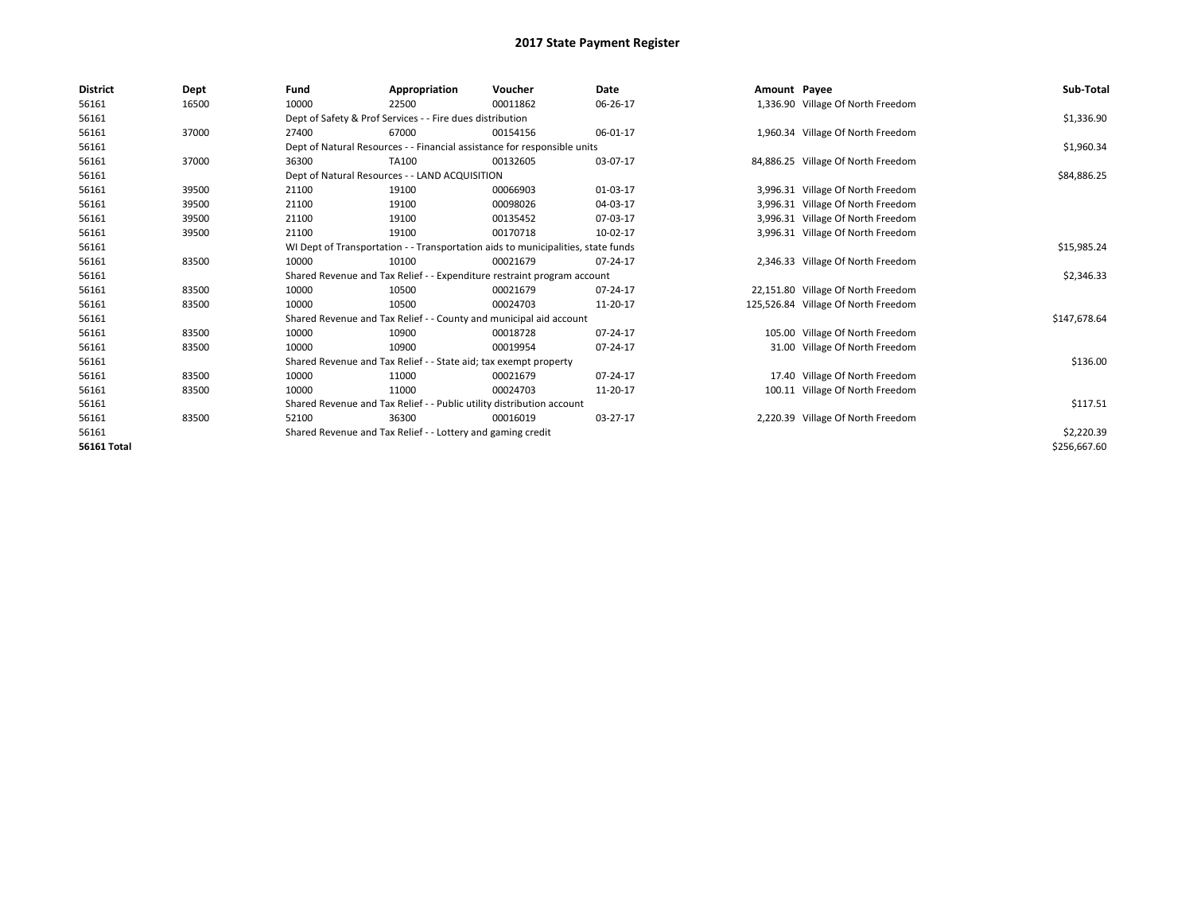# 2017 State Payment Register

| District | Dept | Fund | Appropriation | Voucher | Date | Amount | Payee | Sub-Total |
|---|---|---|---|---|---|---|---|---|
| 56161 | 16500 | 10000 | 22500 | 00011862 | 06-26-17 | 1,336.90 | Village Of North Freedom | |
| 56161 | | Dept of Safety & Prof Services - - Fire dues distribution | | | | | | $1,336.90 |
| 56161 | 37000 | 27400 | 67000 | 00154156 | 06-01-17 | 1,960.34 | Village Of North Freedom | |
| 56161 | | Dept of Natural Resources - - Financial assistance for responsible units | | | | | | $1,960.34 |
| 56161 | 37000 | 36300 | TA100 | 00132605 | 03-07-17 | 84,886.25 | Village Of North Freedom | |
| 56161 | | Dept of Natural Resources - - LAND ACQUISITION | | | | | | $84,886.25 |
| 56161 | 39500 | 21100 | 19100 | 00066903 | 01-03-17 | 3,996.31 | Village Of North Freedom | |
| 56161 | 39500 | 21100 | 19100 | 00098026 | 04-03-17 | 3,996.31 | Village Of North Freedom | |
| 56161 | 39500 | 21100 | 19100 | 00135452 | 07-03-17 | 3,996.31 | Village Of North Freedom | |
| 56161 | 39500 | 21100 | 19100 | 00170718 | 10-02-17 | 3,996.31 | Village Of North Freedom | |
| 56161 | | WI Dept of Transportation - - Transportation aids to municipalities, state funds | | | | | | $15,985.24 |
| 56161 | 83500 | 10000 | 10100 | 00021679 | 07-24-17 | 2,346.33 | Village Of North Freedom | |
| 56161 | | Shared Revenue and Tax Relief - - Expenditure restraint program account | | | | | | $2,346.33 |
| 56161 | 83500 | 10000 | 10500 | 00021679 | 07-24-17 | 22,151.80 | Village Of North Freedom | |
| 56161 | 83500 | 10000 | 10500 | 00024703 | 11-20-17 | 125,526.84 | Village Of North Freedom | |
| 56161 | | Shared Revenue and Tax Relief - - County and municipal aid account | | | | | | $147,678.64 |
| 56161 | 83500 | 10000 | 10900 | 00018728 | 07-24-17 | 105.00 | Village Of North Freedom | |
| 56161 | 83500 | 10000 | 10900 | 00019954 | 07-24-17 | 31.00 | Village Of North Freedom | |
| 56161 | | Shared Revenue and Tax Relief - - State aid; tax exempt property | | | | | | $136.00 |
| 56161 | 83500 | 10000 | 11000 | 00021679 | 07-24-17 | 17.40 | Village Of North Freedom | |
| 56161 | 83500 | 10000 | 11000 | 00024703 | 11-20-17 | 100.11 | Village Of North Freedom | |
| 56161 | | Shared Revenue and Tax Relief - - Public utility distribution account | | | | | | $117.51 |
| 56161 | 83500 | 52100 | 36300 | 00016019 | 03-27-17 | 2,220.39 | Village Of North Freedom | |
| 56161 | | Shared Revenue and Tax Relief - - Lottery and gaming credit | | | | | | $2,220.39 |
| **56161 Total** | | | | | | | | $256,667.60 |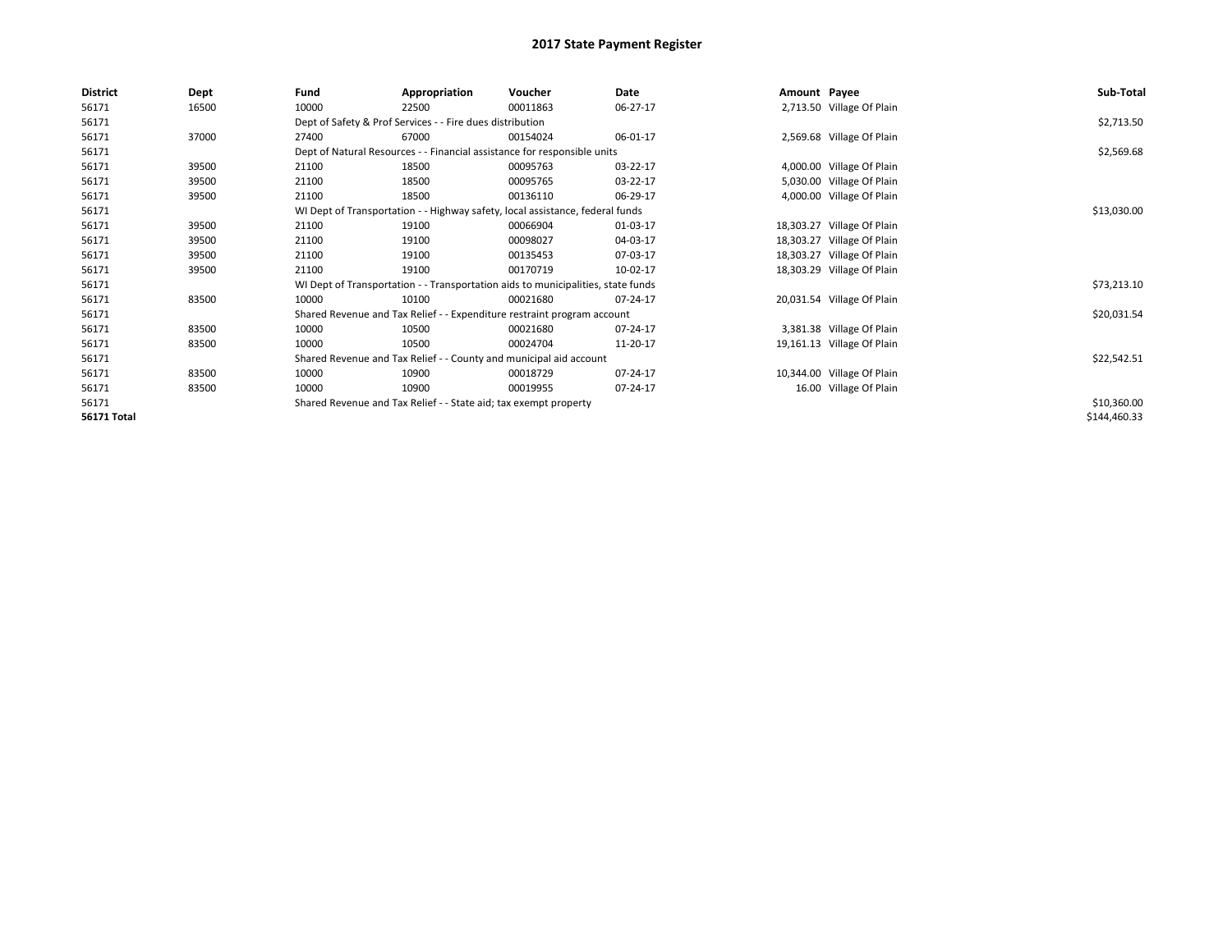# 2017 State Payment Register

| District | Dept | Fund | Appropriation | Voucher | Date | Amount | Payee | Sub-Total |
|---|---|---|---|---|---|---|---|---|
| 56171 | 16500 | 10000 | 22500 | 00011863 | 06-27-17 | 2,713.50 | Village Of Plain | |
| 56171 | | Dept of Safety & Prof Services - - Fire dues distribution | | | | | | $2,713.50 |
| 56171 | 37000 | 27400 | 67000 | 00154024 | 06-01-17 | 2,569.68 | Village Of Plain | |
| 56171 | | Dept of Natural Resources - - Financial assistance for responsible units | | | | | | $2,569.68 |
| 56171 | 39500 | 21100 | 18500 | 00095763 | 03-22-17 | 4,000.00 | Village Of Plain | |
| 56171 | 39500 | 21100 | 18500 | 00095765 | 03-22-17 | 5,030.00 | Village Of Plain | |
| 56171 | 39500 | 21100 | 18500 | 00136110 | 06-29-17 | 4,000.00 | Village Of Plain | |
| 56171 | | WI Dept of Transportation - - Highway safety, local assistance, federal funds | | | | | | $13,030.00 |
| 56171 | 39500 | 21100 | 19100 | 00066904 | 01-03-17 | 18,303.27 | Village Of Plain | |
| 56171 | 39500 | 21100 | 19100 | 00098027 | 04-03-17 | 18,303.27 | Village Of Plain | |
| 56171 | 39500 | 21100 | 19100 | 00135453 | 07-03-17 | 18,303.27 | Village Of Plain | |
| 56171 | 39500 | 21100 | 19100 | 00170719 | 10-02-17 | 18,303.29 | Village Of Plain | |
| 56171 | | WI Dept of Transportation - - Transportation aids to municipalities, state funds | | | | | | $73,213.10 |
| 56171 | 83500 | 10000 | 10100 | 00021680 | 07-24-17 | 20,031.54 | Village Of Plain | |
| 56171 | | Shared Revenue and Tax Relief - - Expenditure restraint program account | | | | | | $20,031.54 |
| 56171 | 83500 | 10000 | 10500 | 00021680 | 07-24-17 | 3,381.38 | Village Of Plain | |
| 56171 | 83500 | 10000 | 10500 | 00024704 | 11-20-17 | 19,161.13 | Village Of Plain | |
| 56171 | | Shared Revenue and Tax Relief - - County and municipal aid account | | | | | | $22,542.51 |
| 56171 | 83500 | 10000 | 10900 | 00018729 | 07-24-17 | 10,344.00 | Village Of Plain | |
| 56171 | 83500 | 10000 | 10900 | 00019955 | 07-24-17 | 16.00 | Village Of Plain | |
| 56171 | | Shared Revenue and Tax Relief - - State aid; tax exempt property | | | | | | $10,360.00 |
| **56171 Total** | | | | | | | | $144,460.33 |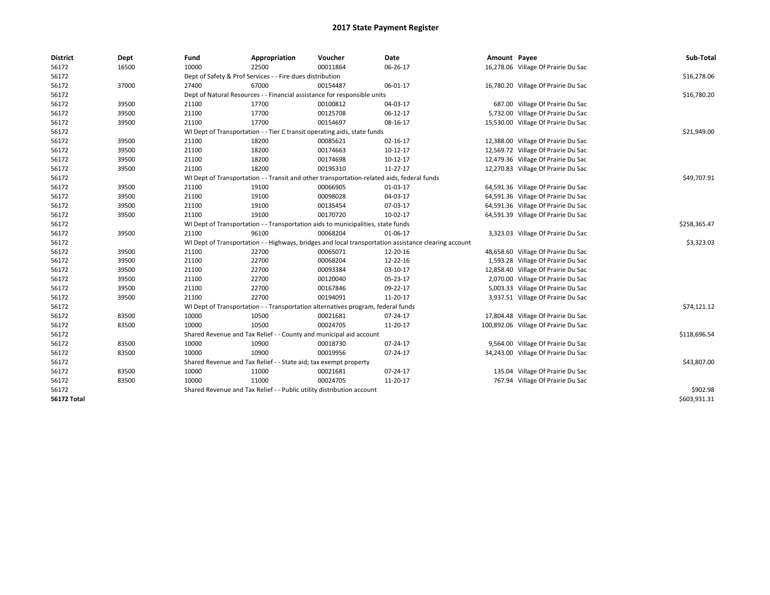# 2017 State Payment Register

| District | Dept | Fund | Appropriation | Voucher | Date | Amount | Payee | Sub-Total |
|---|---|---|---|---|---|---|---|---|
| 56172 | 16500 | 10000 | 22500 | 00011864 | 06-26-17 | 16,278.06 | Village Of Prairie Du Sac | |
| 56172 | | Dept of Safety & Prof Services - - Fire dues distribution | | | | | | $16,278.06 |
| 56172 | 37000 | 27400 | 67000 | 00154487 | 06-01-17 | 16,780.20 | Village Of Prairie Du Sac | |
| 56172 | | Dept of Natural Resources - - Financial assistance for responsible units | | | | | | $16,780.20 |
| 56172 | 39500 | 21100 | 17700 | 00100812 | 04-03-17 | 687.00 | Village Of Prairie Du Sac | |
| 56172 | 39500 | 21100 | 17700 | 00125708 | 06-12-17 | 5,732.00 | Village Of Prairie Du Sac | |
| 56172 | 39500 | 21100 | 17700 | 00154697 | 08-16-17 | 15,530.00 | Village Of Prairie Du Sac | |
| 56172 | | WI Dept of Transportation - - Tier C transit operating aids, state funds | | | | | | $21,949.00 |
| 56172 | 39500 | 21100 | 18200 | 00085621 | 02-16-17 | 12,388.00 | Village Of Prairie Du Sac | |
| 56172 | 39500 | 21100 | 18200 | 00174663 | 10-12-17 | 12,569.72 | Village Of Prairie Du Sac | |
| 56172 | 39500 | 21100 | 18200 | 00174698 | 10-12-17 | 12,479.36 | Village Of Prairie Du Sac | |
| 56172 | 39500 | 21100 | 18200 | 00195310 | 11-27-17 | 12,270.83 | Village Of Prairie Du Sac | |
| 56172 | | WI Dept of Transportation - - Transit and other transportation-related aids, federal funds | | | | | | $49,707.91 |
| 56172 | 39500 | 21100 | 19100 | 00066905 | 01-03-17 | 64,591.36 | Village Of Prairie Du Sac | |
| 56172 | 39500 | 21100 | 19100 | 00098028 | 04-03-17 | 64,591.36 | Village Of Prairie Du Sac | |
| 56172 | 39500 | 21100 | 19100 | 00135454 | 07-03-17 | 64,591.36 | Village Of Prairie Du Sac | |
| 56172 | 39500 | 21100 | 19100 | 00170720 | 10-02-17 | 64,591.39 | Village Of Prairie Du Sac | |
| 56172 | | WI Dept of Transportation - - Transportation aids to municipalities, state funds | | | | | | $258,365.47 |
| 56172 | 39500 | 21100 | 96100 | 00068204 | 01-06-17 | 3,323.03 | Village Of Prairie Du Sac | |
| 56172 | | WI Dept of Transportation - - Highways, bridges and local transportation assistance clearing account | | | | | | $3,323.03 |
| 56172 | 39500 | 21100 | 22700 | 00065071 | 12-20-16 | 48,658.60 | Village Of Prairie Du Sac | |
| 56172 | 39500 | 21100 | 22700 | 00068204 | 12-22-16 | 1,593.28 | Village Of Prairie Du Sac | |
| 56172 | 39500 | 21100 | 22700 | 00093384 | 03-10-17 | 12,858.40 | Village Of Prairie Du Sac | |
| 56172 | 39500 | 21100 | 22700 | 00120040 | 05-23-17 | 2,070.00 | Village Of Prairie Du Sac | |
| 56172 | 39500 | 21100 | 22700 | 00167846 | 09-22-17 | 5,003.33 | Village Of Prairie Du Sac | |
| 56172 | 39500 | 21100 | 22700 | 00194091 | 11-20-17 | 3,937.51 | Village Of Prairie Du Sac | |
| 56172 | | WI Dept of Transportation - - Transportation alternatives program, federal funds | | | | | | $74,121.12 |
| 56172 | 83500 | 10000 | 10500 | 00021681 | 07-24-17 | 17,804.48 | Village Of Prairie Du Sac | |
| 56172 | 83500 | 10000 | 10500 | 00024705 | 11-20-17 | 100,892.06 | Village Of Prairie Du Sac | |
| 56172 | | Shared Revenue and Tax Relief - - County and municipal aid account | | | | | | $118,696.54 |
| 56172 | 83500 | 10000 | 10900 | 00018730 | 07-24-17 | 9,564.00 | Village Of Prairie Du Sac | |
| 56172 | 83500 | 10000 | 10900 | 00019956 | 07-24-17 | 34,243.00 | Village Of Prairie Du Sac | |
| 56172 | | Shared Revenue and Tax Relief - - State aid; tax exempt property | | | | | | $43,807.00 |
| 56172 | 83500 | 10000 | 11000 | 00021681 | 07-24-17 | 135.04 | Village Of Prairie Du Sac | |
| 56172 | 83500 | 10000 | 11000 | 00024705 | 11-20-17 | 767.94 | Village Of Prairie Du Sac | |
| 56172 | | Shared Revenue and Tax Relief - - Public utility distribution account | | | | | | $902.98 |
| **56172 Total** | | | | | | | | $603,931.31 |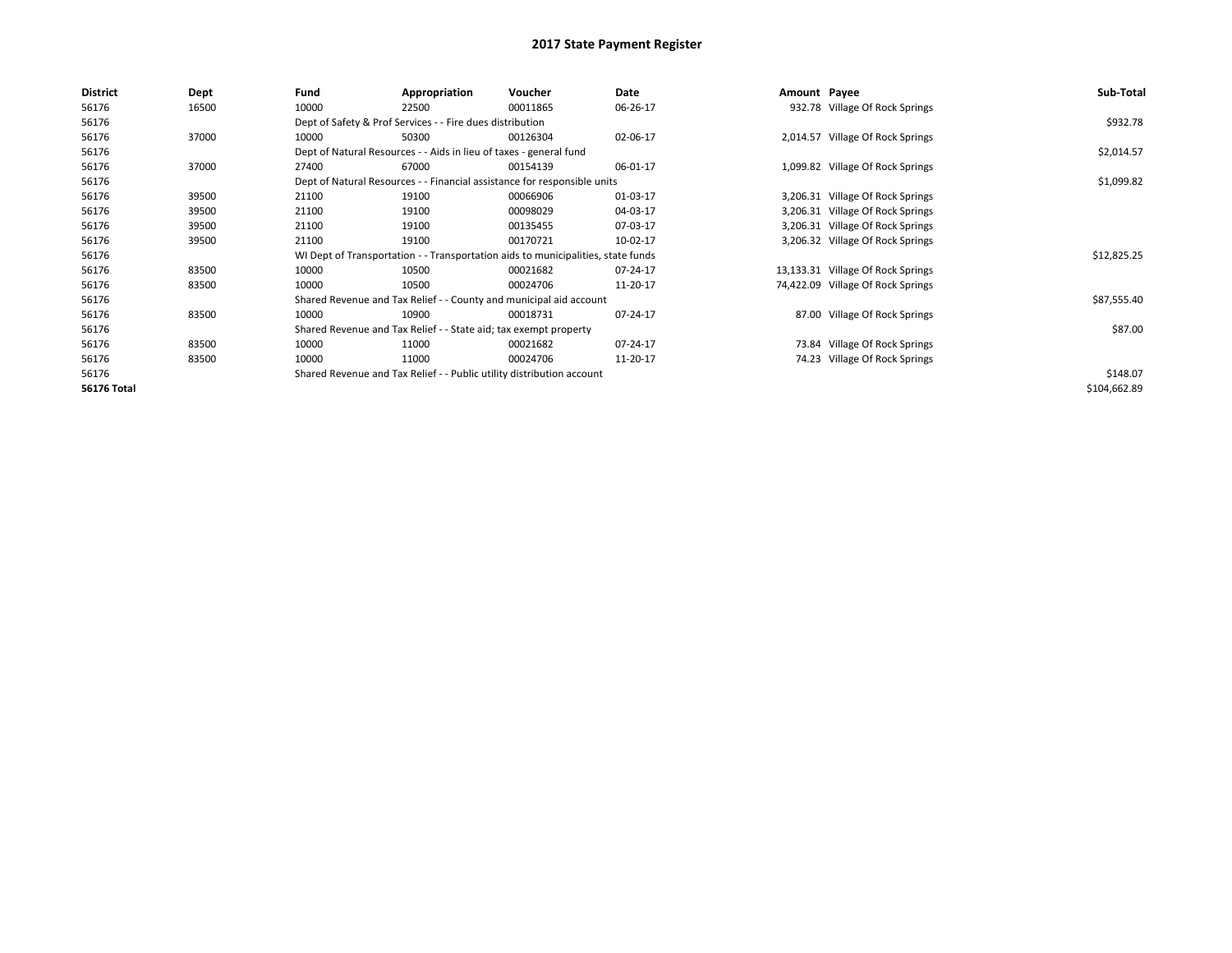# 2017 State Payment Register

| District | Dept | Fund | Appropriation | Voucher | Date | Amount | Payee | Sub-Total |
|---|---|---|---|---|---|---|---|---|
| 56176 | 16500 | 10000 | 22500 | 00011865 | 06-26-17 | 932.78 | Village Of Rock Springs | |
| 56176 | | Dept of Safety & Prof Services - - Fire dues distribution | | | | | | $932.78 |
| 56176 | 37000 | 10000 | 50300 | 00126304 | 02-06-17 | 2,014.57 | Village Of Rock Springs | |
| 56176 | | Dept of Natural Resources - - Aids in lieu of taxes - general fund | | | | | | $2,014.57 |
| 56176 | 37000 | 27400 | 67000 | 00154139 | 06-01-17 | 1,099.82 | Village Of Rock Springs | |
| 56176 | | Dept of Natural Resources - - Financial assistance for responsible units | | | | | | $1,099.82 |
| 56176 | 39500 | 21100 | 19100 | 00066906 | 01-03-17 | 3,206.31 | Village Of Rock Springs | |
| 56176 | 39500 | 21100 | 19100 | 00098029 | 04-03-17 | 3,206.31 | Village Of Rock Springs | |
| 56176 | 39500 | 21100 | 19100 | 00135455 | 07-03-17 | 3,206.31 | Village Of Rock Springs | |
| 56176 | 39500 | 21100 | 19100 | 00170721 | 10-02-17 | 3,206.32 | Village Of Rock Springs | |
| 56176 | | WI Dept of Transportation - - Transportation aids to municipalities, state funds | | | | | | $12,825.25 |
| 56176 | 83500 | 10000 | 10500 | 00021682 | 07-24-17 | 13,133.31 | Village Of Rock Springs | |
| 56176 | 83500 | 10000 | 10500 | 00024706 | 11-20-17 | 74,422.09 | Village Of Rock Springs | |
| 56176 | | Shared Revenue and Tax Relief - - County and municipal aid account | | | | | | $87,555.40 |
| 56176 | 83500 | 10000 | 10900 | 00018731 | 07-24-17 | 87.00 | Village Of Rock Springs | |
| 56176 | | Shared Revenue and Tax Relief - - State aid; tax exempt property | | | | | | $87.00 |
| 56176 | 83500 | 10000 | 11000 | 00021682 | 07-24-17 | 73.84 | Village Of Rock Springs | |
| 56176 | 83500 | 10000 | 11000 | 00024706 | 11-20-17 | 74.23 | Village Of Rock Springs | |
| 56176 | | Shared Revenue and Tax Relief - - Public utility distribution account | | | | | | $148.07 |
| **56176 Total** | | | | | | | | $104,662.89 |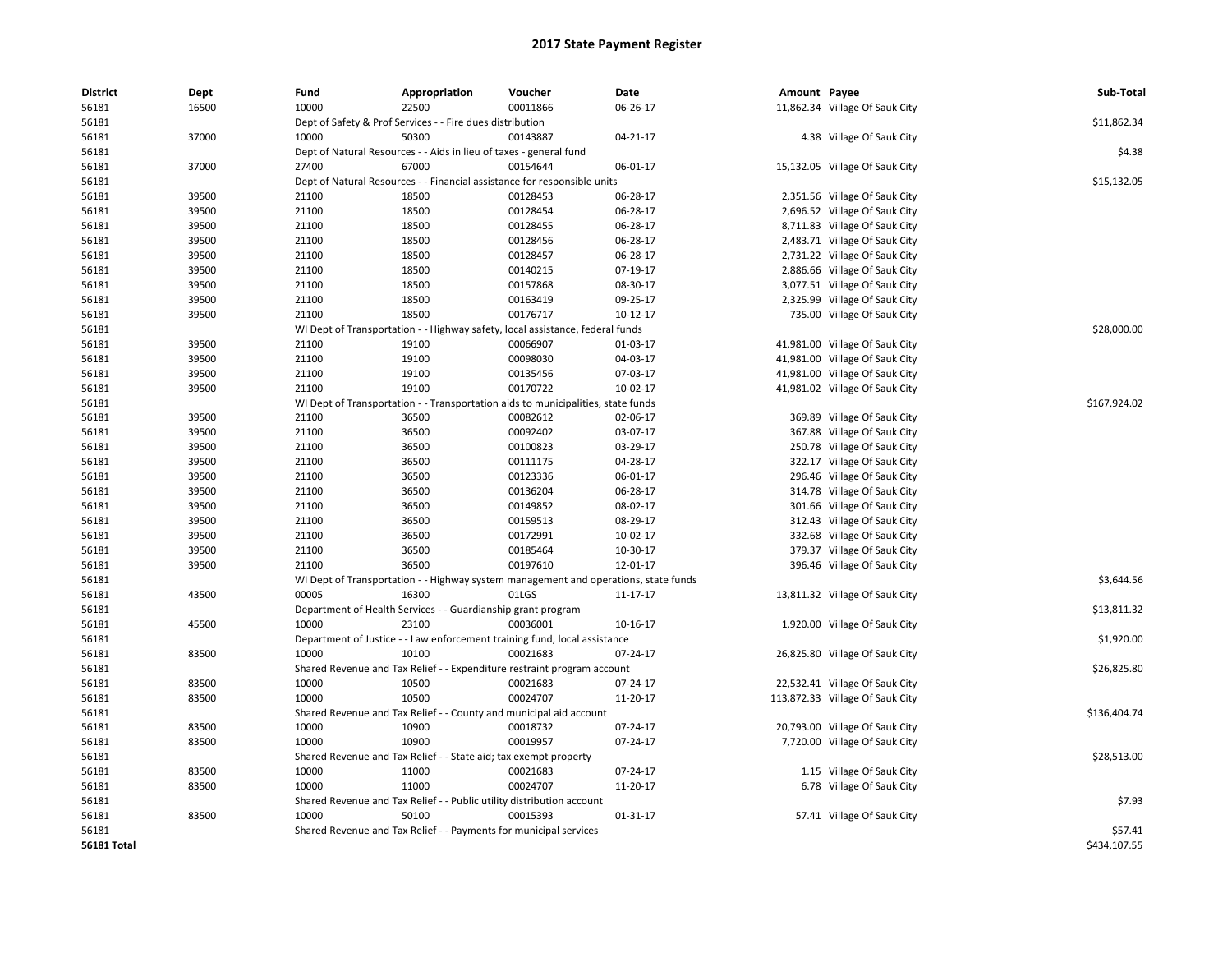# 2017 State Payment Register

| District | Dept | Fund | Appropriation | Voucher | Date | Amount | Payee | Sub-Total |
|---|---|---|---|---|---|---|---|---|
| 56181 | 16500 | 10000 | 22500 | 00011866 | 06-26-17 | 11,862.34 | Village Of Sauk City | |
| 56181 | | Dept of Safety & Prof Services - - Fire dues distribution | | | | | | $11,862.34 |
| 56181 | 37000 | 10000 | 50300 | 00143887 | 04-21-17 | 4.38 | Village Of Sauk City | |
| 56181 | | Dept of Natural Resources - - Aids in lieu of taxes - general fund | | | | | | $4.38 |
| 56181 | 37000 | 27400 | 67000 | 00154644 | 06-01-17 | 15,132.05 | Village Of Sauk City | |
| 56181 | | Dept of Natural Resources - - Financial assistance for responsible units | | | | | | $15,132.05 |
| 56181 | 39500 | 21100 | 18500 | 00128453 | 06-28-17 | 2,351.56 | Village Of Sauk City | |
| 56181 | 39500 | 21100 | 18500 | 00128454 | 06-28-17 | 2,696.52 | Village Of Sauk City | |
| 56181 | 39500 | 21100 | 18500 | 00128455 | 06-28-17 | 8,711.83 | Village Of Sauk City | |
| 56181 | 39500 | 21100 | 18500 | 00128456 | 06-28-17 | 2,483.71 | Village Of Sauk City | |
| 56181 | 39500 | 21100 | 18500 | 00128457 | 06-28-17 | 2,731.22 | Village Of Sauk City | |
| 56181 | 39500 | 21100 | 18500 | 00140215 | 07-19-17 | 2,886.66 | Village Of Sauk City | |
| 56181 | 39500 | 21100 | 18500 | 00157868 | 08-30-17 | 3,077.51 | Village Of Sauk City | |
| 56181 | 39500 | 21100 | 18500 | 00163419 | 09-25-17 | 2,325.99 | Village Of Sauk City | |
| 56181 | 39500 | 21100 | 18500 | 00176717 | 10-12-17 | 735.00 | Village Of Sauk City | |
| 56181 | | WI Dept of Transportation - - Highway safety, local assistance, federal funds | | | | | | $28,000.00 |
| 56181 | 39500 | 21100 | 19100 | 00066907 | 01-03-17 | 41,981.00 | Village Of Sauk City | |
| 56181 | 39500 | 21100 | 19100 | 00098030 | 04-03-17 | 41,981.00 | Village Of Sauk City | |
| 56181 | 39500 | 21100 | 19100 | 00135456 | 07-03-17 | 41,981.00 | Village Of Sauk City | |
| 56181 | 39500 | 21100 | 19100 | 00170722 | 10-02-17 | 41,981.02 | Village Of Sauk City | |
| 56181 | | WI Dept of Transportation - - Transportation aids to municipalities, state funds | | | | | | $167,924.02 |
| 56181 | 39500 | 21100 | 36500 | 00082612 | 02-06-17 | 369.89 | Village Of Sauk City | |
| 56181 | 39500 | 21100 | 36500 | 00092402 | 03-07-17 | 367.88 | Village Of Sauk City | |
| 56181 | 39500 | 21100 | 36500 | 00100823 | 03-29-17 | 250.78 | Village Of Sauk City | |
| 56181 | 39500 | 21100 | 36500 | 00111175 | 04-28-17 | 322.17 | Village Of Sauk City | |
| 56181 | 39500 | 21100 | 36500 | 00123336 | 06-01-17 | 296.46 | Village Of Sauk City | |
| 56181 | 39500 | 21100 | 36500 | 00136204 | 06-28-17 | 314.78 | Village Of Sauk City | |
| 56181 | 39500 | 21100 | 36500 | 00149852 | 08-02-17 | 301.66 | Village Of Sauk City | |
| 56181 | 39500 | 21100 | 36500 | 00159513 | 08-29-17 | 312.43 | Village Of Sauk City | |
| 56181 | 39500 | 21100 | 36500 | 00172991 | 10-02-17 | 332.68 | Village Of Sauk City | |
| 56181 | 39500 | 21100 | 36500 | 00185464 | 10-30-17 | 379.37 | Village Of Sauk City | |
| 56181 | 39500 | 21100 | 36500 | 00197610 | 12-01-17 | 396.46 | Village Of Sauk City | |
| 56181 | | WI Dept of Transportation - - Highway system management and operations, state funds | | | | | | $3,644.56 |
| 56181 | 43500 | 00005 | 16300 | 01LGS | 11-17-17 | 13,811.32 | Village Of Sauk City | |
| 56181 | | Department of Health Services - - Guardianship grant program | | | | | | $13,811.32 |
| 56181 | 45500 | 10000 | 23100 | 00036001 | 10-16-17 | 1,920.00 | Village Of Sauk City | |
| 56181 | | Department of Justice - - Law enforcement training fund, local assistance | | | | | | $1,920.00 |
| 56181 | 83500 | 10000 | 10100 | 00021683 | 07-24-17 | 26,825.80 | Village Of Sauk City | |
| 56181 | | Shared Revenue and Tax Relief - - Expenditure restraint program account | | | | | | $26,825.80 |
| 56181 | 83500 | 10000 | 10500 | 00021683 | 07-24-17 | 22,532.41 | Village Of Sauk City | |
| 56181 | 83500 | 10000 | 10500 | 00024707 | 11-20-17 | 113,872.33 | Village Of Sauk City | |
| 56181 | | Shared Revenue and Tax Relief - - County and municipal aid account | | | | | | $136,404.74 |
| 56181 | 83500 | 10000 | 10900 | 00018732 | 07-24-17 | 20,793.00 | Village Of Sauk City | |
| 56181 | 83500 | 10000 | 10900 | 00019957 | 07-24-17 | 7,720.00 | Village Of Sauk City | |
| 56181 | | Shared Revenue and Tax Relief - - State aid; tax exempt property | | | | | | $28,513.00 |
| 56181 | 83500 | 10000 | 11000 | 00021683 | 07-24-17 | 1.15 | Village Of Sauk City | |
| 56181 | 83500 | 10000 | 11000 | 00024707 | 11-20-17 | 6.78 | Village Of Sauk City | |
| 56181 | | Shared Revenue and Tax Relief - - Public utility distribution account | | | | | | $7.93 |
| 56181 | 83500 | 10000 | 50100 | 00015393 | 01-31-17 | 57.41 | Village Of Sauk City | |
| 56181 | | Shared Revenue and Tax Relief - - Payments for municipal services | | | | | | $57.41 |
| **56181 Total** | | | | | | | | $434,107.55 |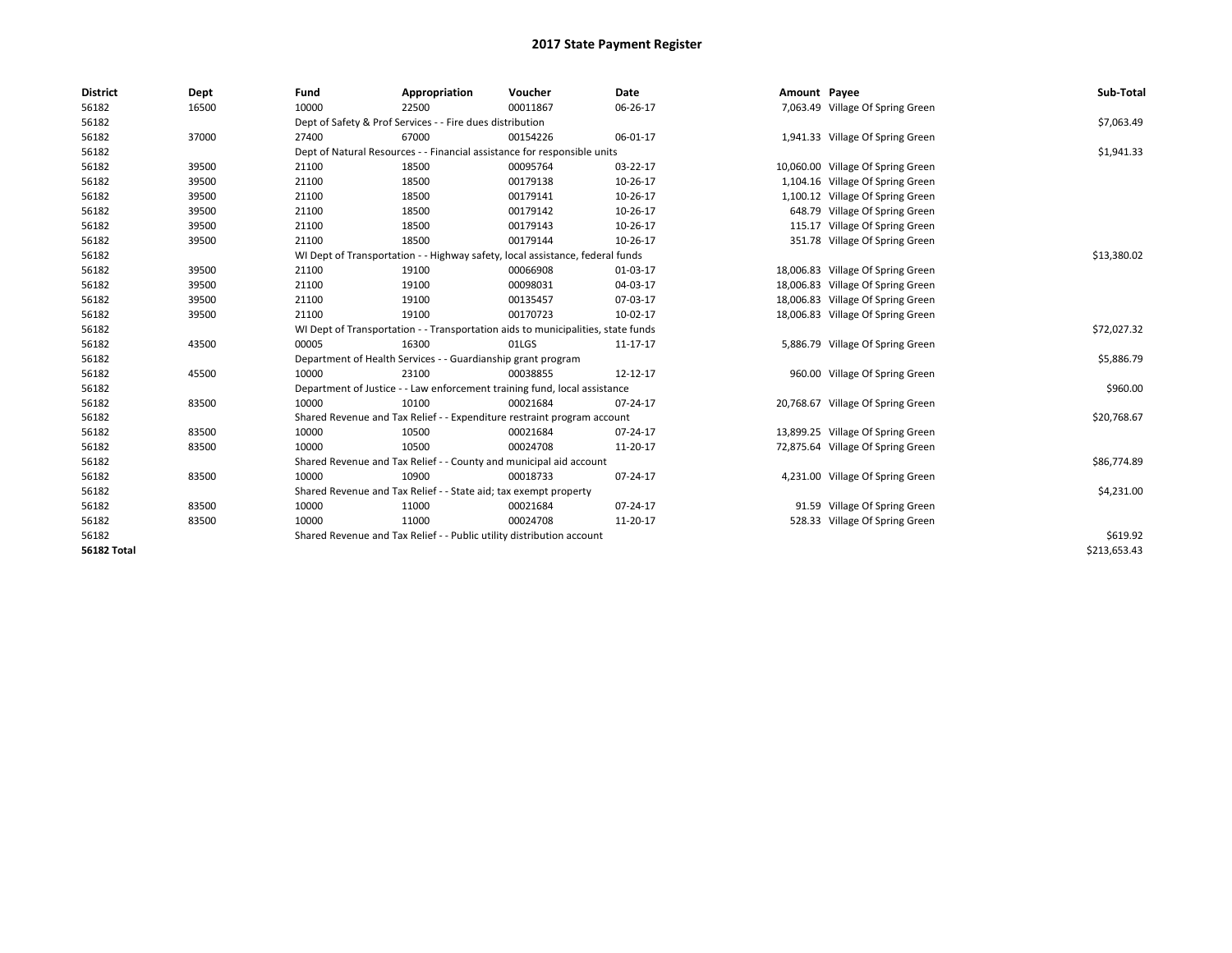# 2017 State Payment Register

| District | Dept | Fund | Appropriation | Voucher | Date | Amount | Payee | Sub-Total |
|---|---|---|---|---|---|---|---|---|
| 56182 | 16500 | 10000 | 22500 | 00011867 | 06-26-17 | 7,063.49 | Village Of Spring Green | |
| 56182 | | Dept of Safety & Prof Services - - Fire dues distribution | | | | | | $7,063.49 |
| 56182 | 37000 | 27400 | 67000 | 00154226 | 06-01-17 | 1,941.33 | Village Of Spring Green | |
| 56182 | | Dept of Natural Resources - - Financial assistance for responsible units | | | | | | $1,941.33 |
| 56182 | 39500 | 21100 | 18500 | 00095764 | 03-22-17 | 10,060.00 | Village Of Spring Green | |
| 56182 | 39500 | 21100 | 18500 | 00179138 | 10-26-17 | 1,104.16 | Village Of Spring Green | |
| 56182 | 39500 | 21100 | 18500 | 00179141 | 10-26-17 | 1,100.12 | Village Of Spring Green | |
| 56182 | 39500 | 21100 | 18500 | 00179142 | 10-26-17 | 648.79 | Village Of Spring Green | |
| 56182 | 39500 | 21100 | 18500 | 00179143 | 10-26-17 | 115.17 | Village Of Spring Green | |
| 56182 | 39500 | 21100 | 18500 | 00179144 | 10-26-17 | 351.78 | Village Of Spring Green | |
| 56182 | | WI Dept of Transportation - - Highway safety, local assistance, federal funds | | | | | | $13,380.02 |
| 56182 | 39500 | 21100 | 19100 | 00066908 | 01-03-17 | 18,006.83 | Village Of Spring Green | |
| 56182 | 39500 | 21100 | 19100 | 00098031 | 04-03-17 | 18,006.83 | Village Of Spring Green | |
| 56182 | 39500 | 21100 | 19100 | 00135457 | 07-03-17 | 18,006.83 | Village Of Spring Green | |
| 56182 | 39500 | 21100 | 19100 | 00170723 | 10-02-17 | 18,006.83 | Village Of Spring Green | |
| 56182 | | WI Dept of Transportation - - Transportation aids to municipalities, state funds | | | | | | $72,027.32 |
| 56182 | 43500 | 00005 | 16300 | 01LGS | 11-17-17 | 5,886.79 | Village Of Spring Green | |
| 56182 | | Department of Health Services - - Guardianship grant program | | | | | | $5,886.79 |
| 56182 | 45500 | 10000 | 23100 | 00038855 | 12-12-17 | 960.00 | Village Of Spring Green | |
| 56182 | | Department of Justice - - Law enforcement training fund, local assistance | | | | | | $960.00 |
| 56182 | 83500 | 10000 | 10100 | 00021684 | 07-24-17 | 20,768.67 | Village Of Spring Green | |
| 56182 | | Shared Revenue and Tax Relief - - Expenditure restraint program account | | | | | | $20,768.67 |
| 56182 | 83500 | 10000 | 10500 | 00021684 | 07-24-17 | 13,899.25 | Village Of Spring Green | |
| 56182 | 83500 | 10000 | 10500 | 00024708 | 11-20-17 | 72,875.64 | Village Of Spring Green | |
| 56182 | | Shared Revenue and Tax Relief - - County and municipal aid account | | | | | | $86,774.89 |
| 56182 | 83500 | 10000 | 10900 | 00018733 | 07-24-17 | 4,231.00 | Village Of Spring Green | |
| 56182 | | Shared Revenue and Tax Relief - - State aid; tax exempt property | | | | | | $4,231.00 |
| 56182 | 83500 | 10000 | 11000 | 00021684 | 07-24-17 | 91.59 | Village Of Spring Green | |
| 56182 | 83500 | 10000 | 11000 | 00024708 | 11-20-17 | 528.33 | Village Of Spring Green | |
| 56182 | | Shared Revenue and Tax Relief - - Public utility distribution account | | | | | | $619.92 |
| **56182 Total** | | | | | | | | $213,653.43 |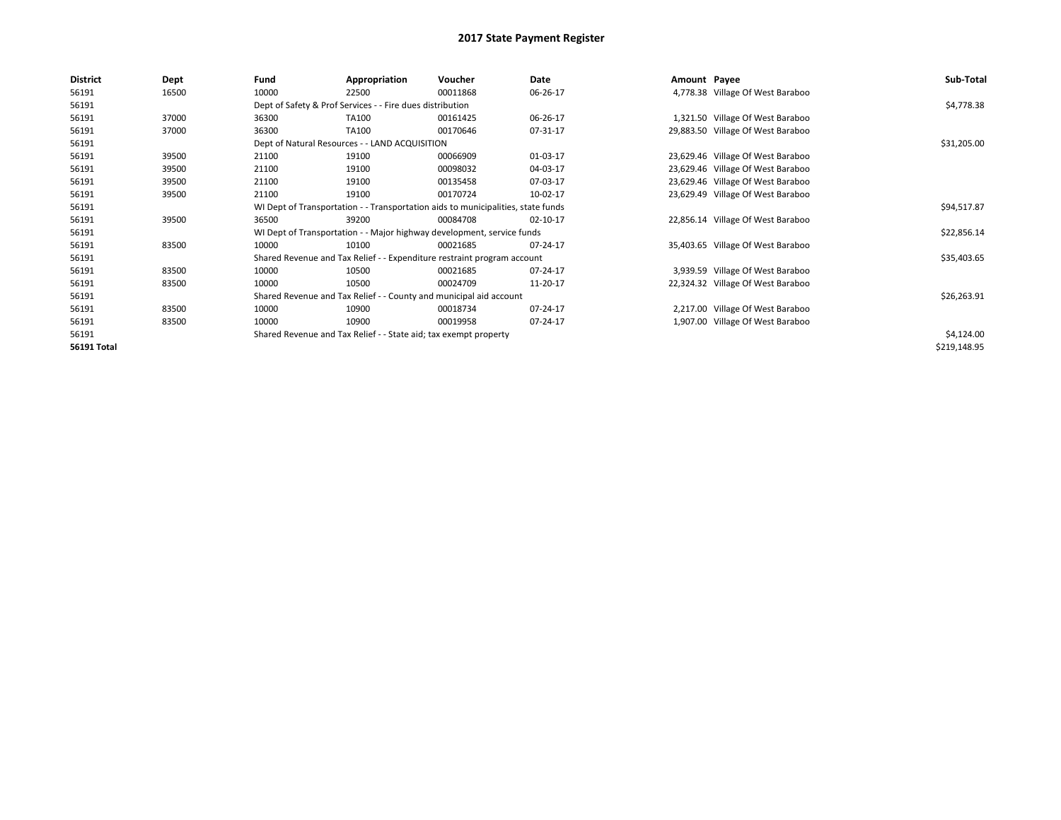# 2017 State Payment Register

| District | Dept | Fund | Appropriation | Voucher | Date | Amount | Payee | Sub-Total |
|---|---|---|---|---|---|---|---|---|
| 56191 | 16500 | 10000 | 22500 | 00011868 | 06-26-17 | 4,778.38 | Village Of West Baraboo | |
| 56191 | | Dept of Safety & Prof Services - - Fire dues distribution | | | | | | $4,778.38 |
| 56191 | 37000 | 36300 | TA100 | 00161425 | 06-26-17 | 1,321.50 | Village Of West Baraboo | |
| 56191 | 37000 | 36300 | TA100 | 00170646 | 07-31-17 | 29,883.50 | Village Of West Baraboo | |
| 56191 | | Dept of Natural Resources - - LAND ACQUISITION | | | | | | $31,205.00 |
| 56191 | 39500 | 21100 | 19100 | 00066909 | 01-03-17 | 23,629.46 | Village Of West Baraboo | |
| 56191 | 39500 | 21100 | 19100 | 00098032 | 04-03-17 | 23,629.46 | Village Of West Baraboo | |
| 56191 | 39500 | 21100 | 19100 | 00135458 | 07-03-17 | 23,629.46 | Village Of West Baraboo | |
| 56191 | 39500 | 21100 | 19100 | 00170724 | 10-02-17 | 23,629.49 | Village Of West Baraboo | |
| 56191 | | WI Dept of Transportation - - Transportation aids to municipalities, state funds | | | | | | $94,517.87 |
| 56191 | 39500 | 36500 | 39200 | 00084708 | 02-10-17 | 22,856.14 | Village Of West Baraboo | |
| 56191 | | WI Dept of Transportation - - Major highway development, service funds | | | | | | $22,856.14 |
| 56191 | 83500 | 10000 | 10100 | 00021685 | 07-24-17 | 35,403.65 | Village Of West Baraboo | |
| 56191 | | Shared Revenue and Tax Relief - - Expenditure restraint program account | | | | | | $35,403.65 |
| 56191 | 83500 | 10000 | 10500 | 00021685 | 07-24-17 | 3,939.59 | Village Of West Baraboo | |
| 56191 | 83500 | 10000 | 10500 | 00024709 | 11-20-17 | 22,324.32 | Village Of West Baraboo | |
| 56191 | | Shared Revenue and Tax Relief - - County and municipal aid account | | | | | | $26,263.91 |
| 56191 | 83500 | 10000 | 10900 | 00018734 | 07-24-17 | 2,217.00 | Village Of West Baraboo | |
| 56191 | 83500 | 10000 | 10900 | 00019958 | 07-24-17 | 1,907.00 | Village Of West Baraboo | |
| 56191 | | Shared Revenue and Tax Relief - - State aid; tax exempt property | | | | | | $4,124.00 |
| **56191 Total** | | | | | | | | $219,148.95 |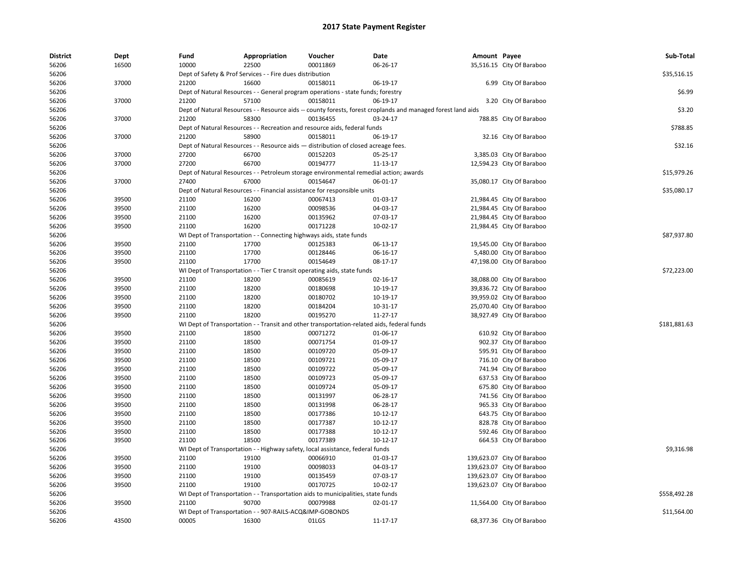# 2017 State Payment Register

| District | Dept | Fund | Appropriation | Voucher | Date | Amount | Payee | Sub-Total |
|---|---|---|---|---|---|---|---|---|
| 56206 | 16500 | 10000 | 22500 | 00011869 | 06-26-17 | 35,516.15 | City Of Baraboo | |
| 56206 | | Dept of Safety & Prof Services - - Fire dues distribution | | | | | | $35,516.15 |
| 56206 | 37000 | 21200 | 16600 | 00158011 | 06-19-17 | 6.99 | City Of Baraboo | |
| 56206 | | Dept of Natural Resources - - General program operations - state funds; forestry | | | | | | $6.99 |
| 56206 | 37000 | 21200 | 57100 | 00158011 | 06-19-17 | 3.20 | City Of Baraboo | |
| 56206 | | Dept of Natural Resources - - Resource aids -- county forests, forest croplands and managed forest land aids | | | | | | $3.20 |
| 56206 | 37000 | 21200 | 58300 | 00136455 | 03-24-17 | 788.85 | City Of Baraboo | |
| 56206 | | Dept of Natural Resources - - Recreation and resource aids, federal funds | | | | | | $788.85 |
| 56206 | 37000 | 21200 | 58900 | 00158011 | 06-19-17 | 32.16 | City Of Baraboo | |
| 56206 | | Dept of Natural Resources - - Resource aids — distribution of closed acreage fees. | | | | | | $32.16 |
| 56206 | 37000 | 27200 | 66700 | 00152203 | 05-25-17 | 3,385.03 | City Of Baraboo | |
| 56206 | 37000 | 27200 | 66700 | 00194777 | 11-13-17 | 12,594.23 | City Of Baraboo | |
| 56206 | | Dept of Natural Resources - - Petroleum storage environmental remedial action; awards | | | | | | $15,979.26 |
| 56206 | 37000 | 27400 | 67000 | 00154647 | 06-01-17 | 35,080.17 | City Of Baraboo | |
| 56206 | | Dept of Natural Resources - - Financial assistance for responsible units | | | | | | $35,080.17 |
| 56206 | 39500 | 21100 | 16200 | 00067413 | 01-03-17 | 21,984.45 | City Of Baraboo | |
| 56206 | 39500 | 21100 | 16200 | 00098536 | 04-03-17 | 21,984.45 | City Of Baraboo | |
| 56206 | 39500 | 21100 | 16200 | 00135962 | 07-03-17 | 21,984.45 | City Of Baraboo | |
| 56206 | 39500 | 21100 | 16200 | 00171228 | 10-02-17 | 21,984.45 | City Of Baraboo | |
| 56206 | | WI Dept of Transportation - - Connecting highways aids, state funds | | | | | | $87,937.80 |
| 56206 | 39500 | 21100 | 17700 | 00125383 | 06-13-17 | 19,545.00 | City Of Baraboo | |
| 56206 | 39500 | 21100 | 17700 | 00128446 | 06-16-17 | 5,480.00 | City Of Baraboo | |
| 56206 | 39500 | 21100 | 17700 | 00154649 | 08-17-17 | 47,198.00 | City Of Baraboo | |
| 56206 | | WI Dept of Transportation - - Tier C transit operating aids, state funds | | | | | | $72,223.00 |
| 56206 | 39500 | 21100 | 18200 | 00085619 | 02-16-17 | 38,088.00 | City Of Baraboo | |
| 56206 | 39500 | 21100 | 18200 | 00180698 | 10-19-17 | 39,836.72 | City Of Baraboo | |
| 56206 | 39500 | 21100 | 18200 | 00180702 | 10-19-17 | 39,959.02 | City Of Baraboo | |
| 56206 | 39500 | 21100 | 18200 | 00184204 | 10-31-17 | 25,070.40 | City Of Baraboo | |
| 56206 | 39500 | 21100 | 18200 | 00195270 | 11-27-17 | 38,927.49 | City Of Baraboo | |
| 56206 | | WI Dept of Transportation - - Transit and other transportation-related aids, federal funds | | | | | | $181,881.63 |
| 56206 | 39500 | 21100 | 18500 | 00071272 | 01-06-17 | 610.92 | City Of Baraboo | |
| 56206 | 39500 | 21100 | 18500 | 00071754 | 01-09-17 | 902.37 | City Of Baraboo | |
| 56206 | 39500 | 21100 | 18500 | 00109720 | 05-09-17 | 595.91 | City Of Baraboo | |
| 56206 | 39500 | 21100 | 18500 | 00109721 | 05-09-17 | 716.10 | City Of Baraboo | |
| 56206 | 39500 | 21100 | 18500 | 00109722 | 05-09-17 | 741.94 | City Of Baraboo | |
| 56206 | 39500 | 21100 | 18500 | 00109723 | 05-09-17 | 637.53 | City Of Baraboo | |
| 56206 | 39500 | 21100 | 18500 | 00109724 | 05-09-17 | 675.80 | City Of Baraboo | |
| 56206 | 39500 | 21100 | 18500 | 00131997 | 06-28-17 | 741.56 | City Of Baraboo | |
| 56206 | 39500 | 21100 | 18500 | 00131998 | 06-28-17 | 965.33 | City Of Baraboo | |
| 56206 | 39500 | 21100 | 18500 | 00177386 | 10-12-17 | 643.75 | City Of Baraboo | |
| 56206 | 39500 | 21100 | 18500 | 00177387 | 10-12-17 | 828.78 | City Of Baraboo | |
| 56206 | 39500 | 21100 | 18500 | 00177388 | 10-12-17 | 592.46 | City Of Baraboo | |
| 56206 | 39500 | 21100 | 18500 | 00177389 | 10-12-17 | 664.53 | City Of Baraboo | |
| 56206 | | WI Dept of Transportation - - Highway safety, local assistance, federal funds | | | | | | $9,316.98 |
| 56206 | 39500 | 21100 | 19100 | 00066910 | 01-03-17 | 139,623.07 | City Of Baraboo | |
| 56206 | 39500 | 21100 | 19100 | 00098033 | 04-03-17 | 139,623.07 | City Of Baraboo | |
| 56206 | 39500 | 21100 | 19100 | 00135459 | 07-03-17 | 139,623.07 | City Of Baraboo | |
| 56206 | 39500 | 21100 | 19100 | 00170725 | 10-02-17 | 139,623.07 | City Of Baraboo | |
| 56206 | | WI Dept of Transportation - - Transportation aids to municipalities, state funds | | | | | | $558,492.28 |
| 56206 | 39500 | 21100 | 90700 | 00079988 | 02-01-17 | 11,564.00 | City Of Baraboo | |
| 56206 | | WI Dept of Transportation - - 907-RAILS-ACQ&IMP-GOBONDS | | | | | | $11,564.00 |
| 56206 | 43500 | 00005 | 16300 | 01LGS | 11-17-17 | 68,377.36 | City Of Baraboo | |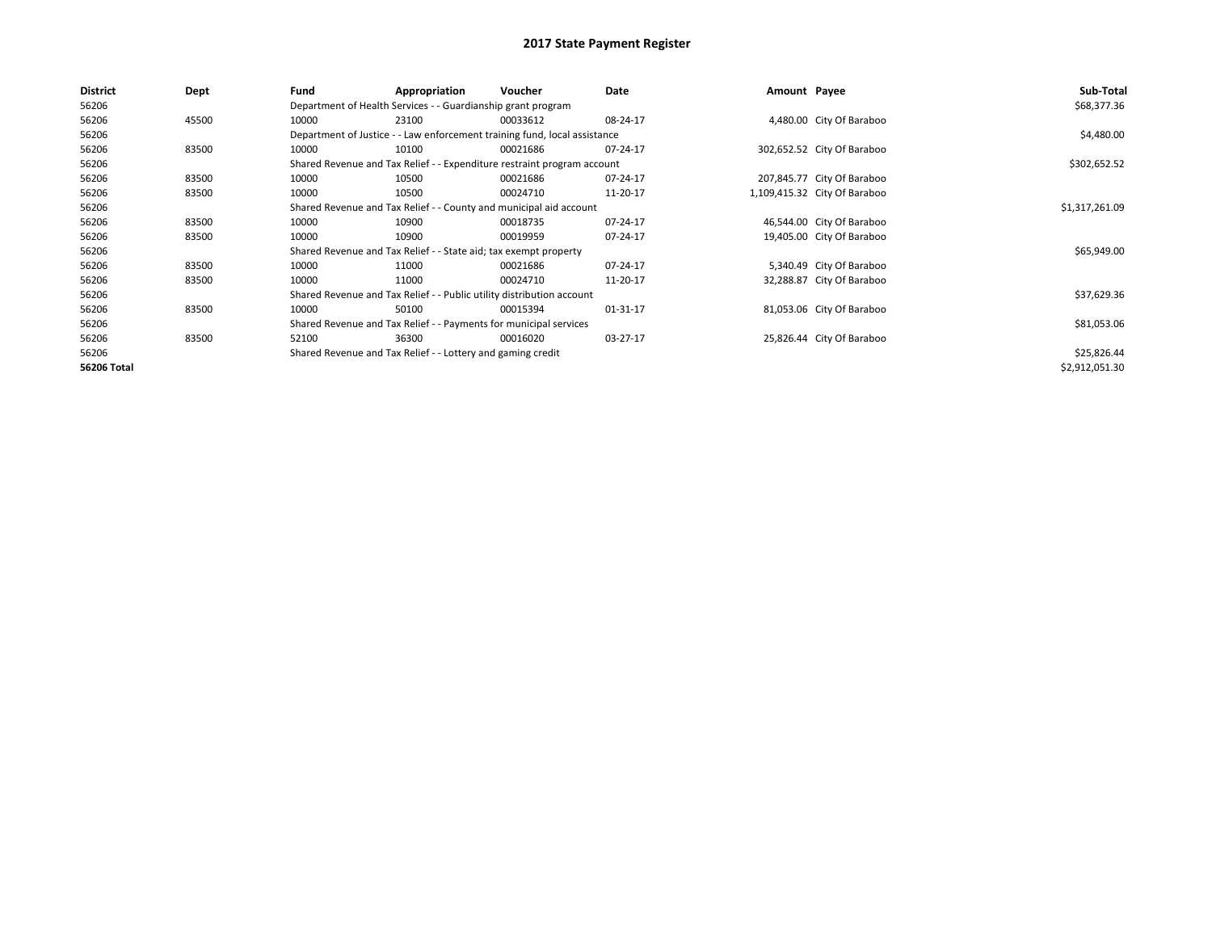# 2017 State Payment Register

| District | Dept | Fund | Appropriation | Voucher | Date | Amount | Payee | Sub-Total |
|---|---|---|---|---|---|---|---|---|
| 56206 | | Department of Health Services - - Guardianship grant program | | | | | | $68,377.36 |
| 56206 | 45500 | 10000 | 23100 | 00033612 | 08-24-17 | 4,480.00 | City Of Baraboo | |
| 56206 | | Department of Justice - - Law enforcement training fund, local assistance | | | | | | $4,480.00 |
| 56206 | 83500 | 10000 | 10100 | 00021686 | 07-24-17 | 302,652.52 | City Of Baraboo | |
| 56206 | | Shared Revenue and Tax Relief - - Expenditure restraint program account | | | | | | $302,652.52 |
| 56206 | 83500 | 10000 | 10500 | 00021686 | 07-24-17 | 207,845.77 | City Of Baraboo | |
| 56206 | 83500 | 10000 | 10500 | 00024710 | 11-20-17 | 1,109,415.32 | City Of Baraboo | |
| 56206 | | Shared Revenue and Tax Relief - - County and municipal aid account | | | | | | $1,317,261.09 |
| 56206 | 83500 | 10000 | 10900 | 00018735 | 07-24-17 | 46,544.00 | City Of Baraboo | |
| 56206 | 83500 | 10000 | 10900 | 00019959 | 07-24-17 | 19,405.00 | City Of Baraboo | |
| 56206 | | Shared Revenue and Tax Relief - - State aid; tax exempt property | | | | | | $65,949.00 |
| 56206 | 83500 | 10000 | 11000 | 00021686 | 07-24-17 | 5,340.49 | City Of Baraboo | |
| 56206 | 83500 | 10000 | 11000 | 00024710 | 11-20-17 | 32,288.87 | City Of Baraboo | |
| 56206 | | Shared Revenue and Tax Relief - - Public utility distribution account | | | | | | $37,629.36 |
| 56206 | 83500 | 10000 | 50100 | 00015394 | 01-31-17 | 81,053.06 | City Of Baraboo | |
| 56206 | | Shared Revenue and Tax Relief - - Payments for municipal services | | | | | | $81,053.06 |
| 56206 | 83500 | 52100 | 36300 | 00016020 | 03-27-17 | 25,826.44 | City Of Baraboo | |
| 56206 | | Shared Revenue and Tax Relief - - Lottery and gaming credit | | | | | | $25,826.44 |
| **56206 Total** | | | | | | | | $2,912,051.30 |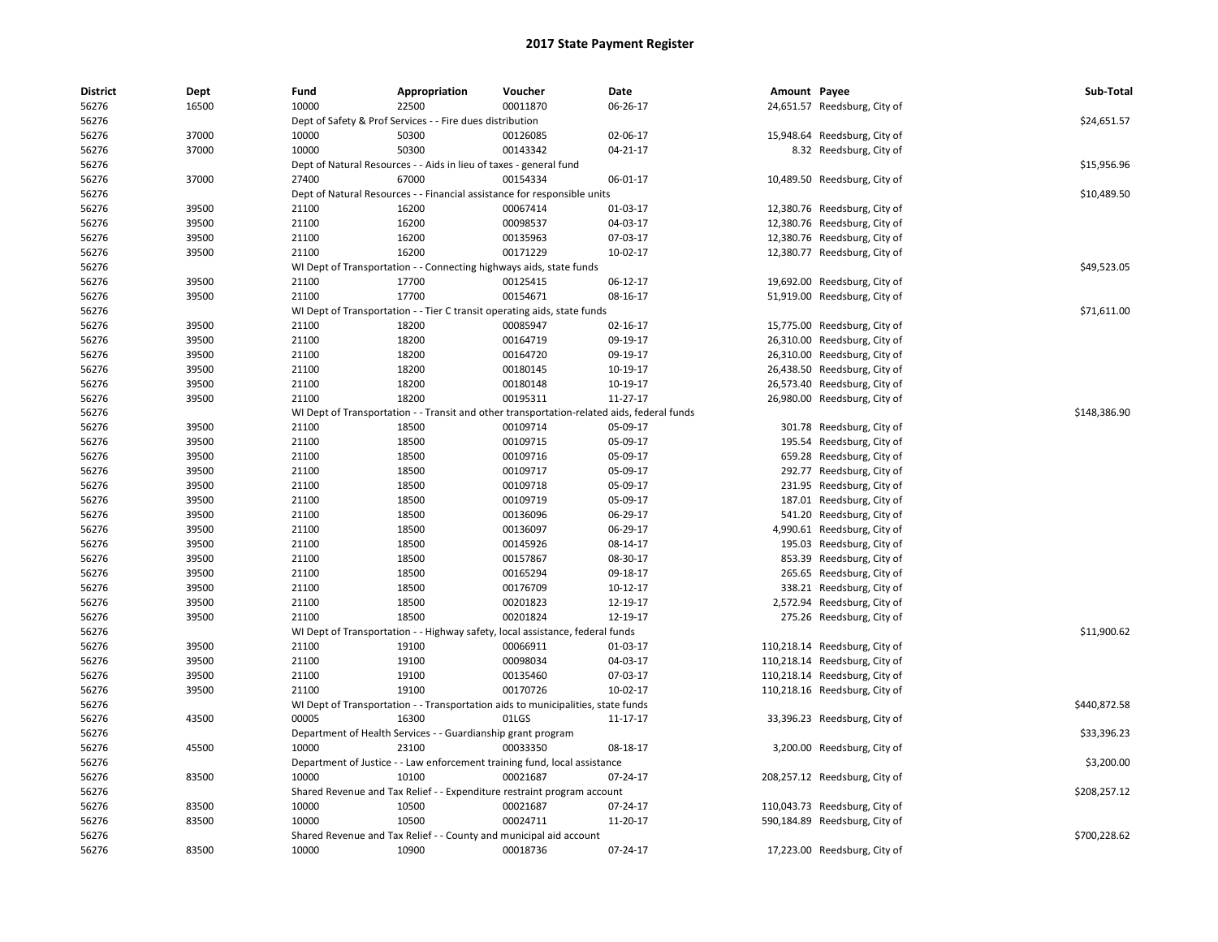# 2017 State Payment Register

| District | Dept | Fund | Appropriation | Voucher | Date | Amount | Payee | Sub-Total |
|---|---|---|---|---|---|---|---|---|
| 56276 | 16500 | 10000 | 22500 | 00011870 | 06-26-17 | 24,651.57 | Reedsburg, City of | |
| 56276 | | Dept of Safety & Prof Services - - Fire dues distribution | | | | | | $24,651.57 |
| 56276 | 37000 | 10000 | 50300 | 00126085 | 02-06-17 | 15,948.64 | Reedsburg, City of | |
| 56276 | 37000 | 10000 | 50300 | 00143342 | 04-21-17 | 8.32 | Reedsburg, City of | |
| 56276 | | Dept of Natural Resources - - Aids in lieu of taxes - general fund | | | | | | $15,956.96 |
| 56276 | 37000 | 27400 | 67000 | 00154334 | 06-01-17 | 10,489.50 | Reedsburg, City of | |
| 56276 | | Dept of Natural Resources - - Financial assistance for responsible units | | | | | | $10,489.50 |
| 56276 | 39500 | 21100 | 16200 | 00067414 | 01-03-17 | 12,380.76 | Reedsburg, City of | |
| 56276 | 39500 | 21100 | 16200 | 00098537 | 04-03-17 | 12,380.76 | Reedsburg, City of | |
| 56276 | 39500 | 21100 | 16200 | 00135963 | 07-03-17 | 12,380.76 | Reedsburg, City of | |
| 56276 | 39500 | 21100 | 16200 | 00171229 | 10-02-17 | 12,380.77 | Reedsburg, City of | |
| 56276 | | WI Dept of Transportation - - Connecting highways aids, state funds | | | | | | $49,523.05 |
| 56276 | 39500 | 21100 | 17700 | 00125415 | 06-12-17 | 19,692.00 | Reedsburg, City of | |
| 56276 | 39500 | 21100 | 17700 | 00154671 | 08-16-17 | 51,919.00 | Reedsburg, City of | |
| 56276 | | WI Dept of Transportation - - Tier C transit operating aids, state funds | | | | | | $71,611.00 |
| 56276 | 39500 | 21100 | 18200 | 00085947 | 02-16-17 | 15,775.00 | Reedsburg, City of | |
| 56276 | 39500 | 21100 | 18200 | 00164719 | 09-19-17 | 26,310.00 | Reedsburg, City of | |
| 56276 | 39500 | 21100 | 18200 | 00164720 | 09-19-17 | 26,310.00 | Reedsburg, City of | |
| 56276 | 39500 | 21100 | 18200 | 00180145 | 10-19-17 | 26,438.50 | Reedsburg, City of | |
| 56276 | 39500 | 21100 | 18200 | 00180148 | 10-19-17 | 26,573.40 | Reedsburg, City of | |
| 56276 | 39500 | 21100 | 18200 | 00195311 | 11-27-17 | 26,980.00 | Reedsburg, City of | |
| 56276 | | WI Dept of Transportation - - Transit and other transportation-related aids, federal funds | | | | | | $148,386.90 |
| 56276 | 39500 | 21100 | 18500 | 00109714 | 05-09-17 | 301.78 | Reedsburg, City of | |
| 56276 | 39500 | 21100 | 18500 | 00109715 | 05-09-17 | 195.54 | Reedsburg, City of | |
| 56276 | 39500 | 21100 | 18500 | 00109716 | 05-09-17 | 659.28 | Reedsburg, City of | |
| 56276 | 39500 | 21100 | 18500 | 00109717 | 05-09-17 | 292.77 | Reedsburg, City of | |
| 56276 | 39500 | 21100 | 18500 | 00109718 | 05-09-17 | 231.95 | Reedsburg, City of | |
| 56276 | 39500 | 21100 | 18500 | 00109719 | 05-09-17 | 187.01 | Reedsburg, City of | |
| 56276 | 39500 | 21100 | 18500 | 00136096 | 06-29-17 | 541.20 | Reedsburg, City of | |
| 56276 | 39500 | 21100 | 18500 | 00136097 | 06-29-17 | 4,990.61 | Reedsburg, City of | |
| 56276 | 39500 | 21100 | 18500 | 00145926 | 08-14-17 | 195.03 | Reedsburg, City of | |
| 56276 | 39500 | 21100 | 18500 | 00157867 | 08-30-17 | 853.39 | Reedsburg, City of | |
| 56276 | 39500 | 21100 | 18500 | 00165294 | 09-18-17 | 265.65 | Reedsburg, City of | |
| 56276 | 39500 | 21100 | 18500 | 00176709 | 10-12-17 | 338.21 | Reedsburg, City of | |
| 56276 | 39500 | 21100 | 18500 | 00201823 | 12-19-17 | 2,572.94 | Reedsburg, City of | |
| 56276 | 39500 | 21100 | 18500 | 00201824 | 12-19-17 | 275.26 | Reedsburg, City of | |
| 56276 | | WI Dept of Transportation - - Highway safety, local assistance, federal funds | | | | | | $11,900.62 |
| 56276 | 39500 | 21100 | 19100 | 00066911 | 01-03-17 | 110,218.14 | Reedsburg, City of | |
| 56276 | 39500 | 21100 | 19100 | 00098034 | 04-03-17 | 110,218.14 | Reedsburg, City of | |
| 56276 | 39500 | 21100 | 19100 | 00135460 | 07-03-17 | 110,218.14 | Reedsburg, City of | |
| 56276 | 39500 | 21100 | 19100 | 00170726 | 10-02-17 | 110,218.16 | Reedsburg, City of | |
| 56276 | | WI Dept of Transportation - - Transportation aids to municipalities, state funds | | | | | | $440,872.58 |
| 56276 | 43500 | 00005 | 16300 | 01LGS | 11-17-17 | 33,396.23 | Reedsburg, City of | |
| 56276 | | Department of Health Services - - Guardianship grant program | | | | | | $33,396.23 |
| 56276 | 45500 | 10000 | 23100 | 00033350 | 08-18-17 | 3,200.00 | Reedsburg, City of | |
| 56276 | | Department of Justice - - Law enforcement training fund, local assistance | | | | | | $3,200.00 |
| 56276 | 83500 | 10000 | 10100 | 00021687 | 07-24-17 | 208,257.12 | Reedsburg, City of | |
| 56276 | | Shared Revenue and Tax Relief - - Expenditure restraint program account | | | | | | $208,257.12 |
| 56276 | 83500 | 10000 | 10500 | 00021687 | 07-24-17 | 110,043.73 | Reedsburg, City of | |
| 56276 | 83500 | 10000 | 10500 | 00024711 | 11-20-17 | 590,184.89 | Reedsburg, City of | |
| 56276 | | Shared Revenue and Tax Relief - - County and municipal aid account | | | | | | $700,228.62 |
| 56276 | 83500 | 10000 | 10900 | 00018736 | 07-24-17 | 17,223.00 | Reedsburg, City of | |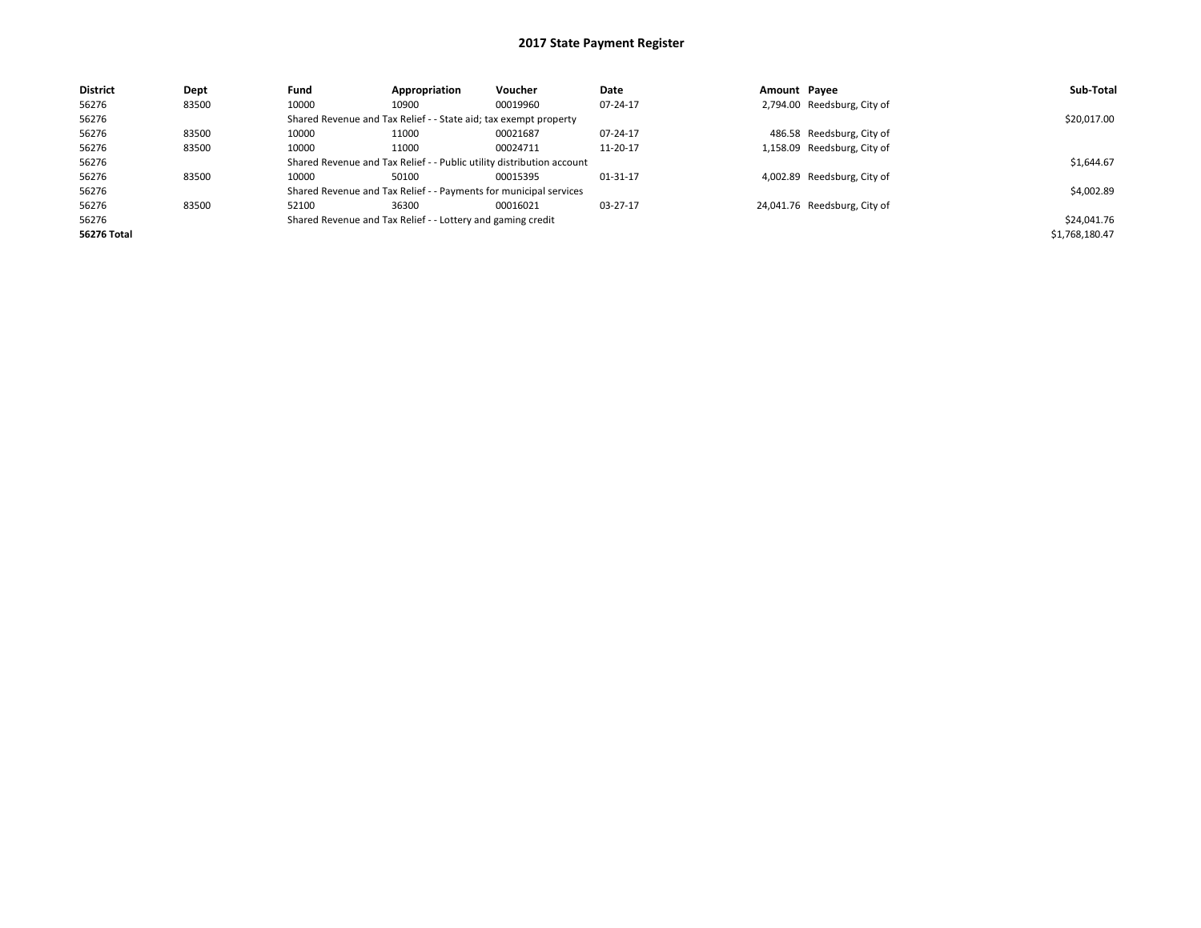# 2017 State Payment Register

| District | Dept | Fund | Appropriation | Voucher | Date | Amount | Payee | Sub-Total |
|---|---|---|---|---|---|---|---|---|
| 56276 | 83500 | 10000 | 10900 | 00019960 | 07-24-17 | 2,794.00 | Reedsburg, City of | |
| 56276 | | Shared Revenue and Tax Relief - - State aid; tax exempt property | | | | | | $20,017.00 |
| 56276 | 83500 | 10000 | 11000 | 00021687 | 07-24-17 | 486.58 | Reedsburg, City of | |
| 56276 | 83500 | 10000 | 11000 | 00024711 | 11-20-17 | 1,158.09 | Reedsburg, City of | |
| 56276 | | Shared Revenue and Tax Relief - - Public utility distribution account | | | | | | $1,644.67 |
| 56276 | 83500 | 10000 | 50100 | 00015395 | 01-31-17 | 4,002.89 | Reedsburg, City of | |
| 56276 | | Shared Revenue and Tax Relief - - Payments for municipal services | | | | | | $4,002.89 |
| 56276 | 83500 | 52100 | 36300 | 00016021 | 03-27-17 | 24,041.76 | Reedsburg, City of | |
| 56276 | | Shared Revenue and Tax Relief - - Lottery and gaming credit | | | | | | $24,041.76 |
| **56276 Total** | | | | | | | | $1,768,180.47 |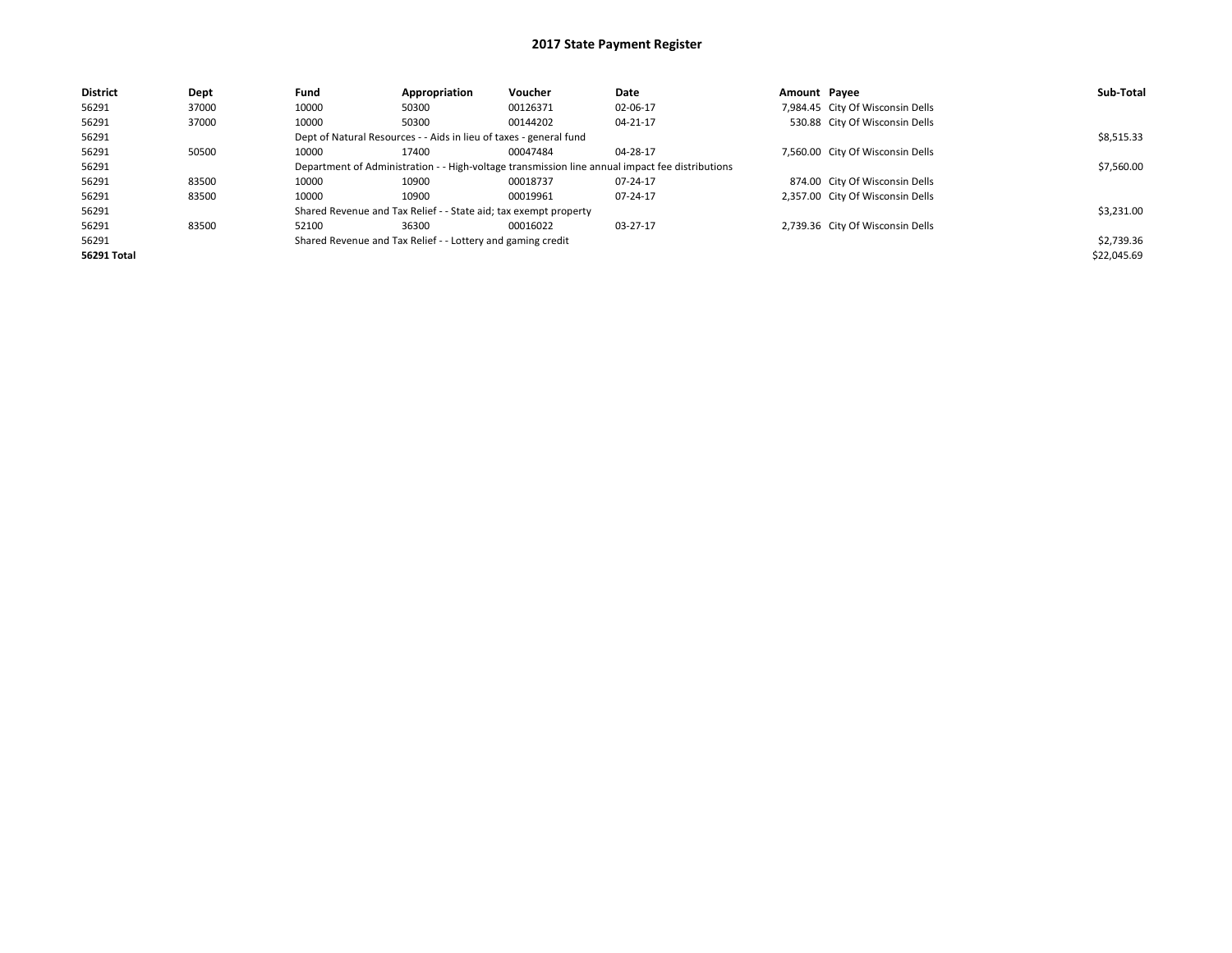# 2017 State Payment Register

| District | Dept | Fund | Appropriation | Voucher | Date | Amount | Payee | Sub-Total |
|---|---|---|---|---|---|---|---|---|
| 56291 | 37000 | 10000 | 50300 | 00126371 | 02-06-17 | 7,984.45 | City Of Wisconsin Dells | |
| 56291 | 37000 | 10000 | 50300 | 00144202 | 04-21-17 | 530.88 | City Of Wisconsin Dells | |
| 56291 | | Dept of Natural Resources - - Aids in lieu of taxes - general fund | | | | | | $8,515.33 |
| 56291 | 50500 | 10000 | 17400 | 00047484 | 04-28-17 | 7,560.00 | City Of Wisconsin Dells | |
| 56291 | | Department of Administration - - High-voltage transmission line annual impact fee distributions | | | | | | $7,560.00 |
| 56291 | 83500 | 10000 | 10900 | 00018737 | 07-24-17 | 874.00 | City Of Wisconsin Dells | |
| 56291 | 83500 | 10000 | 10900 | 00019961 | 07-24-17 | 2,357.00 | City Of Wisconsin Dells | |
| 56291 | | Shared Revenue and Tax Relief - - State aid; tax exempt property | | | | | | $3,231.00 |
| 56291 | 83500 | 52100 | 36300 | 00016022 | 03-27-17 | 2,739.36 | City Of Wisconsin Dells | |
| 56291 | | Shared Revenue and Tax Relief - - Lottery and gaming credit | | | | | | $2,739.36 |
| **56291 Total** | | | | | | | | $22,045.69 |